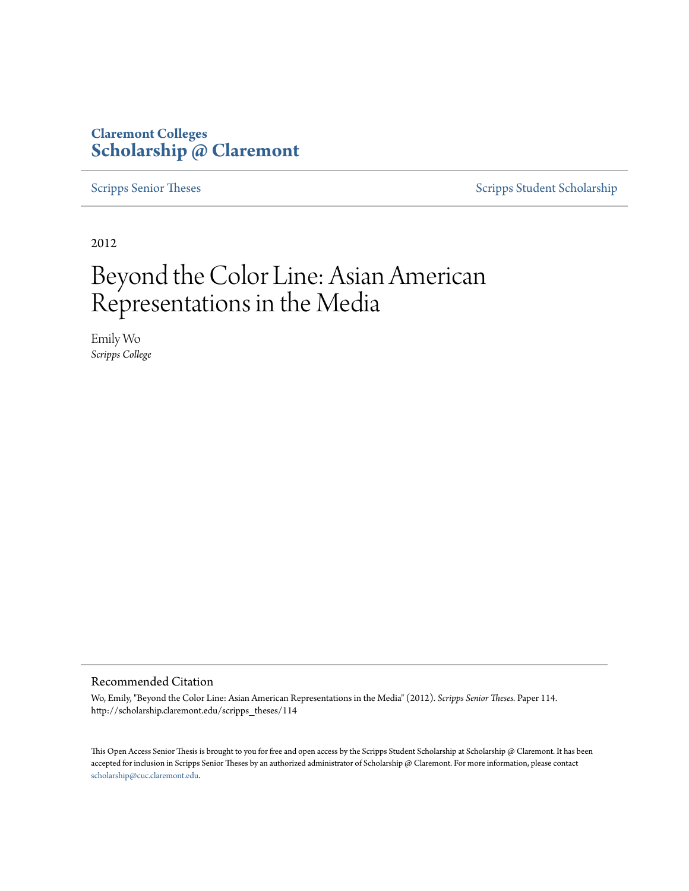Claremont Colleges
**Scholarship @ Claremont**

Scripps Senior Theses

Scripps Student Scholarship

2012

# Beyond the Color Line: Asian American Representations in the Media

Emily Wo
*Scripps College*

## Recommended Citation

Wo, Emily, "Beyond the Color Line: Asian American Representations in the Media" (2012). *Scripps Senior Theses.* Paper 114.
http://scholarship.claremont.edu/scripps_theses/114

This Open Access Senior Thesis is brought to you for free and open access by the Scripps Student Scholarship at Scholarship @ Claremont. It has been accepted for inclusion in Scripps Senior Theses by an authorized administrator of Scholarship @ Claremont. For more information, please contact scholarship@cuc.claremont.edu.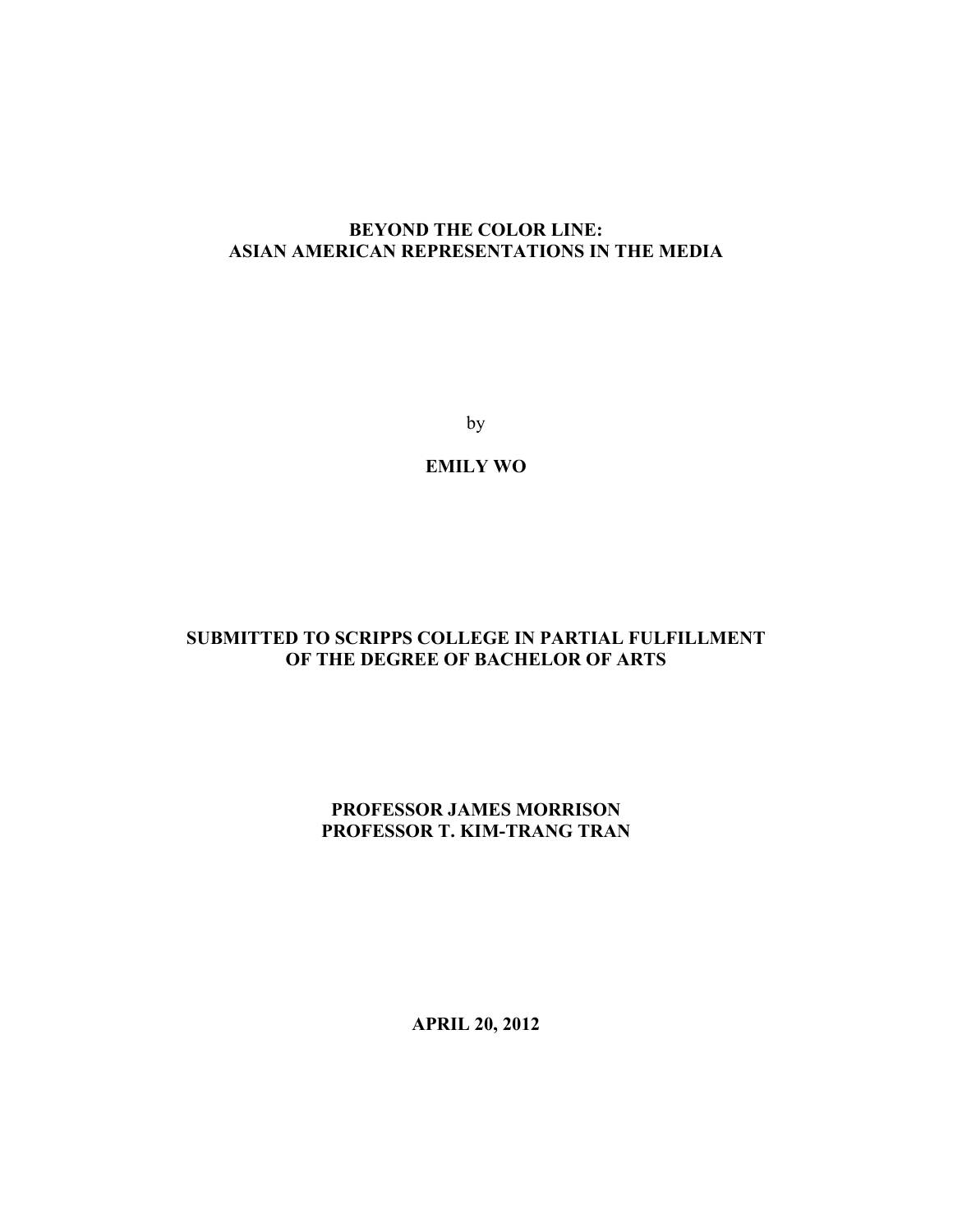# BEYOND THE COLOR LINE: ASIAN AMERICAN REPRESENTATIONS IN THE MEDIA

by

**EMILY WO**

**SUBMITTED TO SCRIPPS COLLEGE IN PARTIAL FULFILLMENT OF THE DEGREE OF BACHELOR OF ARTS**

**PROFESSOR JAMES MORRISON**
**PROFESSOR T. KIM-TRANG TRAN**

**APRIL 20, 2012**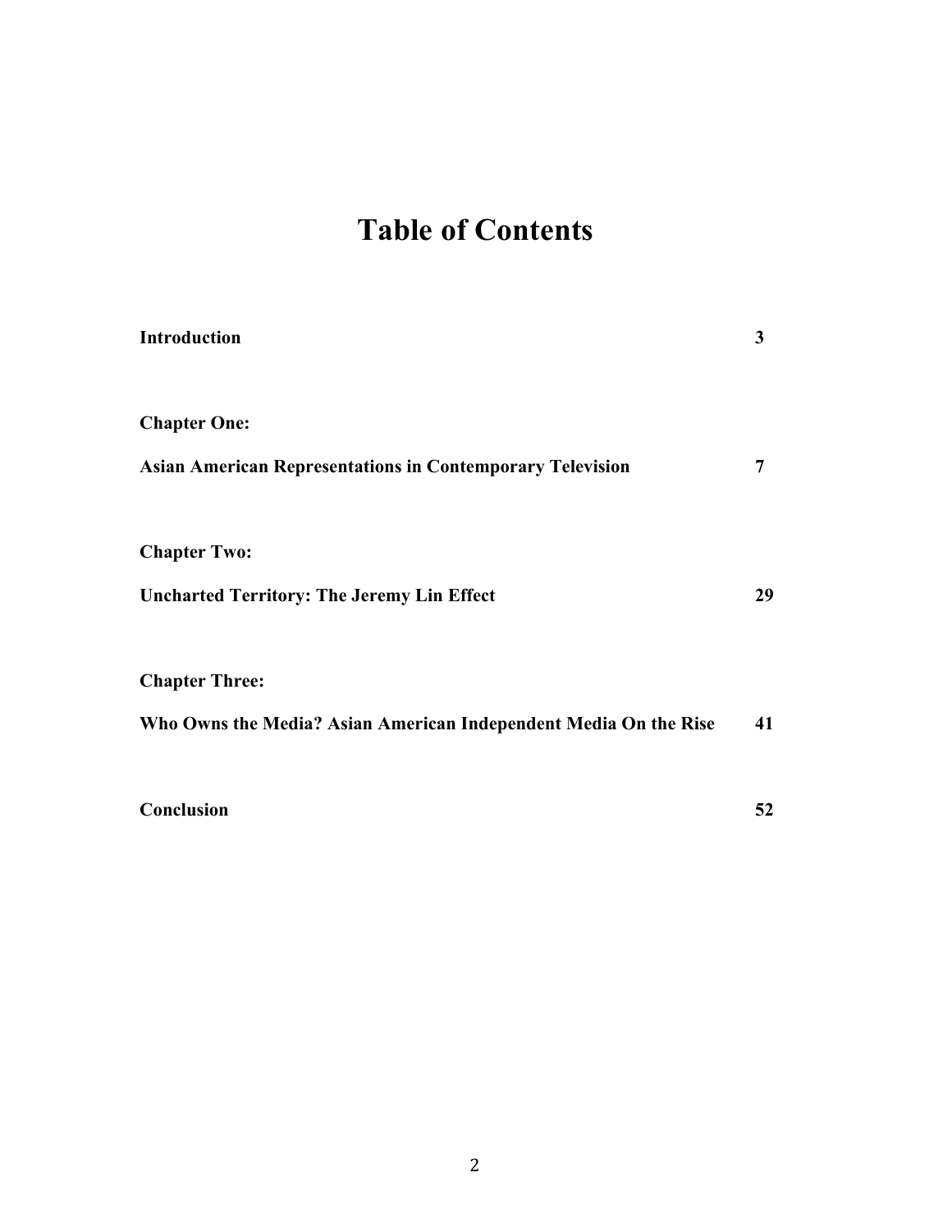# Table of Contents

| | |
|---|---|
| **Introduction** | **3** |
| **Chapter One:** | |
| **Asian American Representations in Contemporary Television** | **7** |
| **Chapter Two:** | |
| **Uncharted Territory: The Jeremy Lin Effect** | **29** |
| **Chapter Three:** | |
| **Who Owns the Media? Asian American Independent Media On the Rise** | **41** |
| **Conclusion** | **52** |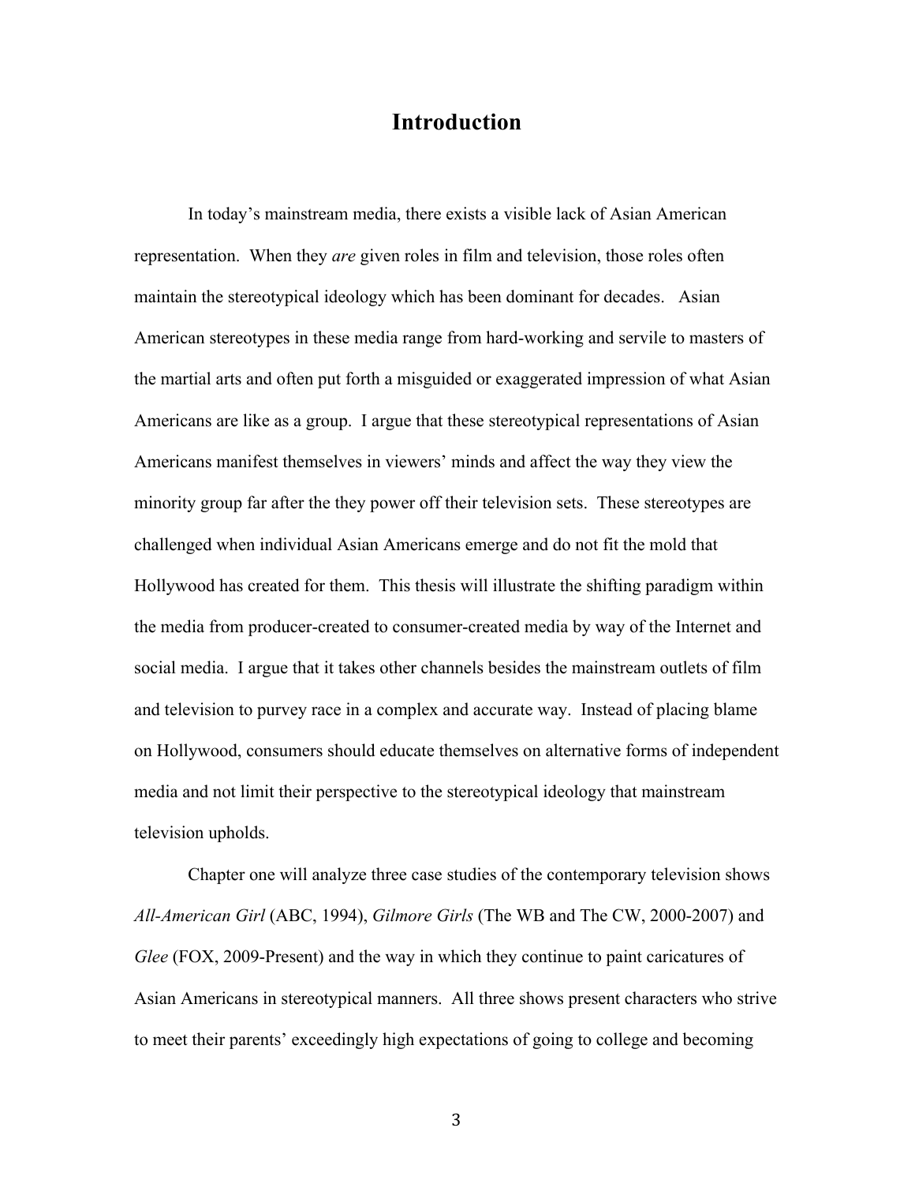# Introduction

In today's mainstream media, there exists a visible lack of Asian American representation. When they *are* given roles in film and television, those roles often maintain the stereotypical ideology which has been dominant for decades. Asian American stereotypes in these media range from hard-working and servile to masters of the martial arts and often put forth a misguided or exaggerated impression of what Asian Americans are like as a group. I argue that these stereotypical representations of Asian Americans manifest themselves in viewers' minds and affect the way they view the minority group far after the they power off their television sets. These stereotypes are challenged when individual Asian Americans emerge and do not fit the mold that Hollywood has created for them. This thesis will illustrate the shifting paradigm within the media from producer-created to consumer-created media by way of the Internet and social media. I argue that it takes other channels besides the mainstream outlets of film and television to purvey race in a complex and accurate way. Instead of placing blame on Hollywood, consumers should educate themselves on alternative forms of independent media and not limit their perspective to the stereotypical ideology that mainstream television upholds.

Chapter one will analyze three case studies of the contemporary television shows *All-American Girl* (ABC, 1994), *Gilmore Girls* (The WB and The CW, 2000-2007) and *Glee* (FOX, 2009-Present) and the way in which they continue to paint caricatures of Asian Americans in stereotypical manners. All three shows present characters who strive to meet their parents' exceedingly high expectations of going to college and becoming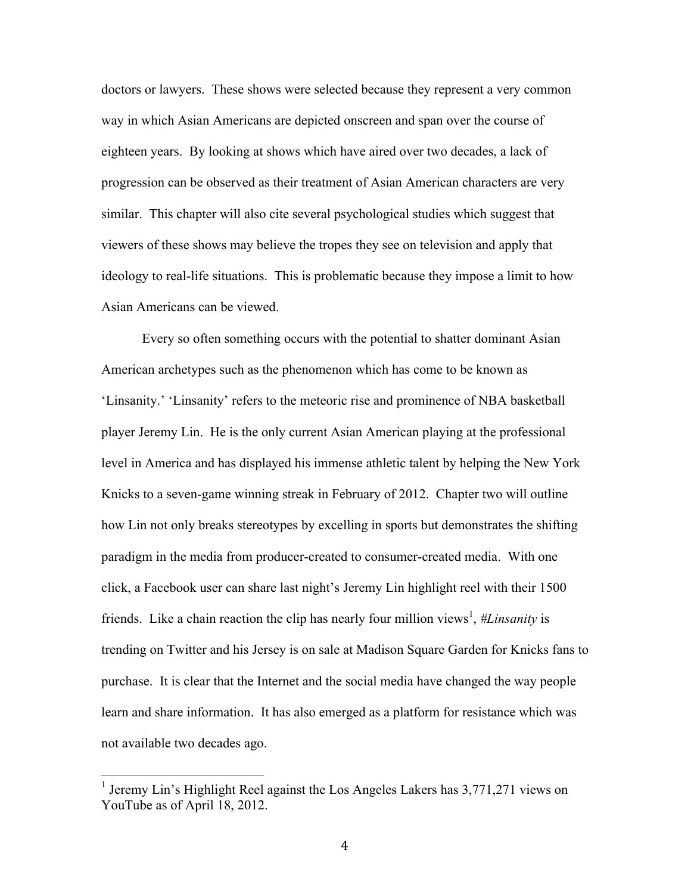doctors or lawyers. These shows were selected because they represent a very common way in which Asian Americans are depicted onscreen and span over the course of eighteen years. By looking at shows which have aired over two decades, a lack of progression can be observed as their treatment of Asian American characters are very similar. This chapter will also cite several psychological studies which suggest that viewers of these shows may believe the tropes they see on television and apply that ideology to real-life situations. This is problematic because they impose a limit to how Asian Americans can be viewed.

Every so often something occurs with the potential to shatter dominant Asian American archetypes such as the phenomenon which has come to be known as 'Linsanity.' 'Linsanity' refers to the meteoric rise and prominence of NBA basketball player Jeremy Lin. He is the only current Asian American playing at the professional level in America and has displayed his immense athletic talent by helping the New York Knicks to a seven-game winning streak in February of 2012. Chapter two will outline how Lin not only breaks stereotypes by excelling in sports but demonstrates the shifting paradigm in the media from producer-created to consumer-created media. With one click, a Facebook user can share last night's Jeremy Lin highlight reel with their 1500 friends. Like a chain reaction the clip has nearly four million views[1], *#Linsanity* is trending on Twitter and his Jersey is on sale at Madison Square Garden for Knicks fans to purchase. It is clear that the Internet and the social media have changed the way people learn and share information. It has also emerged as a platform for resistance which was not available two decades ago.

---

[1] Jeremy Lin's Highlight Reel against the Los Angeles Lakers has 3,771,271 views on YouTube as of April 18, 2012.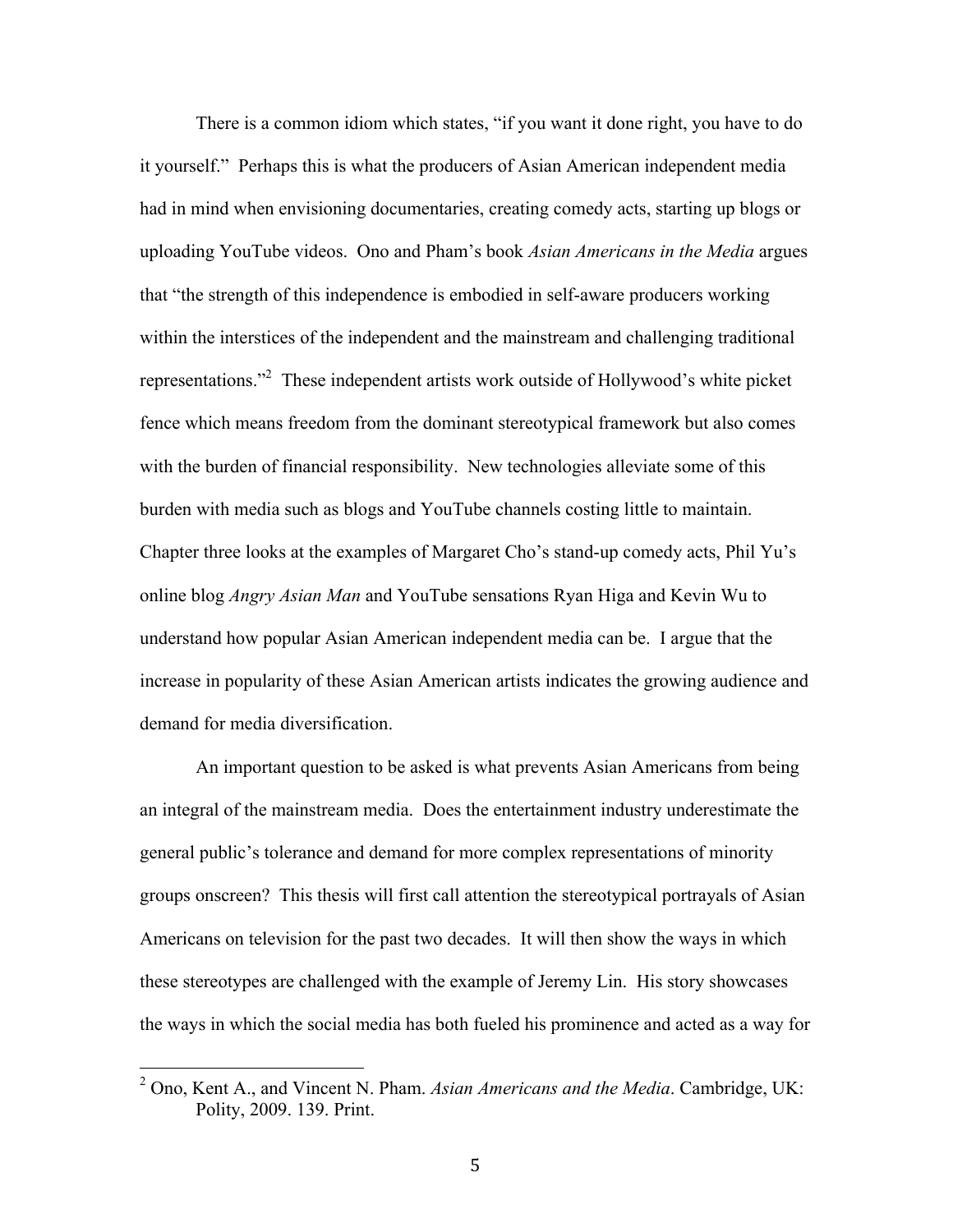There is a common idiom which states, "if you want it done right, you have to do it yourself." Perhaps this is what the producers of Asian American independent media had in mind when envisioning documentaries, creating comedy acts, starting up blogs or uploading YouTube videos. Ono and Pham's book *Asian Americans in the Media* argues that "the strength of this independence is embodied in self-aware producers working within the interstices of the independent and the mainstream and challenging traditional representations."[2] These independent artists work outside of Hollywood's white picket fence which means freedom from the dominant stereotypical framework but also comes with the burden of financial responsibility. New technologies alleviate some of this burden with media such as blogs and YouTube channels costing little to maintain. Chapter three looks at the examples of Margaret Cho's stand-up comedy acts, Phil Yu's online blog *Angry Asian Man* and YouTube sensations Ryan Higa and Kevin Wu to understand how popular Asian American independent media can be. I argue that the increase in popularity of these Asian American artists indicates the growing audience and demand for media diversification.

An important question to be asked is what prevents Asian Americans from being an integral of the mainstream media. Does the entertainment industry underestimate the general public's tolerance and demand for more complex representations of minority groups onscreen? This thesis will first call attention the stereotypical portrayals of Asian Americans on television for the past two decades. It will then show the ways in which these stereotypes are challenged with the example of Jeremy Lin. His story showcases the ways in which the social media has both fueled his prominence and acted as a way for

---

[2] Ono, Kent A., and Vincent N. Pham. *Asian Americans and the Media*. Cambridge, UK: Polity, 2009. 139. Print.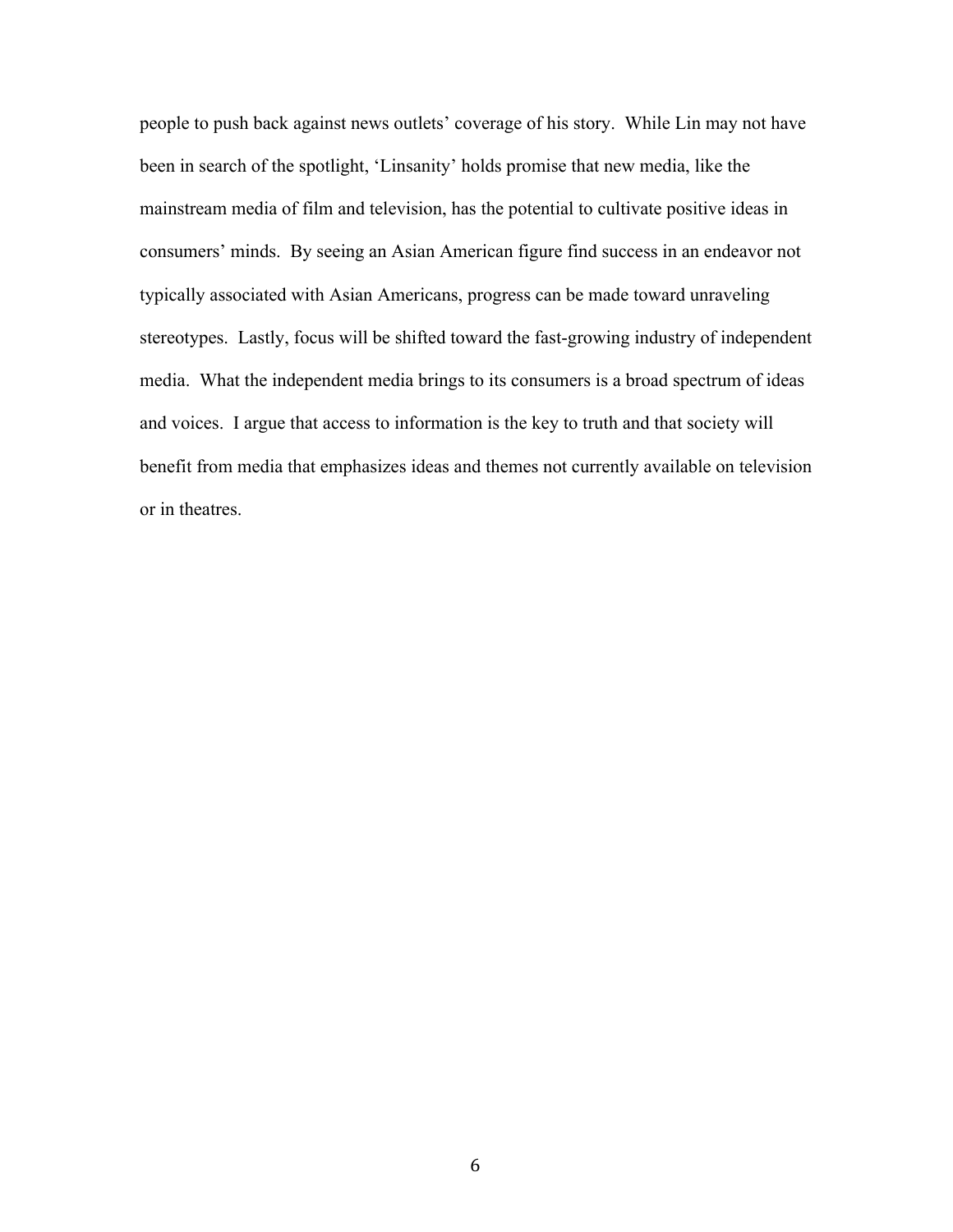people to push back against news outlets' coverage of his story. While Lin may not have been in search of the spotlight, 'Linsanity' holds promise that new media, like the mainstream media of film and television, has the potential to cultivate positive ideas in consumers' minds. By seeing an Asian American figure find success in an endeavor not typically associated with Asian Americans, progress can be made toward unraveling stereotypes. Lastly, focus will be shifted toward the fast-growing industry of independent media. What the independent media brings to its consumers is a broad spectrum of ideas and voices. I argue that access to information is the key to truth and that society will benefit from media that emphasizes ideas and themes not currently available on television or in theatres.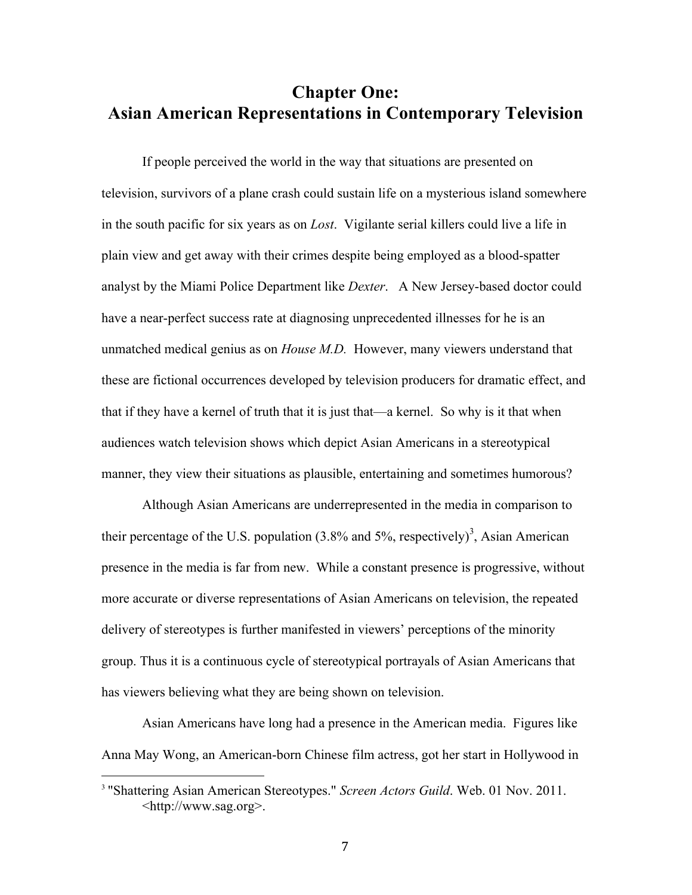# Chapter One:
# Asian American Representations in Contemporary Television

If people perceived the world in the way that situations are presented on television, survivors of a plane crash could sustain life on a mysterious island somewhere in the south pacific for six years as on *Lost*. Vigilante serial killers could live a life in plain view and get away with their crimes despite being employed as a blood-spatter analyst by the Miami Police Department like *Dexter*. A New Jersey-based doctor could have a near-perfect success rate at diagnosing unprecedented illnesses for he is an unmatched medical genius as on *House M.D.* However, many viewers understand that these are fictional occurrences developed by television producers for dramatic effect, and that if they have a kernel of truth that it is just that—a kernel. So why is it that when audiences watch television shows which depict Asian Americans in a stereotypical manner, they view their situations as plausible, entertaining and sometimes humorous?

Although Asian Americans are underrepresented in the media in comparison to their percentage of the U.S. population (3.8% and 5%, respectively)[3], Asian American presence in the media is far from new. While a constant presence is progressive, without more accurate or diverse representations of Asian Americans on television, the repeated delivery of stereotypes is further manifested in viewers' perceptions of the minority group. Thus it is a continuous cycle of stereotypical portrayals of Asian Americans that has viewers believing what they are being shown on television.

Asian Americans have long had a presence in the American media. Figures like Anna May Wong, an American-born Chinese film actress, got her start in Hollywood in

---

[3] "Shattering Asian American Stereotypes." *Screen Actors Guild*. Web. 01 Nov. 2011. <http://www.sag.org>.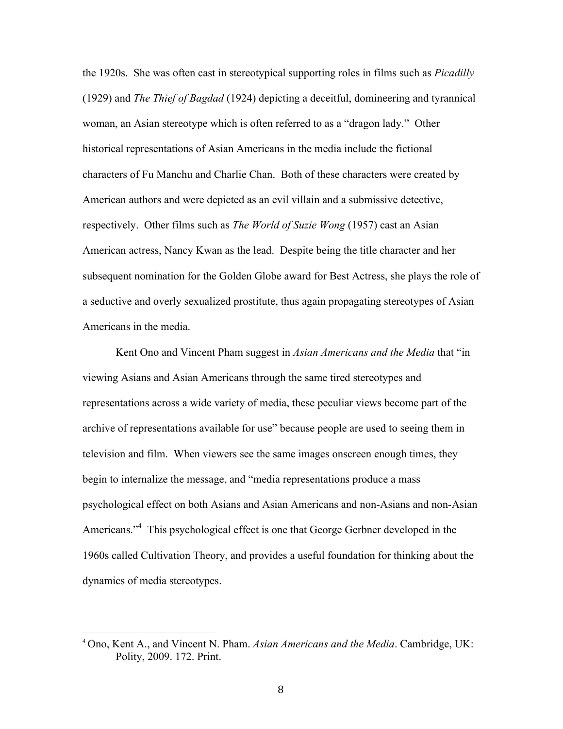the 1920s. She was often cast in stereotypical supporting roles in films such as *Picadilly* (1929) and *The Thief of Bagdad* (1924) depicting a deceitful, domineering and tyrannical woman, an Asian stereotype which is often referred to as a "dragon lady." Other historical representations of Asian Americans in the media include the fictional characters of Fu Manchu and Charlie Chan. Both of these characters were created by American authors and were depicted as an evil villain and a submissive detective, respectively. Other films such as *The World of Suzie Wong* (1957) cast an Asian American actress, Nancy Kwan as the lead. Despite being the title character and her subsequent nomination for the Golden Globe award for Best Actress, she plays the role of a seductive and overly sexualized prostitute, thus again propagating stereotypes of Asian Americans in the media.

Kent Ono and Vincent Pham suggest in *Asian Americans and the Media* that "in viewing Asians and Asian Americans through the same tired stereotypes and representations across a wide variety of media, these peculiar views become part of the archive of representations available for use" because people are used to seeing them in television and film. When viewers see the same images onscreen enough times, they begin to internalize the message, and "media representations produce a mass psychological effect on both Asians and Asian Americans and non-Asians and non-Asian Americans."[4] This psychological effect is one that George Gerbner developed in the 1960s called Cultivation Theory, and provides a useful foundation for thinking about the dynamics of media stereotypes.

---

[4] Ono, Kent A., and Vincent N. Pham. *Asian Americans and the Media*. Cambridge, UK: Polity, 2009. 172. Print.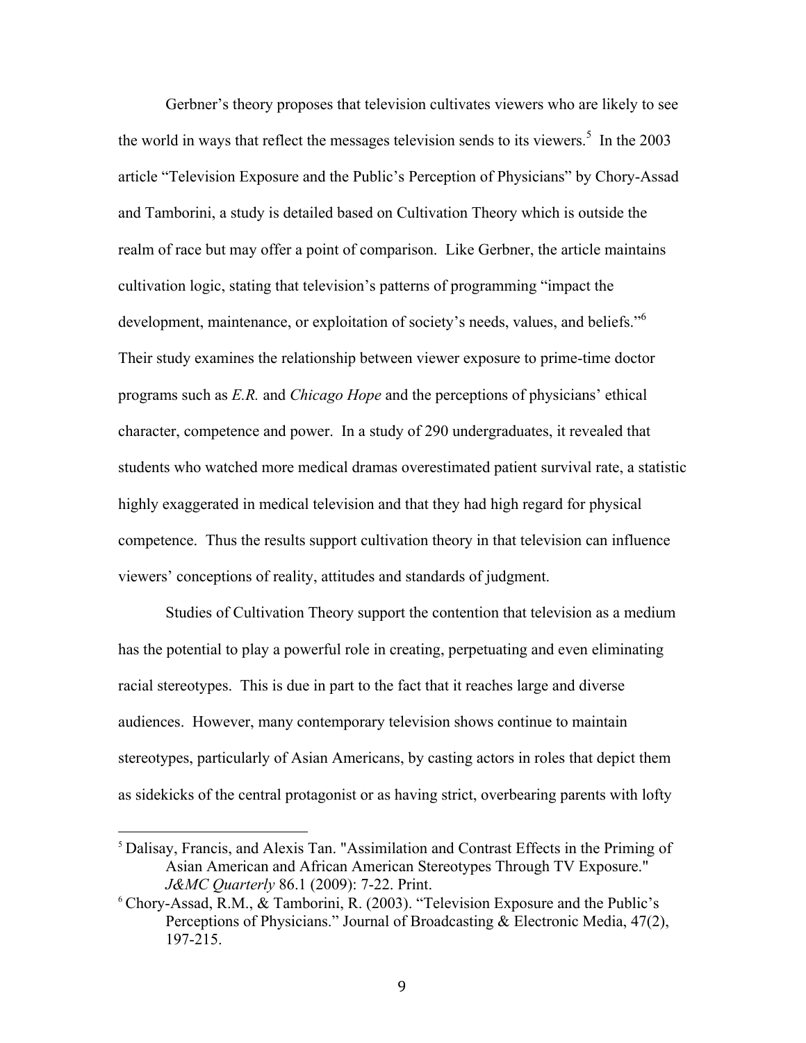Gerbner's theory proposes that television cultivates viewers who are likely to see the world in ways that reflect the messages television sends to its viewers.[5] In the 2003 article "Television Exposure and the Public's Perception of Physicians" by Chory-Assad and Tamborini, a study is detailed based on Cultivation Theory which is outside the realm of race but may offer a point of comparison. Like Gerbner, the article maintains cultivation logic, stating that television's patterns of programming "impact the development, maintenance, or exploitation of society's needs, values, and beliefs."[6] Their study examines the relationship between viewer exposure to prime-time doctor programs such as *E.R.* and *Chicago Hope* and the perceptions of physicians' ethical character, competence and power. In a study of 290 undergraduates, it revealed that students who watched more medical dramas overestimated patient survival rate, a statistic highly exaggerated in medical television and that they had high regard for physical competence. Thus the results support cultivation theory in that television can influence viewers' conceptions of reality, attitudes and standards of judgment.

Studies of Cultivation Theory support the contention that television as a medium has the potential to play a powerful role in creating, perpetuating and even eliminating racial stereotypes. This is due in part to the fact that it reaches large and diverse audiences. However, many contemporary television shows continue to maintain stereotypes, particularly of Asian Americans, by casting actors in roles that depict them as sidekicks of the central protagonist or as having strict, overbearing parents with lofty

---

[5] Dalisay, Francis, and Alexis Tan. "Assimilation and Contrast Effects in the Priming of Asian American and African American Stereotypes Through TV Exposure." *J&MC Quarterly* 86.1 (2009): 7-22. Print.

[6] Chory-Assad, R.M., & Tamborini, R. (2003). "Television Exposure and the Public's Perceptions of Physicians." Journal of Broadcasting & Electronic Media, 47(2), 197-215.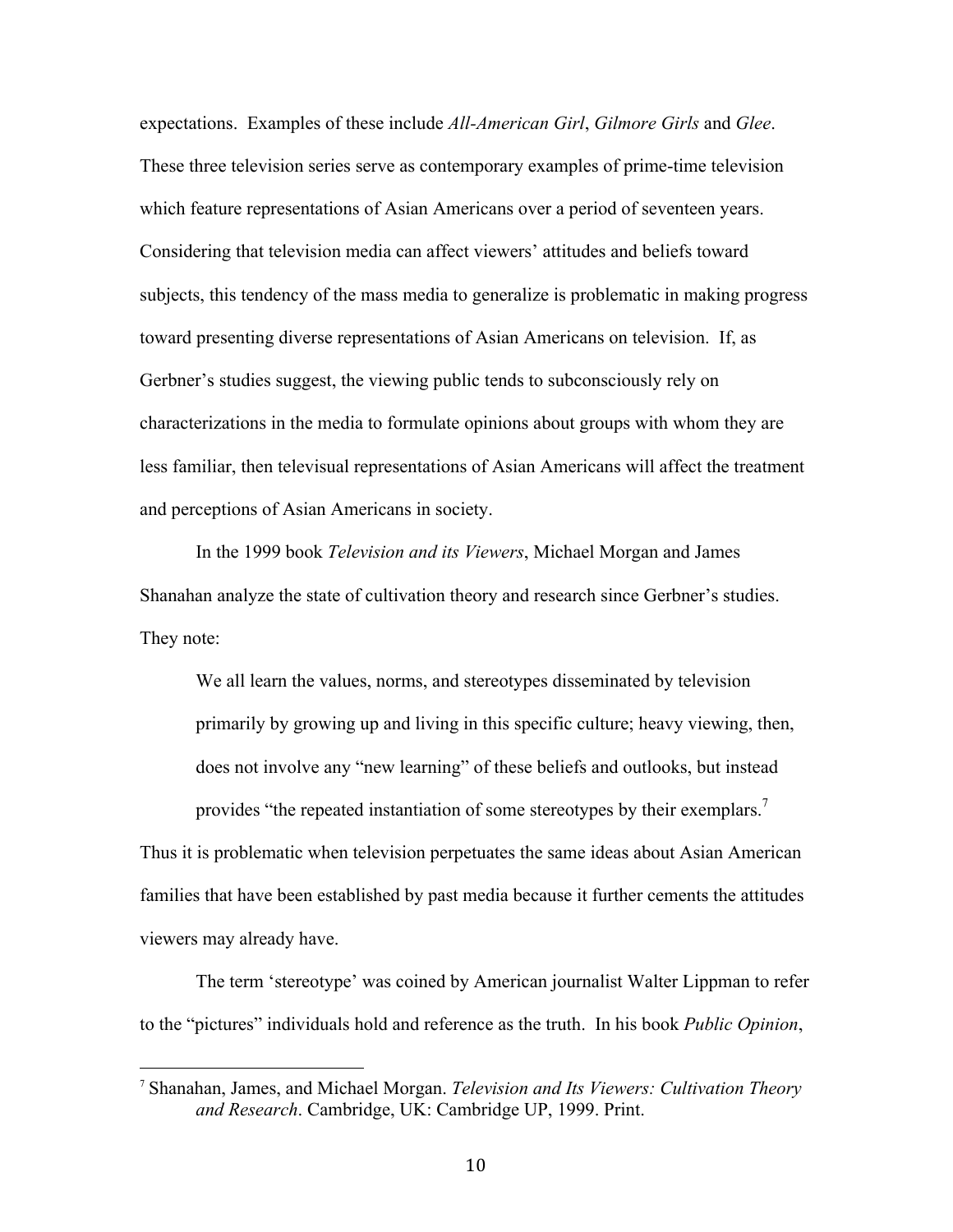expectations. Examples of these include *All-American Girl*, *Gilmore Girls* and *Glee*. These three television series serve as contemporary examples of prime-time television which feature representations of Asian Americans over a period of seventeen years. Considering that television media can affect viewers' attitudes and beliefs toward subjects, this tendency of the mass media to generalize is problematic in making progress toward presenting diverse representations of Asian Americans on television. If, as Gerbner's studies suggest, the viewing public tends to subconsciously rely on characterizations in the media to formulate opinions about groups with whom they are less familiar, then televisual representations of Asian Americans will affect the treatment and perceptions of Asian Americans in society.

In the 1999 book *Television and its Viewers*, Michael Morgan and James Shanahan analyze the state of cultivation theory and research since Gerbner's studies. They note:

> We all learn the values, norms, and stereotypes disseminated by television primarily by growing up and living in this specific culture; heavy viewing, then, does not involve any "new learning" of these beliefs and outlooks, but instead provides "the repeated instantiation of some stereotypes by their exemplars.[7]

Thus it is problematic when television perpetuates the same ideas about Asian American families that have been established by past media because it further cements the attitudes viewers may already have.

The term 'stereotype' was coined by American journalist Walter Lippman to refer to the "pictures" individuals hold and reference as the truth. In his book *Public Opinion*,

---

[7] Shanahan, James, and Michael Morgan. *Television and Its Viewers: Cultivation Theory and Research*. Cambridge, UK: Cambridge UP, 1999. Print.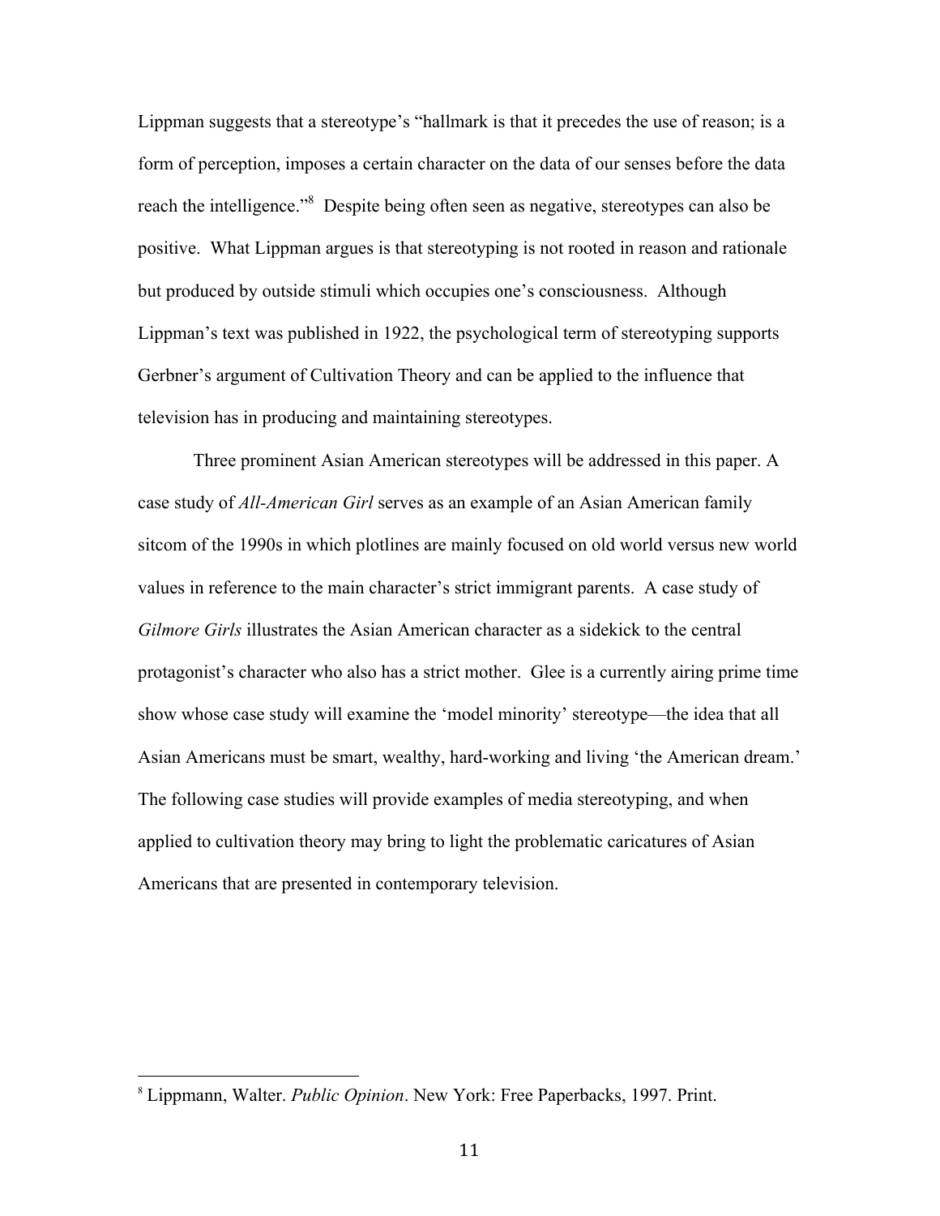Lippman suggests that a stereotype's "hallmark is that it precedes the use of reason; is a form of perception, imposes a certain character on the data of our senses before the data reach the intelligence."[8] Despite being often seen as negative, stereotypes can also be positive. What Lippman argues is that stereotyping is not rooted in reason and rationale but produced by outside stimuli which occupies one's consciousness. Although Lippman's text was published in 1922, the psychological term of stereotyping supports Gerbner's argument of Cultivation Theory and can be applied to the influence that television has in producing and maintaining stereotypes.

Three prominent Asian American stereotypes will be addressed in this paper. A case study of *All-American Girl* serves as an example of an Asian American family sitcom of the 1990s in which plotlines are mainly focused on old world versus new world values in reference to the main character's strict immigrant parents. A case study of *Gilmore Girls* illustrates the Asian American character as a sidekick to the central protagonist's character who also has a strict mother. Glee is a currently airing prime time show whose case study will examine the 'model minority' stereotype—the idea that all Asian Americans must be smart, wealthy, hard-working and living 'the American dream.' The following case studies will provide examples of media stereotyping, and when applied to cultivation theory may bring to light the problematic caricatures of Asian Americans that are presented in contemporary television.

---

[8] Lippmann, Walter. *Public Opinion*. New York: Free Paperbacks, 1997. Print.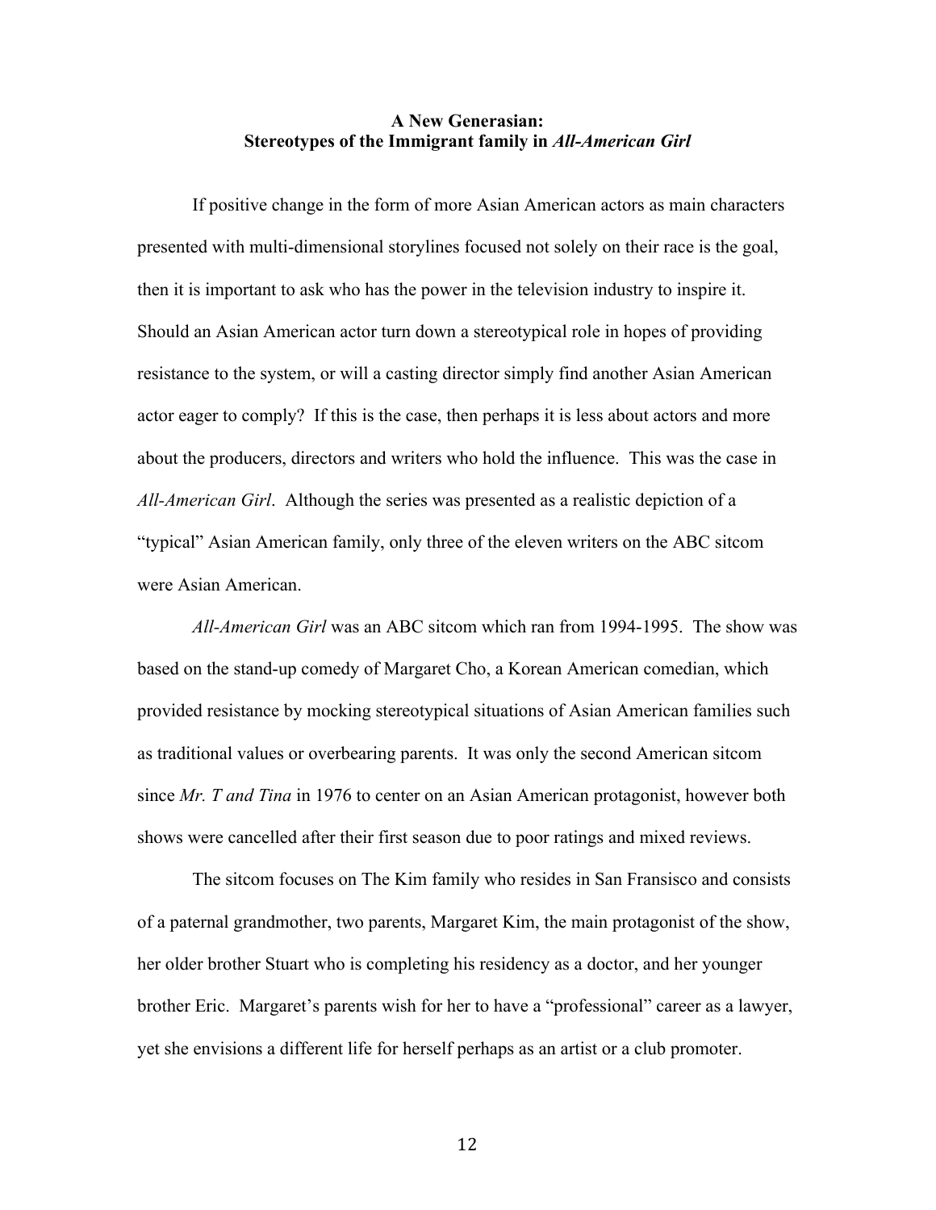## A New Generasian: Stereotypes of the Immigrant family in *All-American Girl*

If positive change in the form of more Asian American actors as main characters presented with multi-dimensional storylines focused not solely on their race is the goal, then it is important to ask who has the power in the television industry to inspire it. Should an Asian American actor turn down a stereotypical role in hopes of providing resistance to the system, or will a casting director simply find another Asian American actor eager to comply? If this is the case, then perhaps it is less about actors and more about the producers, directors and writers who hold the influence. This was the case in *All-American Girl*. Although the series was presented as a realistic depiction of a "typical" Asian American family, only three of the eleven writers on the ABC sitcom were Asian American.

*All-American Girl* was an ABC sitcom which ran from 1994-1995. The show was based on the stand-up comedy of Margaret Cho, a Korean American comedian, which provided resistance by mocking stereotypical situations of Asian American families such as traditional values or overbearing parents. It was only the second American sitcom since *Mr. T and Tina* in 1976 to center on an Asian American protagonist, however both shows were cancelled after their first season due to poor ratings and mixed reviews.

The sitcom focuses on The Kim family who resides in San Fransisco and consists of a paternal grandmother, two parents, Margaret Kim, the main protagonist of the show, her older brother Stuart who is completing his residency as a doctor, and her younger brother Eric. Margaret's parents wish for her to have a "professional" career as a lawyer, yet she envisions a different life for herself perhaps as an artist or a club promoter.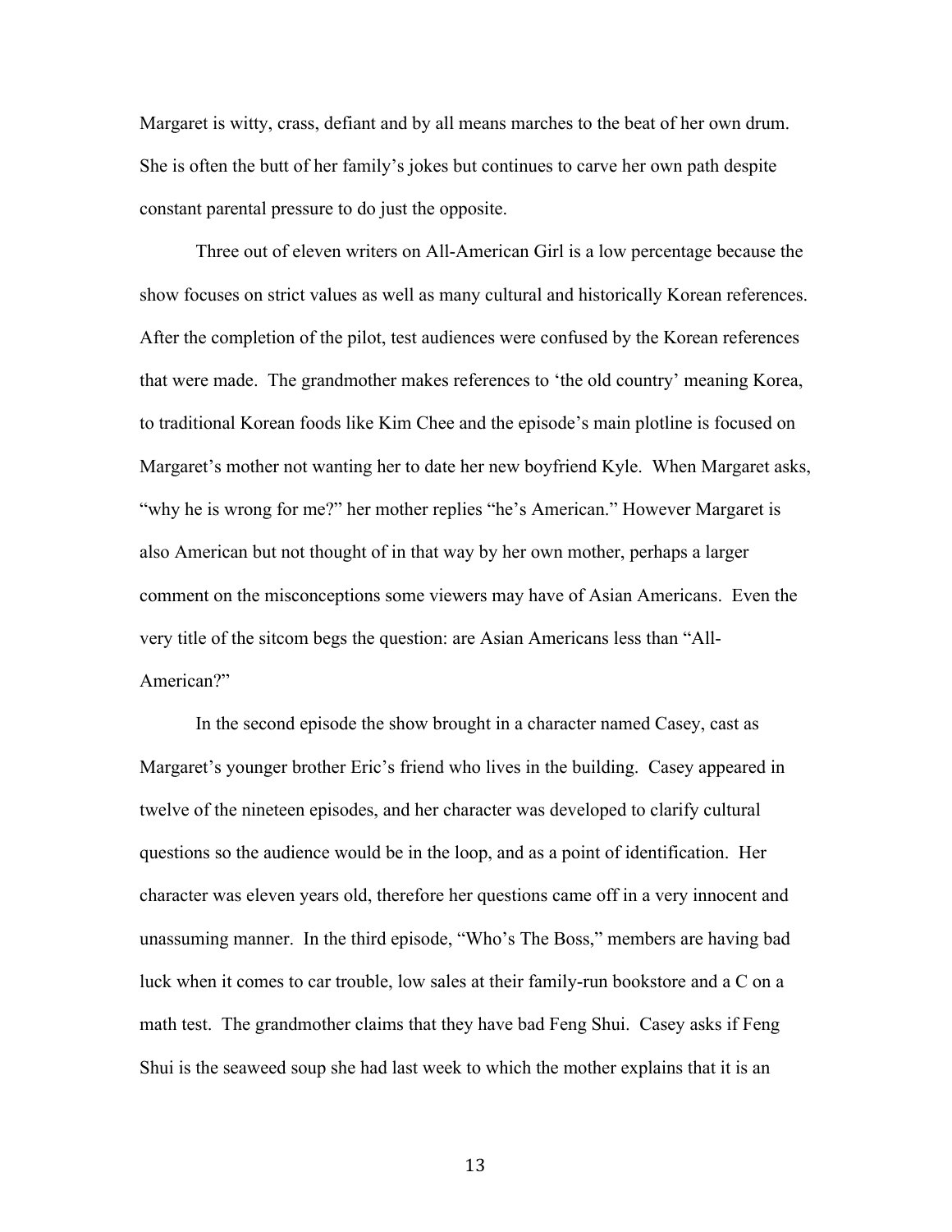Margaret is witty, crass, defiant and by all means marches to the beat of her own drum. She is often the butt of her family's jokes but continues to carve her own path despite constant parental pressure to do just the opposite.

Three out of eleven writers on All-American Girl is a low percentage because the show focuses on strict values as well as many cultural and historically Korean references. After the completion of the pilot, test audiences were confused by the Korean references that were made. The grandmother makes references to 'the old country' meaning Korea, to traditional Korean foods like Kim Chee and the episode's main plotline is focused on Margaret's mother not wanting her to date her new boyfriend Kyle. When Margaret asks, "why he is wrong for me?" her mother replies "he's American." However Margaret is also American but not thought of in that way by her own mother, perhaps a larger comment on the misconceptions some viewers may have of Asian Americans. Even the very title of the sitcom begs the question: are Asian Americans less than "All-American?"

In the second episode the show brought in a character named Casey, cast as Margaret's younger brother Eric's friend who lives in the building. Casey appeared in twelve of the nineteen episodes, and her character was developed to clarify cultural questions so the audience would be in the loop, and as a point of identification. Her character was eleven years old, therefore her questions came off in a very innocent and unassuming manner. In the third episode, "Who's The Boss," members are having bad luck when it comes to car trouble, low sales at their family-run bookstore and a C on a math test. The grandmother claims that they have bad Feng Shui. Casey asks if Feng Shui is the seaweed soup she had last week to which the mother explains that it is an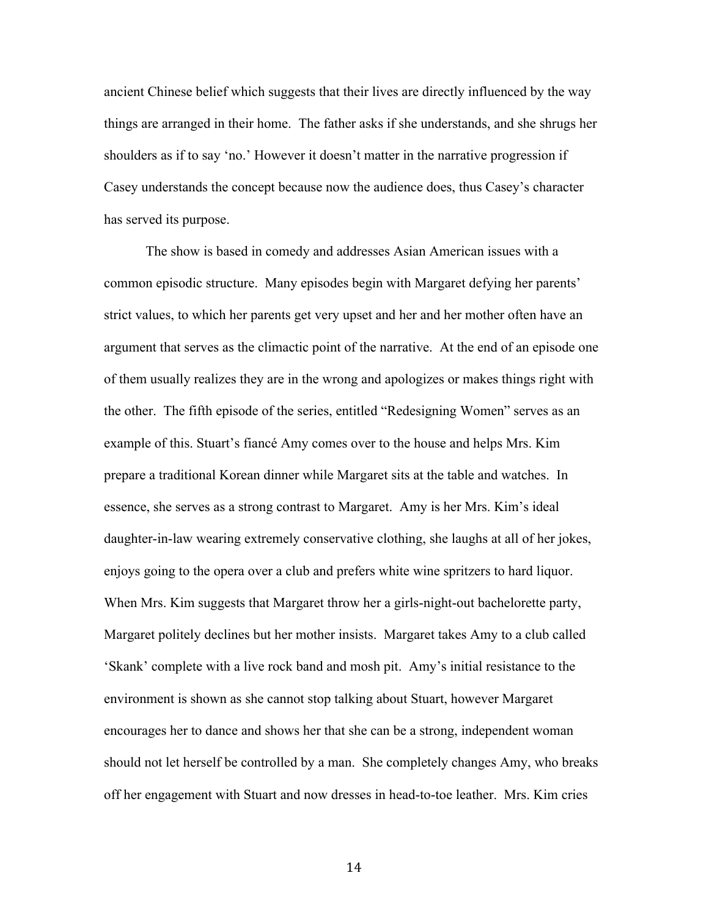ancient Chinese belief which suggests that their lives are directly influenced by the way things are arranged in their home. The father asks if she understands, and she shrugs her shoulders as if to say 'no.' However it doesn't matter in the narrative progression if Casey understands the concept because now the audience does, thus Casey's character has served its purpose.

The show is based in comedy and addresses Asian American issues with a common episodic structure. Many episodes begin with Margaret defying her parents' strict values, to which her parents get very upset and her and her mother often have an argument that serves as the climactic point of the narrative. At the end of an episode one of them usually realizes they are in the wrong and apologizes or makes things right with the other. The fifth episode of the series, entitled "Redesigning Women" serves as an example of this. Stuart's fiancé Amy comes over to the house and helps Mrs. Kim prepare a traditional Korean dinner while Margaret sits at the table and watches. In essence, she serves as a strong contrast to Margaret. Amy is her Mrs. Kim's ideal daughter-in-law wearing extremely conservative clothing, she laughs at all of her jokes, enjoys going to the opera over a club and prefers white wine spritzers to hard liquor. When Mrs. Kim suggests that Margaret throw her a girls-night-out bachelorette party, Margaret politely declines but her mother insists. Margaret takes Amy to a club called 'Skank' complete with a live rock band and mosh pit. Amy's initial resistance to the environment is shown as she cannot stop talking about Stuart, however Margaret encourages her to dance and shows her that she can be a strong, independent woman should not let herself be controlled by a man. She completely changes Amy, who breaks off her engagement with Stuart and now dresses in head-to-toe leather. Mrs. Kim cries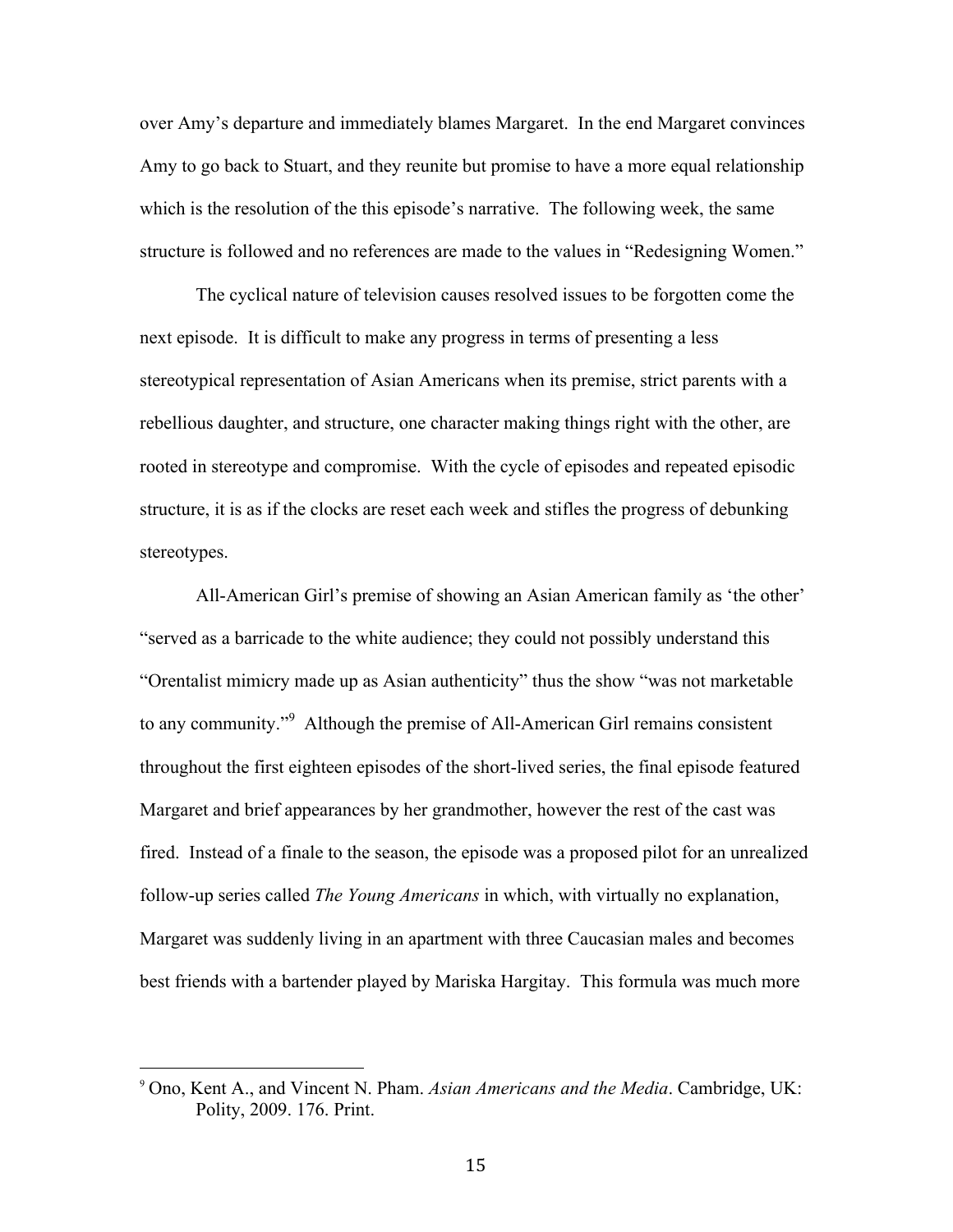over Amy's departure and immediately blames Margaret. In the end Margaret convinces Amy to go back to Stuart, and they reunite but promise to have a more equal relationship which is the resolution of the this episode's narrative. The following week, the same structure is followed and no references are made to the values in "Redesigning Women."

The cyclical nature of television causes resolved issues to be forgotten come the next episode. It is difficult to make any progress in terms of presenting a less stereotypical representation of Asian Americans when its premise, strict parents with a rebellious daughter, and structure, one character making things right with the other, are rooted in stereotype and compromise. With the cycle of episodes and repeated episodic structure, it is as if the clocks are reset each week and stifles the progress of debunking stereotypes.

All-American Girl's premise of showing an Asian American family as 'the other' "served as a barricade to the white audience; they could not possibly understand this "Orentalist mimicry made up as Asian authenticity" thus the show "was not marketable to any community."[9] Although the premise of All-American Girl remains consistent throughout the first eighteen episodes of the short-lived series, the final episode featured Margaret and brief appearances by her grandmother, however the rest of the cast was fired. Instead of a finale to the season, the episode was a proposed pilot for an unrealized follow-up series called *The Young Americans* in which, with virtually no explanation, Margaret was suddenly living in an apartment with three Caucasian males and becomes best friends with a bartender played by Mariska Hargitay. This formula was much more

---

[9] Ono, Kent A., and Vincent N. Pham. *Asian Americans and the Media*. Cambridge, UK: Polity, 2009. 176. Print.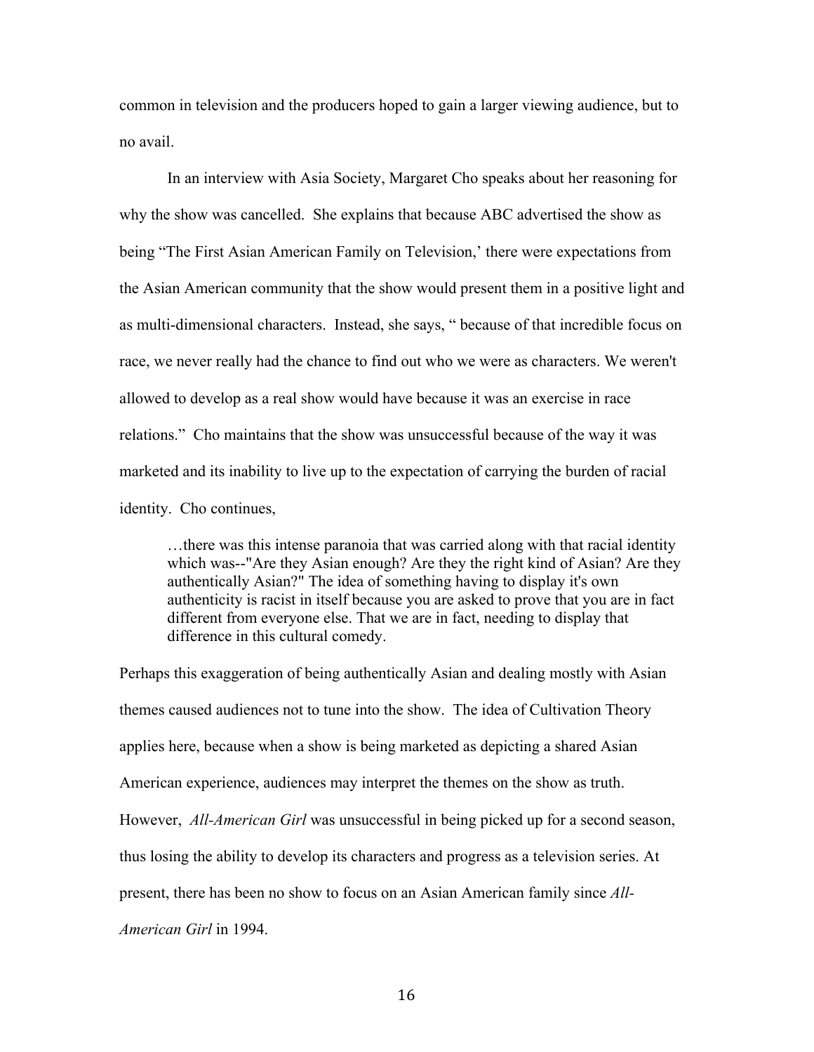common in television and the producers hoped to gain a larger viewing audience, but to no avail.

In an interview with Asia Society, Margaret Cho speaks about her reasoning for why the show was cancelled. She explains that because ABC advertised the show as being "The First Asian American Family on Television,' there were expectations from the Asian American community that the show would present them in a positive light and as multi-dimensional characters. Instead, she says, " because of that incredible focus on race, we never really had the chance to find out who we were as characters. We weren't allowed to develop as a real show would have because it was an exercise in race relations." Cho maintains that the show was unsuccessful because of the way it was marketed and its inability to live up to the expectation of carrying the burden of racial identity. Cho continues,

> …there was this intense paranoia that was carried along with that racial identity which was--"Are they Asian enough? Are they the right kind of Asian? Are they authentically Asian?" The idea of something having to display it's own authenticity is racist in itself because you are asked to prove that you are in fact different from everyone else. That we are in fact, needing to display that difference in this cultural comedy.

Perhaps this exaggeration of being authentically Asian and dealing mostly with Asian themes caused audiences not to tune into the show. The idea of Cultivation Theory applies here, because when a show is being marketed as depicting a shared Asian American experience, audiences may interpret the themes on the show as truth. However, *All-American Girl* was unsuccessful in being picked up for a second season, thus losing the ability to develop its characters and progress as a television series. At present, there has been no show to focus on an Asian American family since *All-American Girl* in 1994.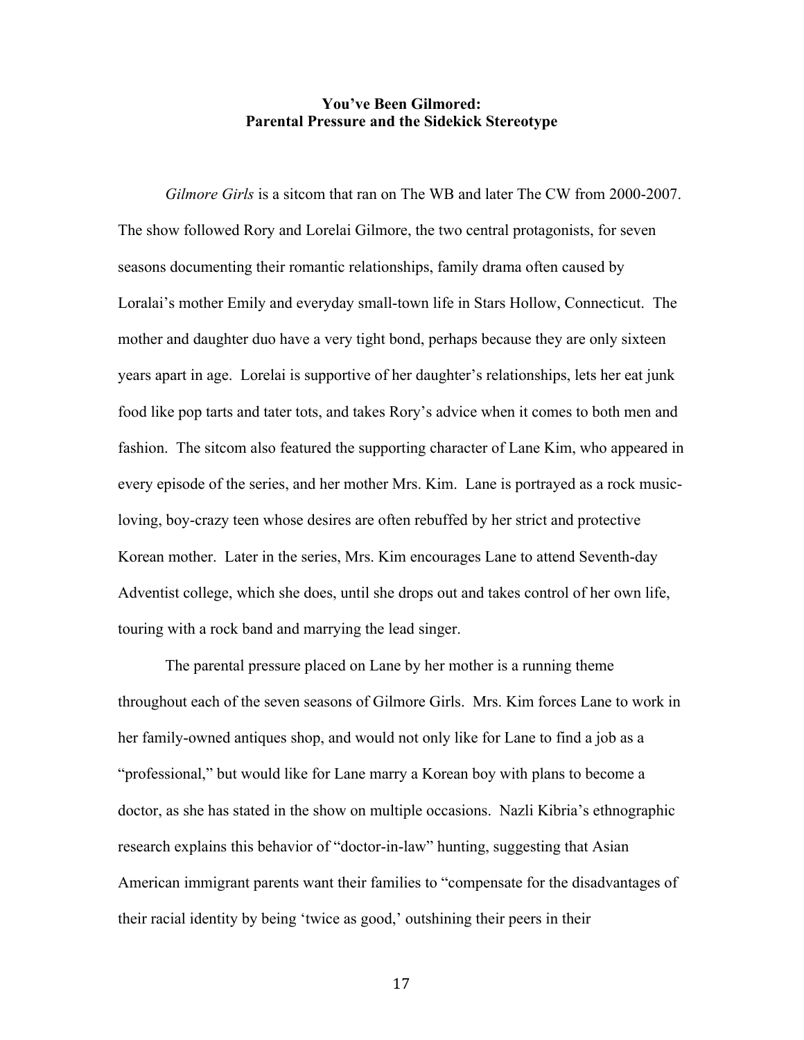**You've Been Gilmored:  
Parental Pressure and the Sidekick Stereotype**

*Gilmore Girls* is a sitcom that ran on The WB and later The CW from 2000-2007. The show followed Rory and Lorelai Gilmore, the two central protagonists, for seven seasons documenting their romantic relationships, family drama often caused by Loralai's mother Emily and everyday small-town life in Stars Hollow, Connecticut. The mother and daughter duo have a very tight bond, perhaps because they are only sixteen years apart in age. Lorelai is supportive of her daughter's relationships, lets her eat junk food like pop tarts and tater tots, and takes Rory's advice when it comes to both men and fashion. The sitcom also featured the supporting character of Lane Kim, who appeared in every episode of the series, and her mother Mrs. Kim. Lane is portrayed as a rock music-loving, boy-crazy teen whose desires are often rebuffed by her strict and protective Korean mother. Later in the series, Mrs. Kim encourages Lane to attend Seventh-day Adventist college, which she does, until she drops out and takes control of her own life, touring with a rock band and marrying the lead singer.

The parental pressure placed on Lane by her mother is a running theme throughout each of the seven seasons of Gilmore Girls. Mrs. Kim forces Lane to work in her family-owned antiques shop, and would not only like for Lane to find a job as a "professional," but would like for Lane marry a Korean boy with plans to become a doctor, as she has stated in the show on multiple occasions. Nazli Kibria's ethnographic research explains this behavior of "doctor-in-law" hunting, suggesting that Asian American immigrant parents want their families to "compensate for the disadvantages of their racial identity by being 'twice as good,' outshining their peers in their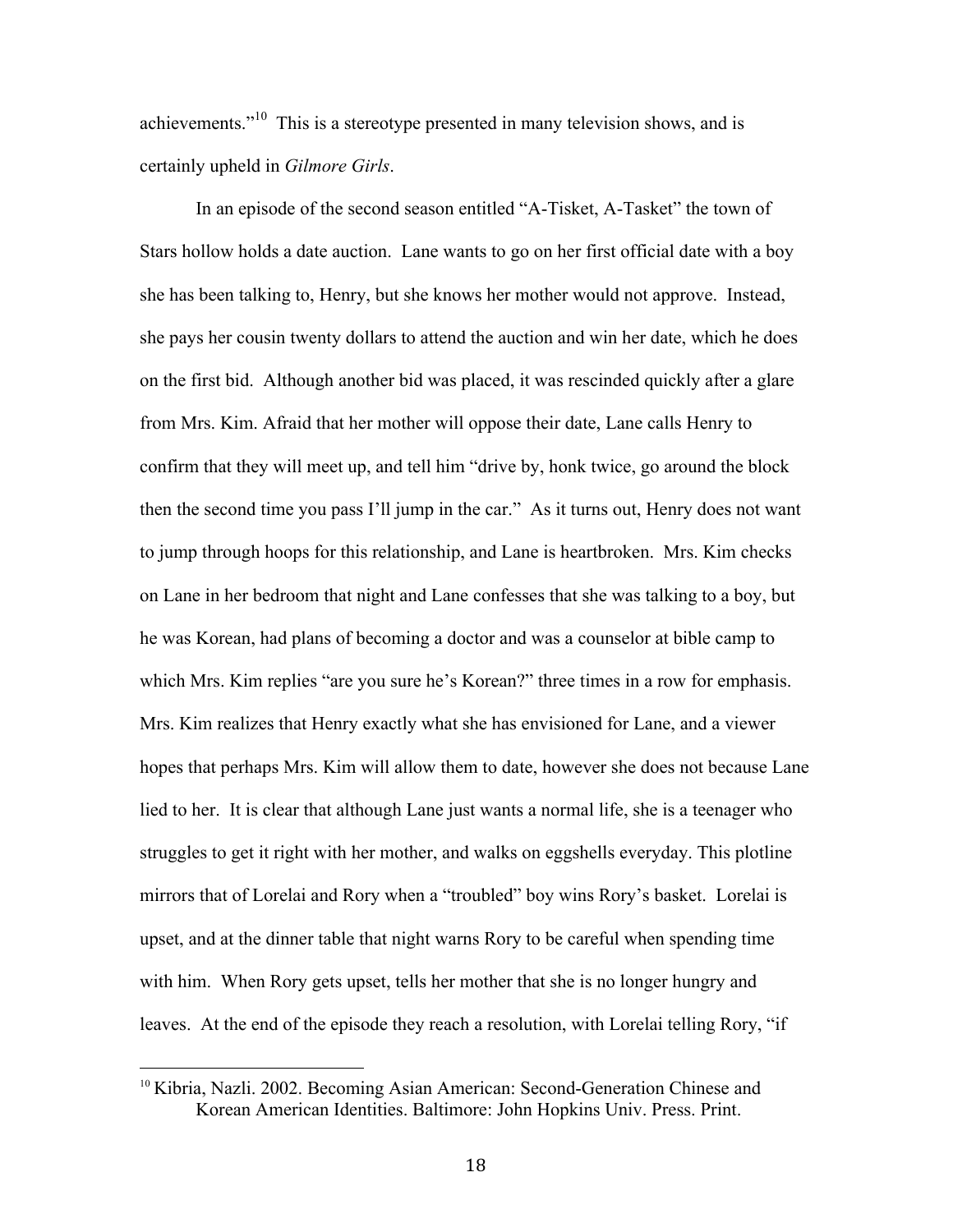achievements."[10] This is a stereotype presented in many television shows, and is certainly upheld in *Gilmore Girls*.

In an episode of the second season entitled "A-Tisket, A-Tasket" the town of Stars hollow holds a date auction. Lane wants to go on her first official date with a boy she has been talking to, Henry, but she knows her mother would not approve. Instead, she pays her cousin twenty dollars to attend the auction and win her date, which he does on the first bid. Although another bid was placed, it was rescinded quickly after a glare from Mrs. Kim. Afraid that her mother will oppose their date, Lane calls Henry to confirm that they will meet up, and tell him "drive by, honk twice, go around the block then the second time you pass I'll jump in the car." As it turns out, Henry does not want to jump through hoops for this relationship, and Lane is heartbroken. Mrs. Kim checks on Lane in her bedroom that night and Lane confesses that she was talking to a boy, but he was Korean, had plans of becoming a doctor and was a counselor at bible camp to which Mrs. Kim replies "are you sure he's Korean?" three times in a row for emphasis. Mrs. Kim realizes that Henry exactly what she has envisioned for Lane, and a viewer hopes that perhaps Mrs. Kim will allow them to date, however she does not because Lane lied to her. It is clear that although Lane just wants a normal life, she is a teenager who struggles to get it right with her mother, and walks on eggshells everyday. This plotline mirrors that of Lorelai and Rory when a "troubled" boy wins Rory's basket. Lorelai is upset, and at the dinner table that night warns Rory to be careful when spending time with him. When Rory gets upset, tells her mother that she is no longer hungry and leaves. At the end of the episode they reach a resolution, with Lorelai telling Rory, "if

---

[10] Kibria, Nazli. 2002. Becoming Asian American: Second-Generation Chinese and Korean American Identities. Baltimore: John Hopkins Univ. Press. Print.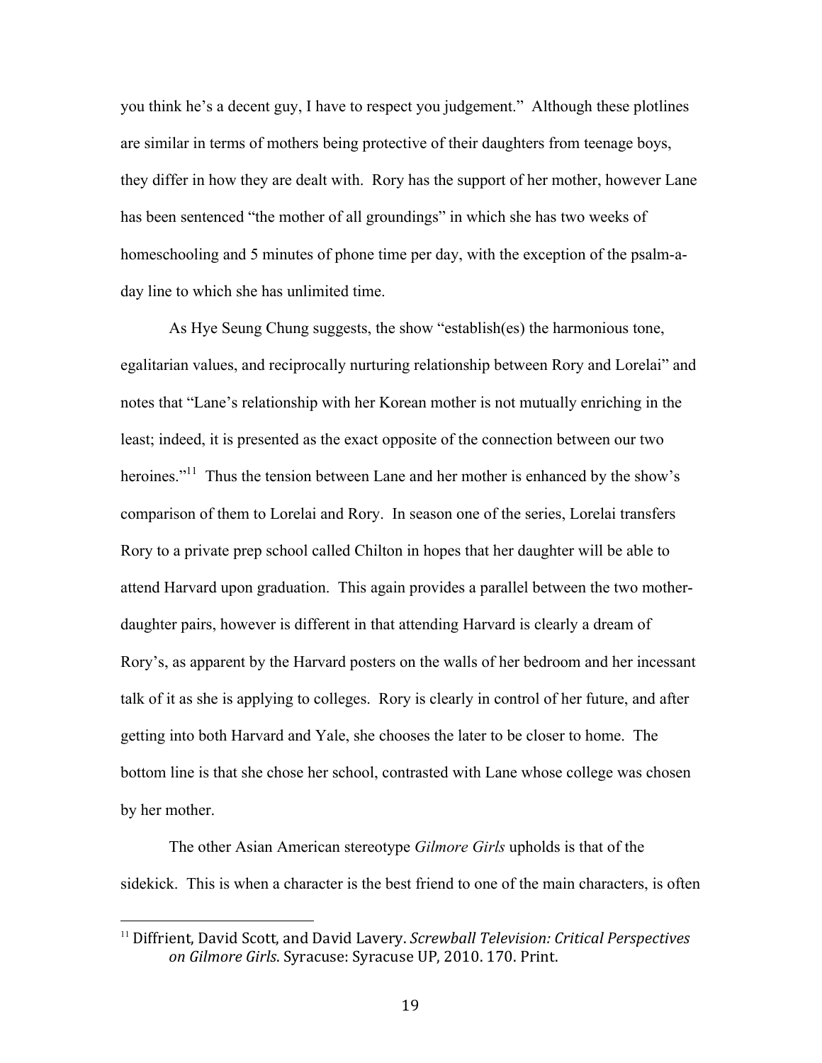you think he's a decent guy, I have to respect you judgement." Although these plotlines are similar in terms of mothers being protective of their daughters from teenage boys, they differ in how they are dealt with. Rory has the support of her mother, however Lane has been sentenced "the mother of all groundings" in which she has two weeks of homeschooling and 5 minutes of phone time per day, with the exception of the psalm-a-day line to which she has unlimited time.

As Hye Seung Chung suggests, the show "establish(es) the harmonious tone, egalitarian values, and reciprocally nurturing relationship between Rory and Lorelai" and notes that "Lane's relationship with her Korean mother is not mutually enriching in the least; indeed, it is presented as the exact opposite of the connection between our two heroines."[11] Thus the tension between Lane and her mother is enhanced by the show's comparison of them to Lorelai and Rory. In season one of the series, Lorelai transfers Rory to a private prep school called Chilton in hopes that her daughter will be able to attend Harvard upon graduation. This again provides a parallel between the two mother-daughter pairs, however is different in that attending Harvard is clearly a dream of Rory's, as apparent by the Harvard posters on the walls of her bedroom and her incessant talk of it as she is applying to colleges. Rory is clearly in control of her future, and after getting into both Harvard and Yale, she chooses the later to be closer to home. The bottom line is that she chose her school, contrasted with Lane whose college was chosen by her mother.

The other Asian American stereotype *Gilmore Girls* upholds is that of the sidekick. This is when a character is the best friend to one of the main characters, is often

---

[11] Diffrient, David Scott, and David Lavery. *Screwball Television: Critical Perspectives on Gilmore Girls*. Syracuse: Syracuse UP, 2010. 170. Print.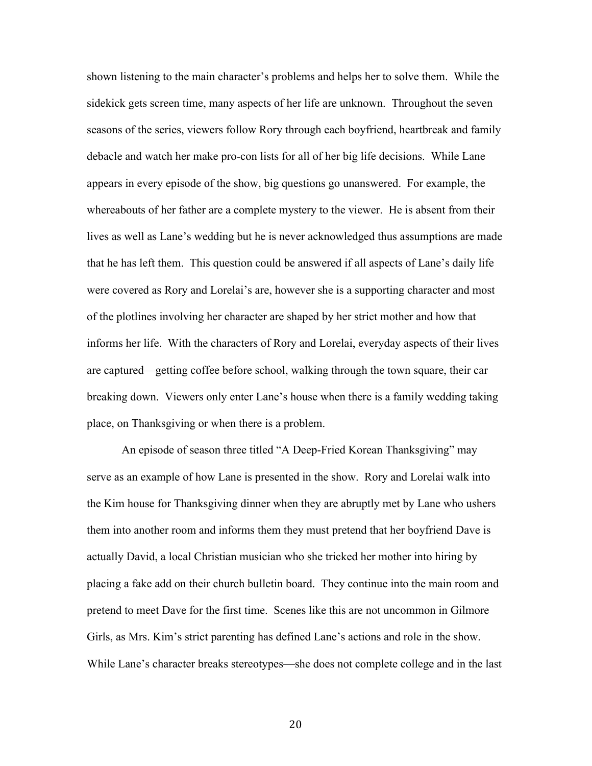shown listening to the main character's problems and helps her to solve them. While the sidekick gets screen time, many aspects of her life are unknown. Throughout the seven seasons of the series, viewers follow Rory through each boyfriend, heartbreak and family debacle and watch her make pro-con lists for all of her big life decisions. While Lane appears in every episode of the show, big questions go unanswered. For example, the whereabouts of her father are a complete mystery to the viewer. He is absent from their lives as well as Lane's wedding but he is never acknowledged thus assumptions are made that he has left them. This question could be answered if all aspects of Lane's daily life were covered as Rory and Lorelai's are, however she is a supporting character and most of the plotlines involving her character are shaped by her strict mother and how that informs her life. With the characters of Rory and Lorelai, everyday aspects of their lives are captured—getting coffee before school, walking through the town square, their car breaking down. Viewers only enter Lane's house when there is a family wedding taking place, on Thanksgiving or when there is a problem.

An episode of season three titled "A Deep-Fried Korean Thanksgiving" may serve as an example of how Lane is presented in the show. Rory and Lorelai walk into the Kim house for Thanksgiving dinner when they are abruptly met by Lane who ushers them into another room and informs them they must pretend that her boyfriend Dave is actually David, a local Christian musician who she tricked her mother into hiring by placing a fake add on their church bulletin board. They continue into the main room and pretend to meet Dave for the first time. Scenes like this are not uncommon in Gilmore Girls, as Mrs. Kim's strict parenting has defined Lane's actions and role in the show. While Lane's character breaks stereotypes—she does not complete college and in the last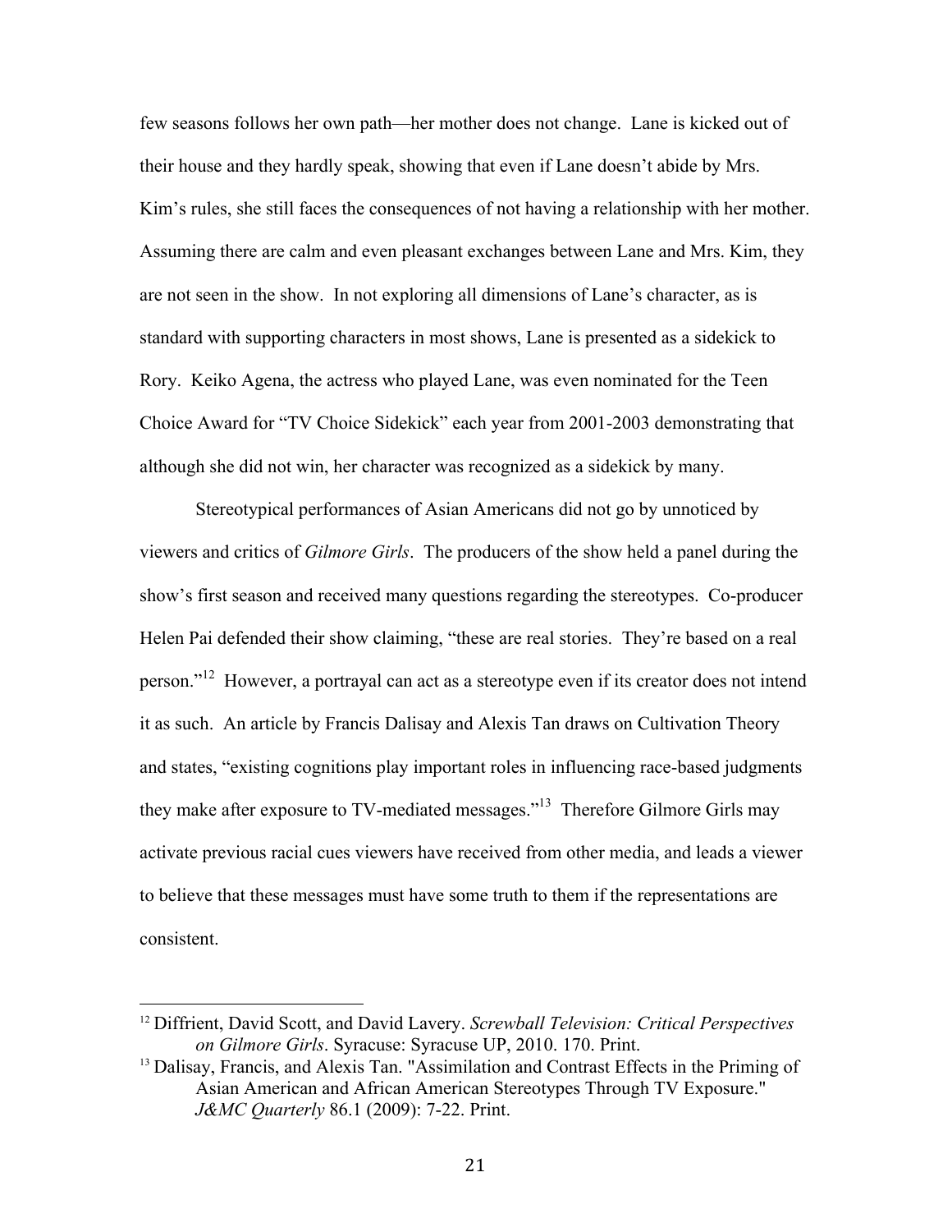few seasons follows her own path—her mother does not change. Lane is kicked out of their house and they hardly speak, showing that even if Lane doesn't abide by Mrs. Kim's rules, she still faces the consequences of not having a relationship with her mother. Assuming there are calm and even pleasant exchanges between Lane and Mrs. Kim, they are not seen in the show. In not exploring all dimensions of Lane's character, as is standard with supporting characters in most shows, Lane is presented as a sidekick to Rory. Keiko Agena, the actress who played Lane, was even nominated for the Teen Choice Award for "TV Choice Sidekick" each year from 2001-2003 demonstrating that although she did not win, her character was recognized as a sidekick by many.

Stereotypical performances of Asian Americans did not go by unnoticed by viewers and critics of *Gilmore Girls*. The producers of the show held a panel during the show's first season and received many questions regarding the stereotypes. Co-producer Helen Pai defended their show claiming, "these are real stories. They're based on a real person."[12] However, a portrayal can act as a stereotype even if its creator does not intend it as such. An article by Francis Dalisay and Alexis Tan draws on Cultivation Theory and states, "existing cognitions play important roles in influencing race-based judgments they make after exposure to TV-mediated messages."[13] Therefore Gilmore Girls may activate previous racial cues viewers have received from other media, and leads a viewer to believe that these messages must have some truth to them if the representations are consistent.

---

[12] Diffrient, David Scott, and David Lavery. *Screwball Television: Critical Perspectives on Gilmore Girls*. Syracuse: Syracuse UP, 2010. 170. Print.

[13] Dalisay, Francis, and Alexis Tan. "Assimilation and Contrast Effects in the Priming of Asian American and African American Stereotypes Through TV Exposure." *J&MC Quarterly* 86.1 (2009): 7-22. Print.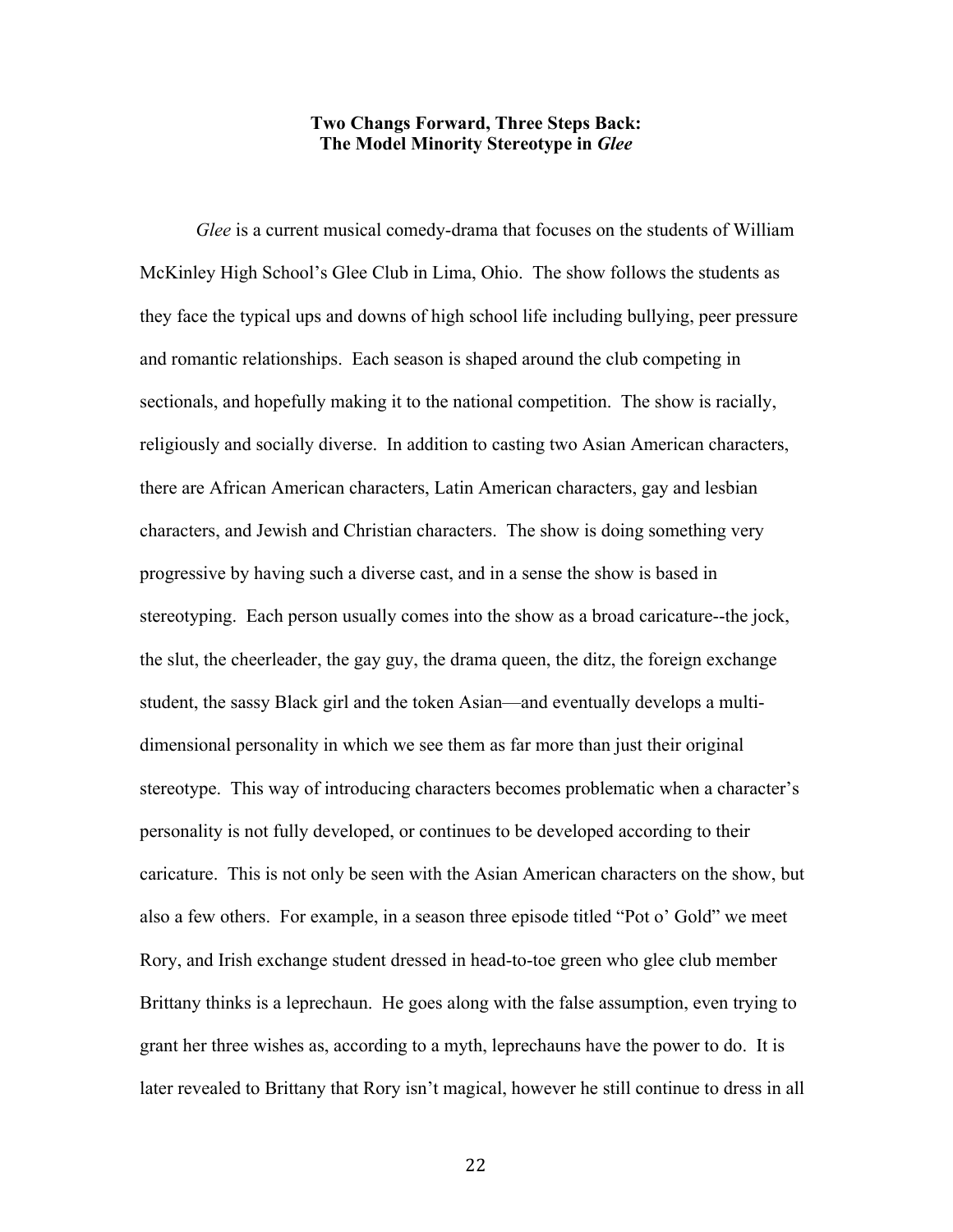## Two Changs Forward, Three Steps Back: The Model Minority Stereotype in *Glee*

*Glee* is a current musical comedy-drama that focuses on the students of William McKinley High School's Glee Club in Lima, Ohio. The show follows the students as they face the typical ups and downs of high school life including bullying, peer pressure and romantic relationships. Each season is shaped around the club competing in sectionals, and hopefully making it to the national competition. The show is racially, religiously and socially diverse. In addition to casting two Asian American characters, there are African American characters, Latin American characters, gay and lesbian characters, and Jewish and Christian characters. The show is doing something very progressive by having such a diverse cast, and in a sense the show is based in stereotyping. Each person usually comes into the show as a broad caricature--the jock, the slut, the cheerleader, the gay guy, the drama queen, the ditz, the foreign exchange student, the sassy Black girl and the token Asian—and eventually develops a multi-dimensional personality in which we see them as far more than just their original stereotype. This way of introducing characters becomes problematic when a character's personality is not fully developed, or continues to be developed according to their caricature. This is not only be seen with the Asian American characters on the show, but also a few others. For example, in a season three episode titled "Pot o' Gold" we meet Rory, and Irish exchange student dressed in head-to-toe green who glee club member Brittany thinks is a leprechaun. He goes along with the false assumption, even trying to grant her three wishes as, according to a myth, leprechauns have the power to do. It is later revealed to Brittany that Rory isn't magical, however he still continue to dress in all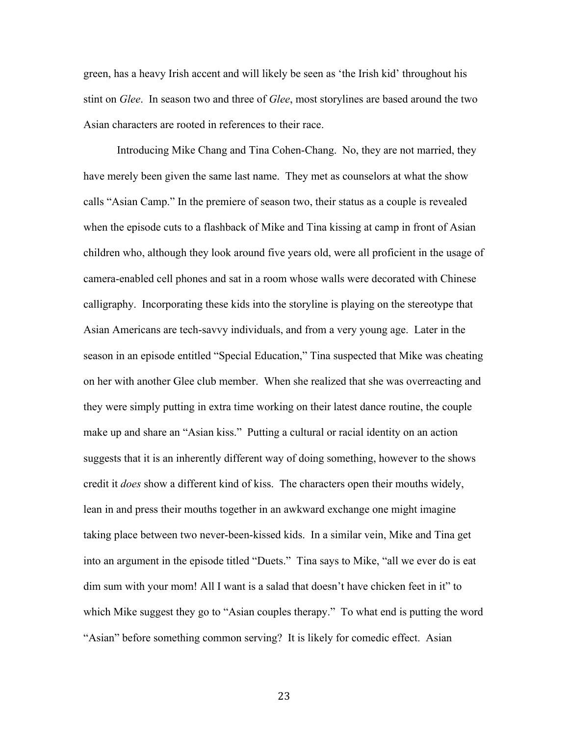green, has a heavy Irish accent and will likely be seen as 'the Irish kid' throughout his stint on *Glee*. In season two and three of *Glee*, most storylines are based around the two Asian characters are rooted in references to their race.

Introducing Mike Chang and Tina Cohen-Chang. No, they are not married, they have merely been given the same last name. They met as counselors at what the show calls "Asian Camp." In the premiere of season two, their status as a couple is revealed when the episode cuts to a flashback of Mike and Tina kissing at camp in front of Asian children who, although they look around five years old, were all proficient in the usage of camera-enabled cell phones and sat in a room whose walls were decorated with Chinese calligraphy. Incorporating these kids into the storyline is playing on the stereotype that Asian Americans are tech-savvy individuals, and from a very young age. Later in the season in an episode entitled "Special Education," Tina suspected that Mike was cheating on her with another Glee club member. When she realized that she was overreacting and they were simply putting in extra time working on their latest dance routine, the couple make up and share an "Asian kiss." Putting a cultural or racial identity on an action suggests that it is an inherently different way of doing something, however to the shows credit it *does* show a different kind of kiss. The characters open their mouths widely, lean in and press their mouths together in an awkward exchange one might imagine taking place between two never-been-kissed kids. In a similar vein, Mike and Tina get into an argument in the episode titled "Duets." Tina says to Mike, "all we ever do is eat dim sum with your mom! All I want is a salad that doesn't have chicken feet in it" to which Mike suggest they go to "Asian couples therapy." To what end is putting the word "Asian" before something common serving? It is likely for comedic effect. Asian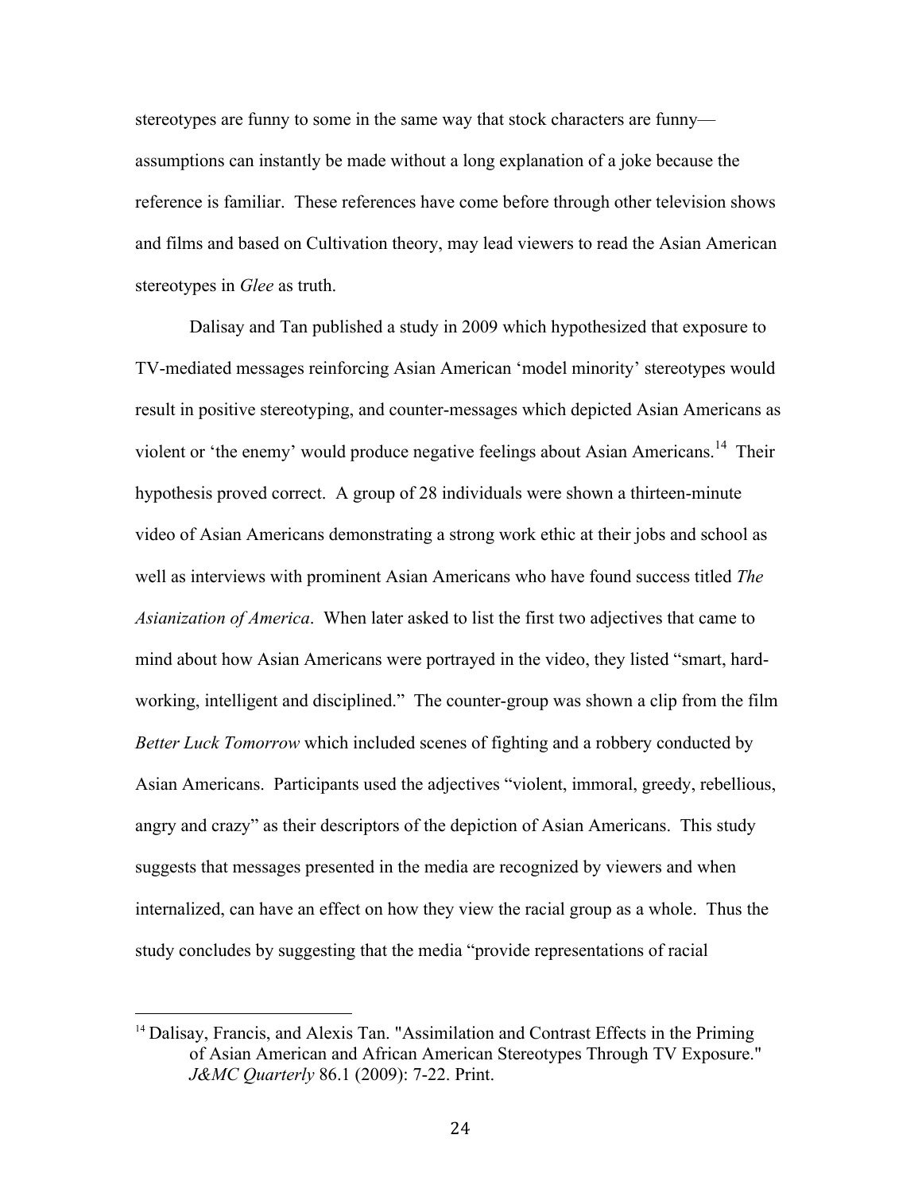stereotypes are funny to some in the same way that stock characters are funny—assumptions can instantly be made without a long explanation of a joke because the reference is familiar. These references have come before through other television shows and films and based on Cultivation theory, may lead viewers to read the Asian American stereotypes in *Glee* as truth.

Dalisay and Tan published a study in 2009 which hypothesized that exposure to TV-mediated messages reinforcing Asian American 'model minority' stereotypes would result in positive stereotyping, and counter-messages which depicted Asian Americans as violent or 'the enemy' would produce negative feelings about Asian Americans.[14] Their hypothesis proved correct. A group of 28 individuals were shown a thirteen-minute video of Asian Americans demonstrating a strong work ethic at their jobs and school as well as interviews with prominent Asian Americans who have found success titled *The Asianization of America*. When later asked to list the first two adjectives that came to mind about how Asian Americans were portrayed in the video, they listed "smart, hard-working, intelligent and disciplined." The counter-group was shown a clip from the film *Better Luck Tomorrow* which included scenes of fighting and a robbery conducted by Asian Americans. Participants used the adjectives "violent, immoral, greedy, rebellious, angry and crazy" as their descriptors of the depiction of Asian Americans. This study suggests that messages presented in the media are recognized by viewers and when internalized, can have an effect on how they view the racial group as a whole. Thus the study concludes by suggesting that the media "provide representations of racial

[14] Dalisay, Francis, and Alexis Tan. "Assimilation and Contrast Effects in the Priming of Asian American and African American Stereotypes Through TV Exposure." *J&MC Quarterly* 86.1 (2009): 7-22. Print.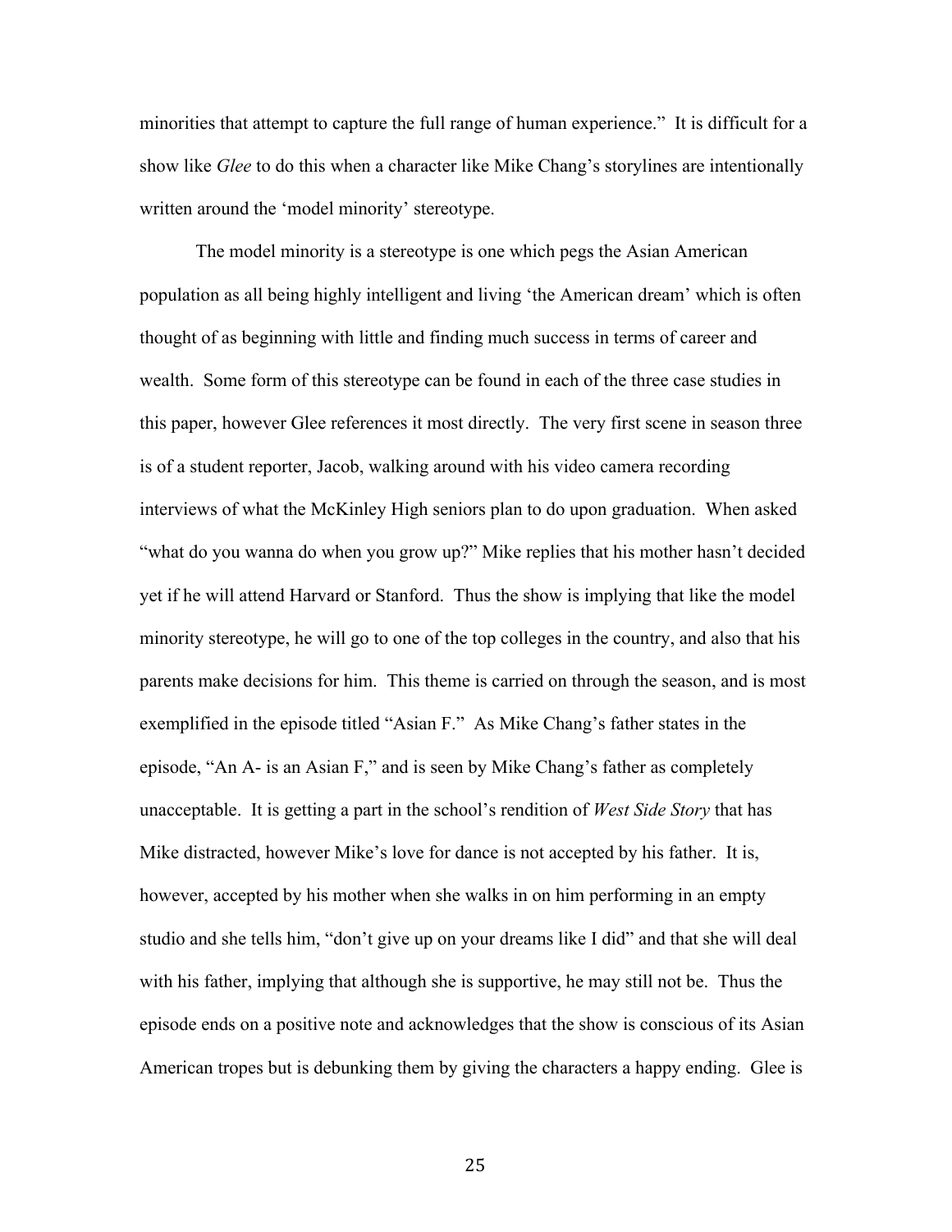minorities that attempt to capture the full range of human experience." It is difficult for a show like *Glee* to do this when a character like Mike Chang's storylines are intentionally written around the 'model minority' stereotype.

The model minority is a stereotype is one which pegs the Asian American population as all being highly intelligent and living 'the American dream' which is often thought of as beginning with little and finding much success in terms of career and wealth. Some form of this stereotype can be found in each of the three case studies in this paper, however Glee references it most directly. The very first scene in season three is of a student reporter, Jacob, walking around with his video camera recording interviews of what the McKinley High seniors plan to do upon graduation. When asked "what do you wanna do when you grow up?" Mike replies that his mother hasn't decided yet if he will attend Harvard or Stanford. Thus the show is implying that like the model minority stereotype, he will go to one of the top colleges in the country, and also that his parents make decisions for him. This theme is carried on through the season, and is most exemplified in the episode titled "Asian F." As Mike Chang's father states in the episode, "An A- is an Asian F," and is seen by Mike Chang's father as completely unacceptable. It is getting a part in the school's rendition of *West Side Story* that has Mike distracted, however Mike's love for dance is not accepted by his father. It is, however, accepted by his mother when she walks in on him performing in an empty studio and she tells him, "don't give up on your dreams like I did" and that she will deal with his father, implying that although she is supportive, he may still not be. Thus the episode ends on a positive note and acknowledges that the show is conscious of its Asian American tropes but is debunking them by giving the characters a happy ending. Glee is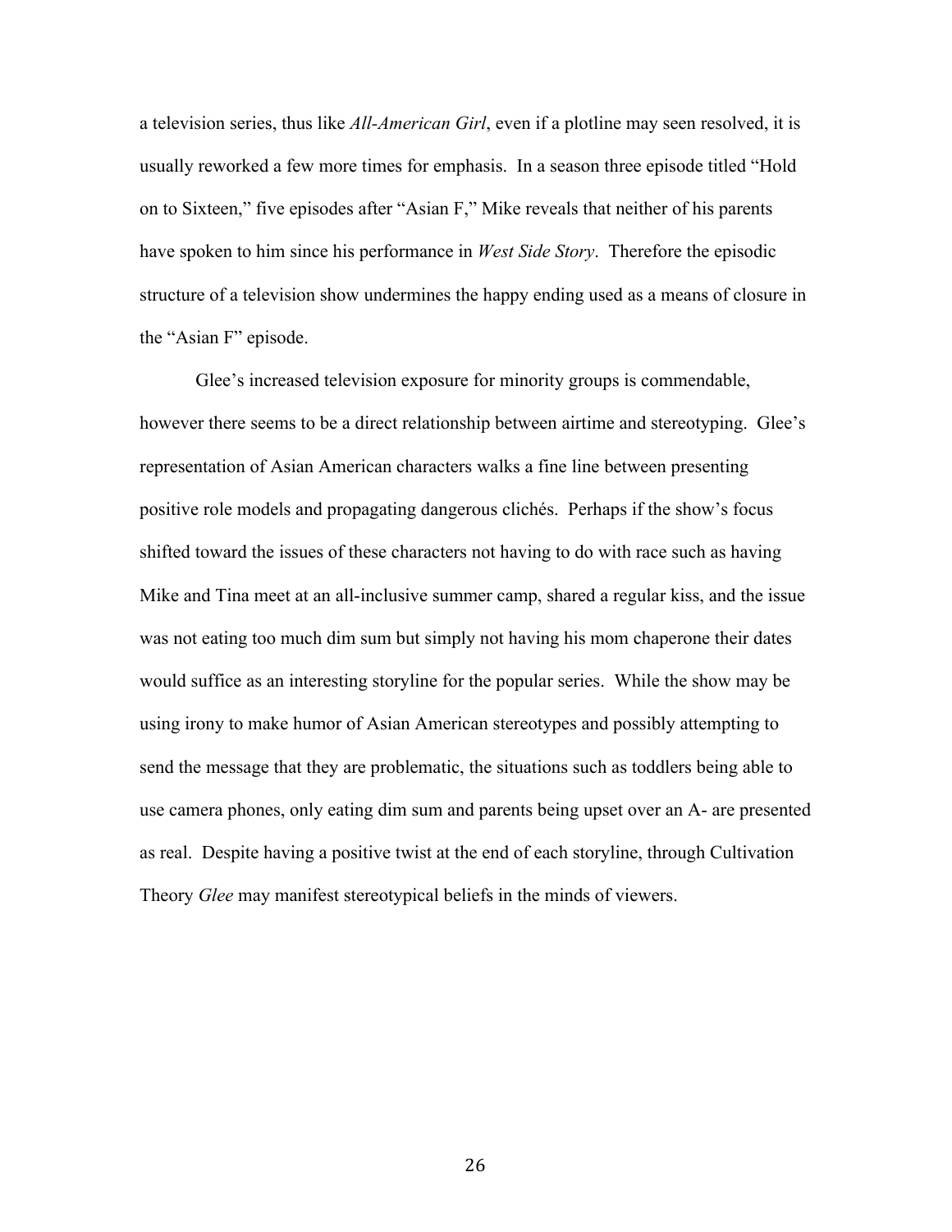a television series, thus like *All-American Girl*, even if a plotline may seen resolved, it is usually reworked a few more times for emphasis. In a season three episode titled "Hold on to Sixteen," five episodes after "Asian F," Mike reveals that neither of his parents have spoken to him since his performance in *West Side Story*. Therefore the episodic structure of a television show undermines the happy ending used as a means of closure in the "Asian F" episode.

Glee's increased television exposure for minority groups is commendable, however there seems to be a direct relationship between airtime and stereotyping. Glee's representation of Asian American characters walks a fine line between presenting positive role models and propagating dangerous clichés. Perhaps if the show's focus shifted toward the issues of these characters not having to do with race such as having Mike and Tina meet at an all-inclusive summer camp, shared a regular kiss, and the issue was not eating too much dim sum but simply not having his mom chaperone their dates would suffice as an interesting storyline for the popular series. While the show may be using irony to make humor of Asian American stereotypes and possibly attempting to send the message that they are problematic, the situations such as toddlers being able to use camera phones, only eating dim sum and parents being upset over an A- are presented as real. Despite having a positive twist at the end of each storyline, through Cultivation Theory *Glee* may manifest stereotypical beliefs in the minds of viewers.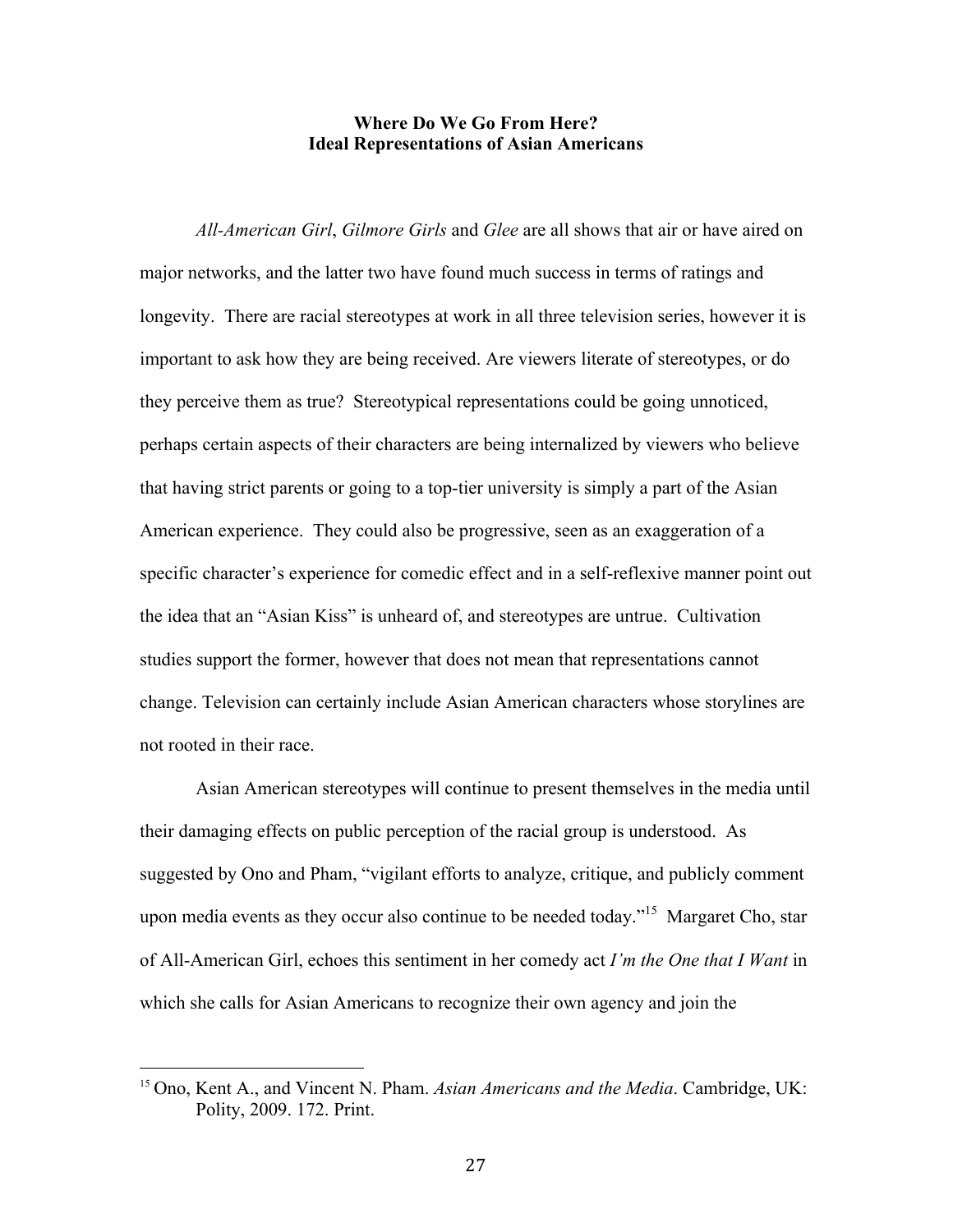## Where Do We Go From Here?
## Ideal Representations of Asian Americans

*All-American Girl*, *Gilmore Girls* and *Glee* are all shows that air or have aired on major networks, and the latter two have found much success in terms of ratings and longevity. There are racial stereotypes at work in all three television series, however it is important to ask how they are being received. Are viewers literate of stereotypes, or do they perceive them as true? Stereotypical representations could be going unnoticed, perhaps certain aspects of their characters are being internalized by viewers who believe that having strict parents or going to a top-tier university is simply a part of the Asian American experience. They could also be progressive, seen as an exaggeration of a specific character's experience for comedic effect and in a self-reflexive manner point out the idea that an "Asian Kiss" is unheard of, and stereotypes are untrue. Cultivation studies support the former, however that does not mean that representations cannot change. Television can certainly include Asian American characters whose storylines are not rooted in their race.

Asian American stereotypes will continue to present themselves in the media until their damaging effects on public perception of the racial group is understood. As suggested by Ono and Pham, "vigilant efforts to analyze, critique, and publicly comment upon media events as they occur also continue to be needed today."[15] Margaret Cho, star of All-American Girl, echoes this sentiment in her comedy act *I'm the One that I Want* in which she calls for Asian Americans to recognize their own agency and join the

---

[15] Ono, Kent A., and Vincent N. Pham. *Asian Americans and the Media*. Cambridge, UK: Polity, 2009. 172. Print.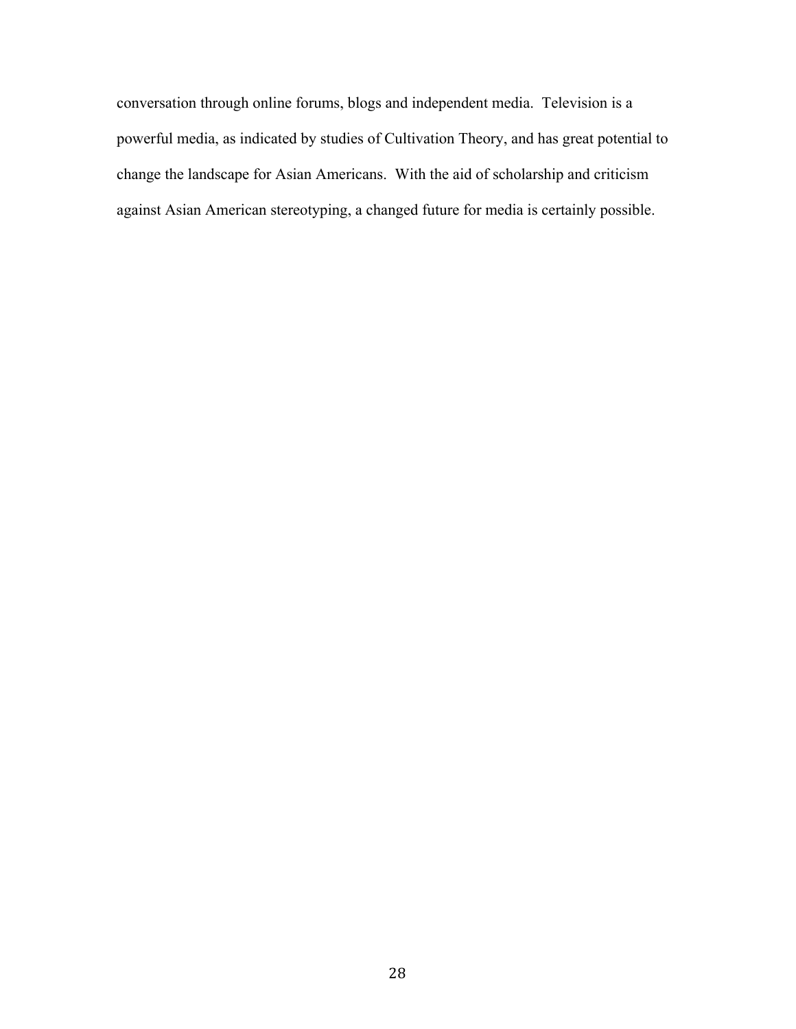conversation through online forums, blogs and independent media. Television is a powerful media, as indicated by studies of Cultivation Theory, and has great potential to change the landscape for Asian Americans. With the aid of scholarship and criticism against Asian American stereotyping, a changed future for media is certainly possible.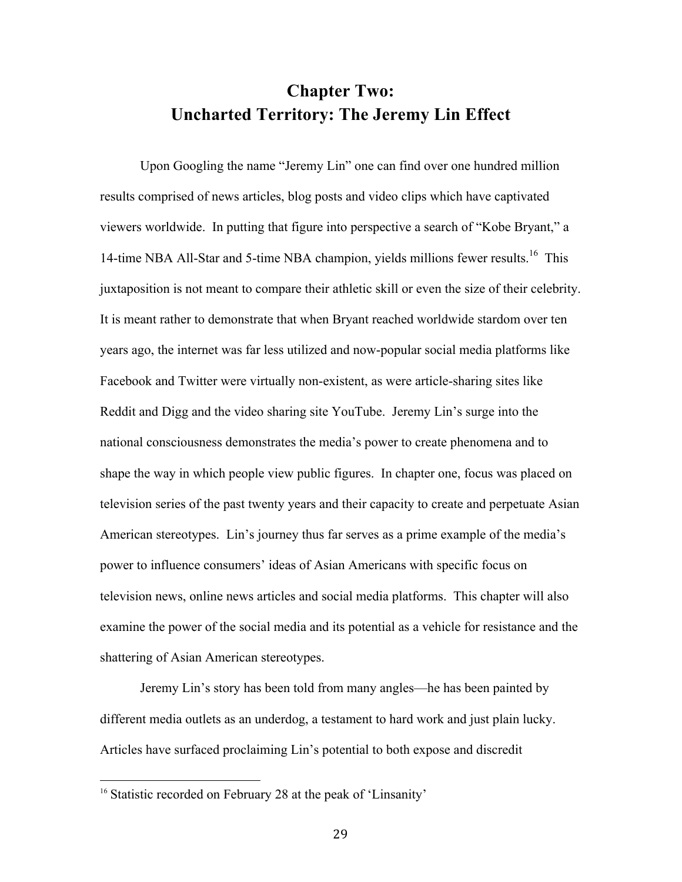# Chapter Two:
# Uncharted Territory: The Jeremy Lin Effect

Upon Googling the name "Jeremy Lin" one can find over one hundred million results comprised of news articles, blog posts and video clips which have captivated viewers worldwide. In putting that figure into perspective a search of "Kobe Bryant," a 14-time NBA All-Star and 5-time NBA champion, yields millions fewer results.[16] This juxtaposition is not meant to compare their athletic skill or even the size of their celebrity. It is meant rather to demonstrate that when Bryant reached worldwide stardom over ten years ago, the internet was far less utilized and now-popular social media platforms like Facebook and Twitter were virtually non-existent, as were article-sharing sites like Reddit and Digg and the video sharing site YouTube. Jeremy Lin's surge into the national consciousness demonstrates the media's power to create phenomena and to shape the way in which people view public figures. In chapter one, focus was placed on television series of the past twenty years and their capacity to create and perpetuate Asian American stereotypes. Lin's journey thus far serves as a prime example of the media's power to influence consumers' ideas of Asian Americans with specific focus on television news, online news articles and social media platforms. This chapter will also examine the power of the social media and its potential as a vehicle for resistance and the shattering of Asian American stereotypes.

Jeremy Lin's story has been told from many angles—he has been painted by different media outlets as an underdog, a testament to hard work and just plain lucky. Articles have surfaced proclaiming Lin's potential to both expose and discredit

---

[16] Statistic recorded on February 28 at the peak of 'Linsanity'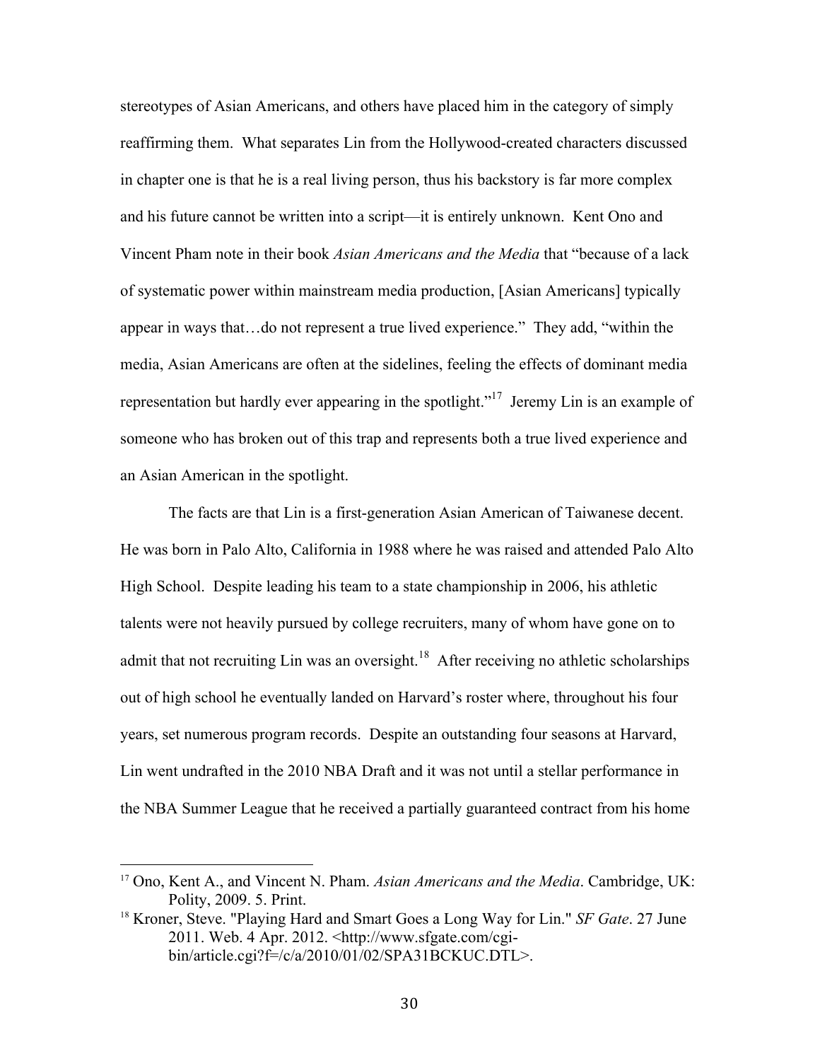stereotypes of Asian Americans, and others have placed him in the category of simply reaffirming them. What separates Lin from the Hollywood-created characters discussed in chapter one is that he is a real living person, thus his backstory is far more complex and his future cannot be written into a script—it is entirely unknown. Kent Ono and Vincent Pham note in their book *Asian Americans and the Media* that "because of a lack of systematic power within mainstream media production, [Asian Americans] typically appear in ways that…do not represent a true lived experience." They add, "within the media, Asian Americans are often at the sidelines, feeling the effects of dominant media representation but hardly ever appearing in the spotlight."[17] Jeremy Lin is an example of someone who has broken out of this trap and represents both a true lived experience and an Asian American in the spotlight.

The facts are that Lin is a first-generation Asian American of Taiwanese decent. He was born in Palo Alto, California in 1988 where he was raised and attended Palo Alto High School. Despite leading his team to a state championship in 2006, his athletic talents were not heavily pursued by college recruiters, many of whom have gone on to admit that not recruiting Lin was an oversight.[18] After receiving no athletic scholarships out of high school he eventually landed on Harvard's roster where, throughout his four years, set numerous program records. Despite an outstanding four seasons at Harvard, Lin went undrafted in the 2010 NBA Draft and it was not until a stellar performance in the NBA Summer League that he received a partially guaranteed contract from his home

---

[17] Ono, Kent A., and Vincent N. Pham. *Asian Americans and the Media*. Cambridge, UK: Polity, 2009. 5. Print.

[18] Kroner, Steve. "Playing Hard and Smart Goes a Long Way for Lin." *SF Gate*. 27 June 2011. Web. 4 Apr. 2012. <http://www.sfgate.com/cgi-bin/article.cgi?f=/c/a/2010/01/02/SPA31BCKUC.DTL>.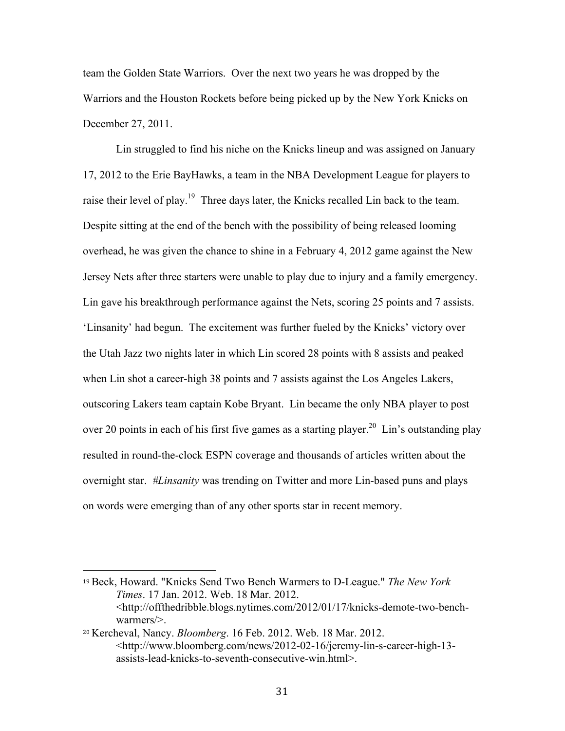team the Golden State Warriors. Over the next two years he was dropped by the Warriors and the Houston Rockets before being picked up by the New York Knicks on December 27, 2011.

Lin struggled to find his niche on the Knicks lineup and was assigned on January 17, 2012 to the Erie BayHawks, a team in the NBA Development League for players to raise their level of play.[19] Three days later, the Knicks recalled Lin back to the team. Despite sitting at the end of the bench with the possibility of being released looming overhead, he was given the chance to shine in a February 4, 2012 game against the New Jersey Nets after three starters were unable to play due to injury and a family emergency. Lin gave his breakthrough performance against the Nets, scoring 25 points and 7 assists. 'Linsanity' had begun. The excitement was further fueled by the Knicks' victory over the Utah Jazz two nights later in which Lin scored 28 points with 8 assists and peaked when Lin shot a career-high 38 points and 7 assists against the Los Angeles Lakers, outscoring Lakers team captain Kobe Bryant. Lin became the only NBA player to post over 20 points in each of his first five games as a starting player.[20] Lin's outstanding play resulted in round-the-clock ESPN coverage and thousands of articles written about the overnight star. *#Linsanity* was trending on Twitter and more Lin-based puns and plays on words were emerging than of any other sports star in recent memory.

---

[19] Beck, Howard. "Knicks Send Two Bench Warmers to D-League." *The New York Times*. 17 Jan. 2012. Web. 18 Mar. 2012. <http://offthedribble.blogs.nytimes.com/2012/01/17/knicks-demote-two-bench-warmers/>.

[20] Kercheval, Nancy. *Bloomberg*. 16 Feb. 2012. Web. 18 Mar. 2012. <http://www.bloomberg.com/news/2012-02-16/jeremy-lin-s-career-high-13-assists-lead-knicks-to-seventh-consecutive-win.html>.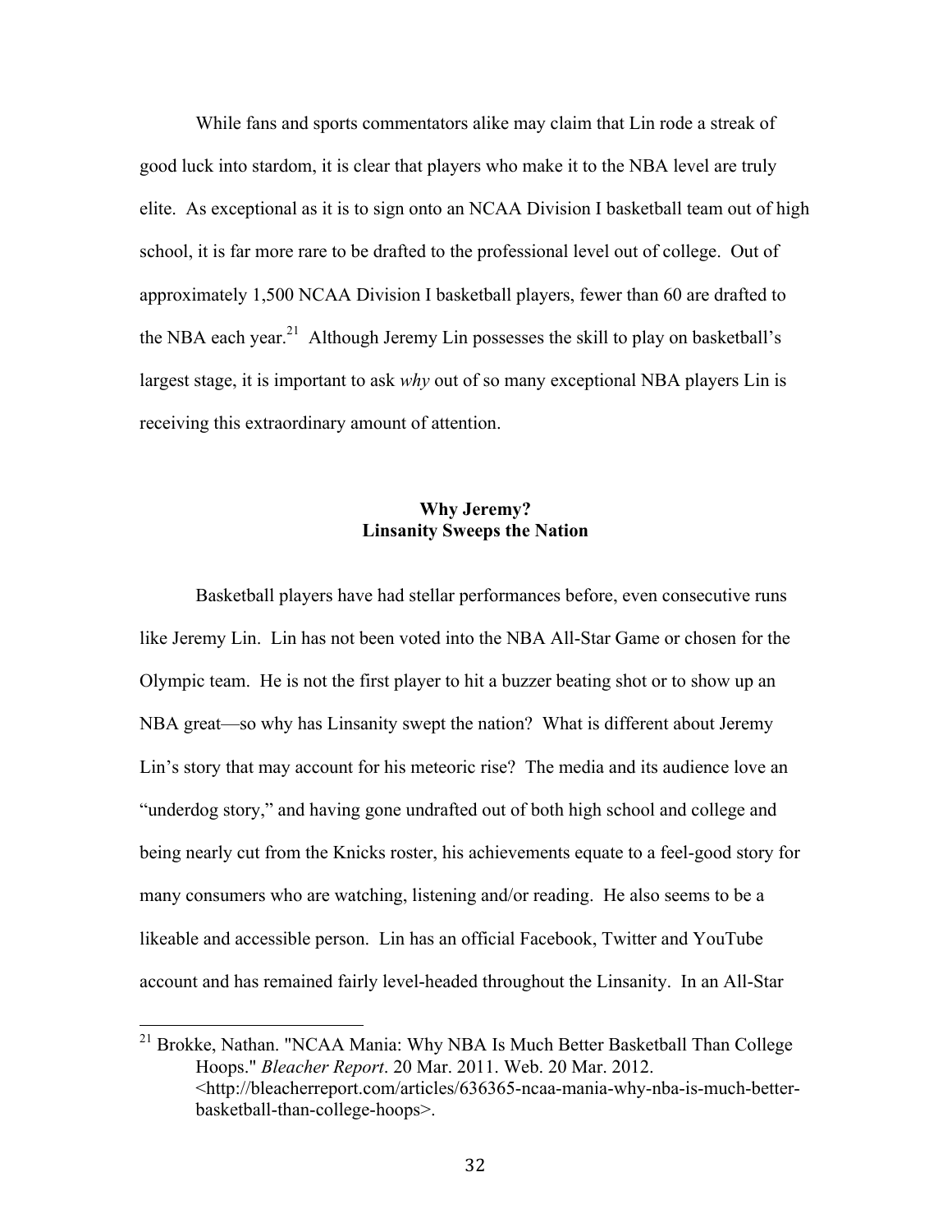While fans and sports commentators alike may claim that Lin rode a streak of good luck into stardom, it is clear that players who make it to the NBA level are truly elite. As exceptional as it is to sign onto an NCAA Division I basketball team out of high school, it is far more rare to be drafted to the professional level out of college. Out of approximately 1,500 NCAA Division I basketball players, fewer than 60 are drafted to the NBA each year.[21] Although Jeremy Lin possesses the skill to play on basketball's largest stage, it is important to ask *why* out of so many exceptional NBA players Lin is receiving this extraordinary amount of attention.

## Why Jeremy?
## Linsanity Sweeps the Nation

Basketball players have had stellar performances before, even consecutive runs like Jeremy Lin. Lin has not been voted into the NBA All-Star Game or chosen for the Olympic team. He is not the first player to hit a buzzer beating shot or to show up an NBA great—so why has Linsanity swept the nation? What is different about Jeremy Lin's story that may account for his meteoric rise? The media and its audience love an "underdog story," and having gone undrafted out of both high school and college and being nearly cut from the Knicks roster, his achievements equate to a feel-good story for many consumers who are watching, listening and/or reading. He also seems to be a likeable and accessible person. Lin has an official Facebook, Twitter and YouTube account and has remained fairly level-headed throughout the Linsanity. In an All-Star

---

[21] Brokke, Nathan. "NCAA Mania: Why NBA Is Much Better Basketball Than College Hoops." *Bleacher Report*. 20 Mar. 2011. Web. 20 Mar. 2012. <http://bleacherreport.com/articles/636365-ncaa-mania-why-nba-is-much-better-basketball-than-college-hoops>.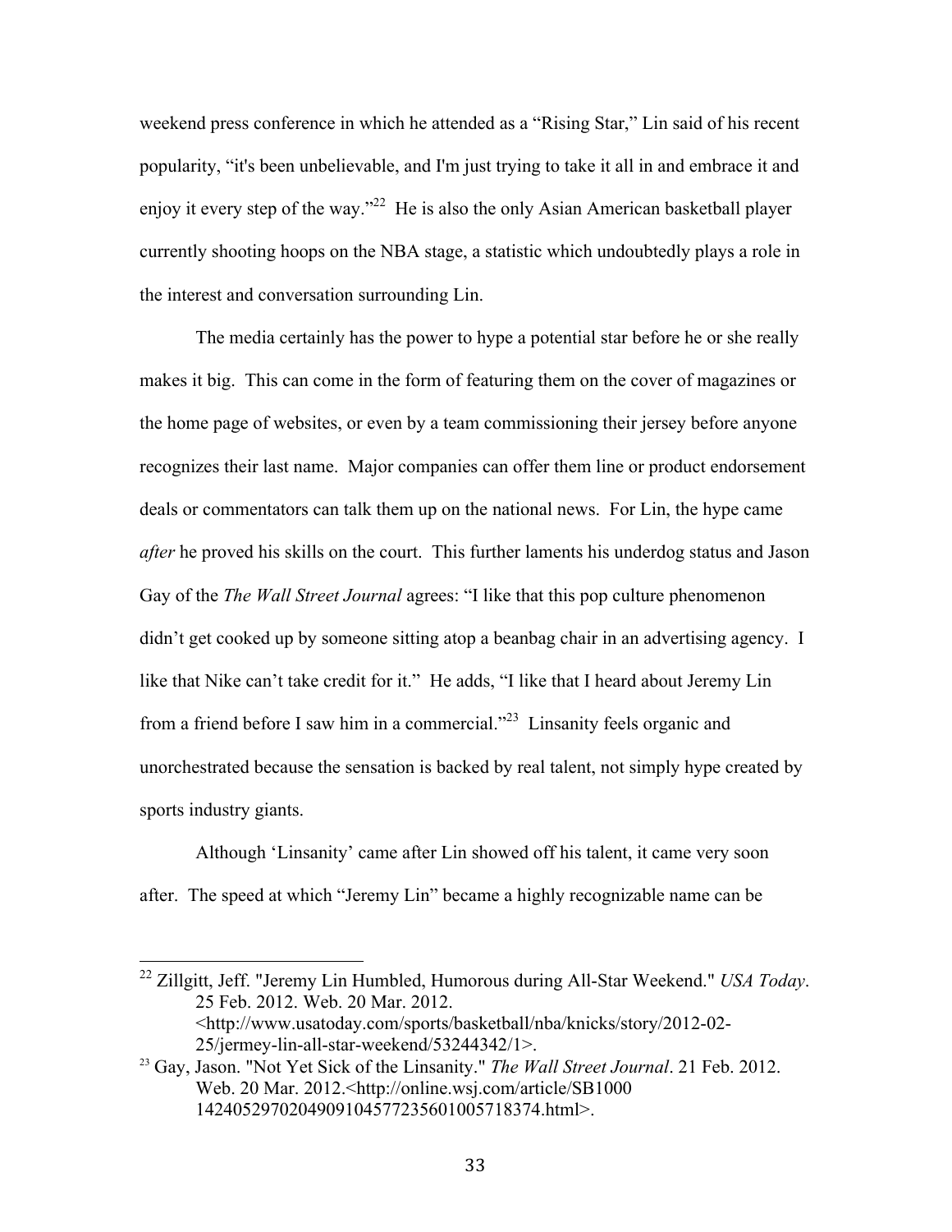weekend press conference in which he attended as a "Rising Star," Lin said of his recent popularity, "it's been unbelievable, and I'm just trying to take it all in and embrace it and enjoy it every step of the way."[22] He is also the only Asian American basketball player currently shooting hoops on the NBA stage, a statistic which undoubtedly plays a role in the interest and conversation surrounding Lin.

The media certainly has the power to hype a potential star before he or she really makes it big. This can come in the form of featuring them on the cover of magazines or the home page of websites, or even by a team commissioning their jersey before anyone recognizes their last name. Major companies can offer them line or product endorsement deals or commentators can talk them up on the national news. For Lin, the hype came *after* he proved his skills on the court. This further laments his underdog status and Jason Gay of the *The Wall Street Journal* agrees: "I like that this pop culture phenomenon didn't get cooked up by someone sitting atop a beanbag chair in an advertising agency. I like that Nike can't take credit for it." He adds, "I like that I heard about Jeremy Lin from a friend before I saw him in a commercial."[23] Linsanity feels organic and unorchestrated because the sensation is backed by real talent, not simply hype created by sports industry giants.

Although 'Linsanity' came after Lin showed off his talent, it came very soon after. The speed at which "Jeremy Lin" became a highly recognizable name can be

---

[22] Zillgitt, Jeff. "Jeremy Lin Humbled, Humorous during All-Star Weekend." *USA Today*. 25 Feb. 2012. Web. 20 Mar. 2012. <http://www.usatoday.com/sports/basketball/nba/knicks/story/2012-02-25/jermey-lin-all-star-weekend/53244342/1>.

[23] Gay, Jason. "Not Yet Sick of the Linsanity." *The Wall Street Journal*. 21 Feb. 2012. Web. 20 Mar. 2012.<http://online.wsj.com/article/SB1000 1424052970204909104577235601005718374.html>.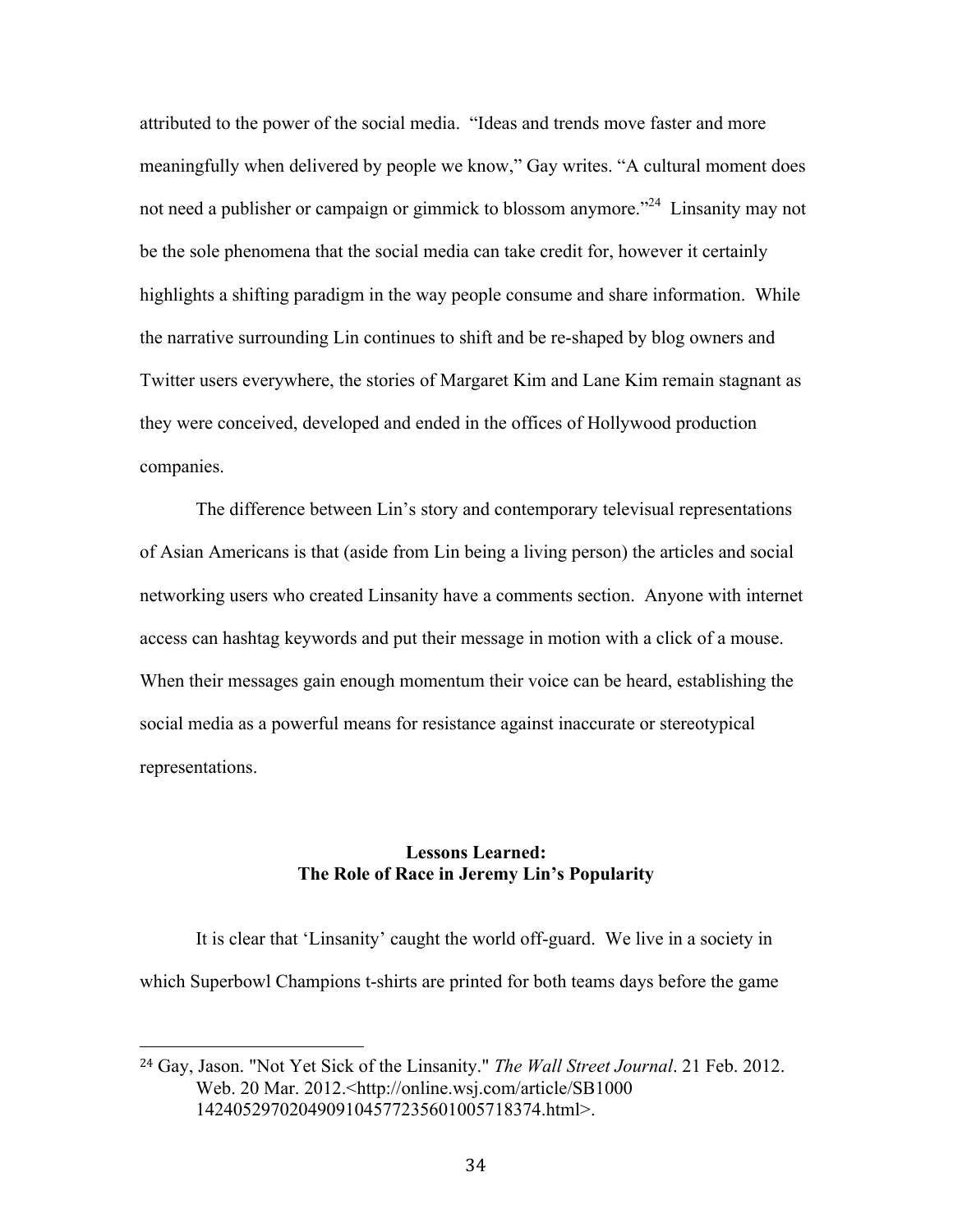attributed to the power of the social media. "Ideas and trends move faster and more meaningfully when delivered by people we know," Gay writes. "A cultural moment does not need a publisher or campaign or gimmick to blossom anymore."[24] Linsanity may not be the sole phenomena that the social media can take credit for, however it certainly highlights a shifting paradigm in the way people consume and share information. While the narrative surrounding Lin continues to shift and be re-shaped by blog owners and Twitter users everywhere, the stories of Margaret Kim and Lane Kim remain stagnant as they were conceived, developed and ended in the offices of Hollywood production companies.

The difference between Lin's story and contemporary televisual representations of Asian Americans is that (aside from Lin being a living person) the articles and social networking users who created Linsanity have a comments section. Anyone with internet access can hashtag keywords and put their message in motion with a click of a mouse. When their messages gain enough momentum their voice can be heard, establishing the social media as a powerful means for resistance against inaccurate or stereotypical representations.

## Lessons Learned:
## The Role of Race in Jeremy Lin's Popularity

It is clear that 'Linsanity' caught the world off-guard. We live in a society in which Superbowl Champions t-shirts are printed for both teams days before the game

---

[24] Gay, Jason. "Not Yet Sick of the Linsanity." *The Wall Street Journal*. 21 Feb. 2012. Web. 20 Mar. 2012.<http://online.wsj.com/article/SB1000 1424052970204909104577235601005718374.html>.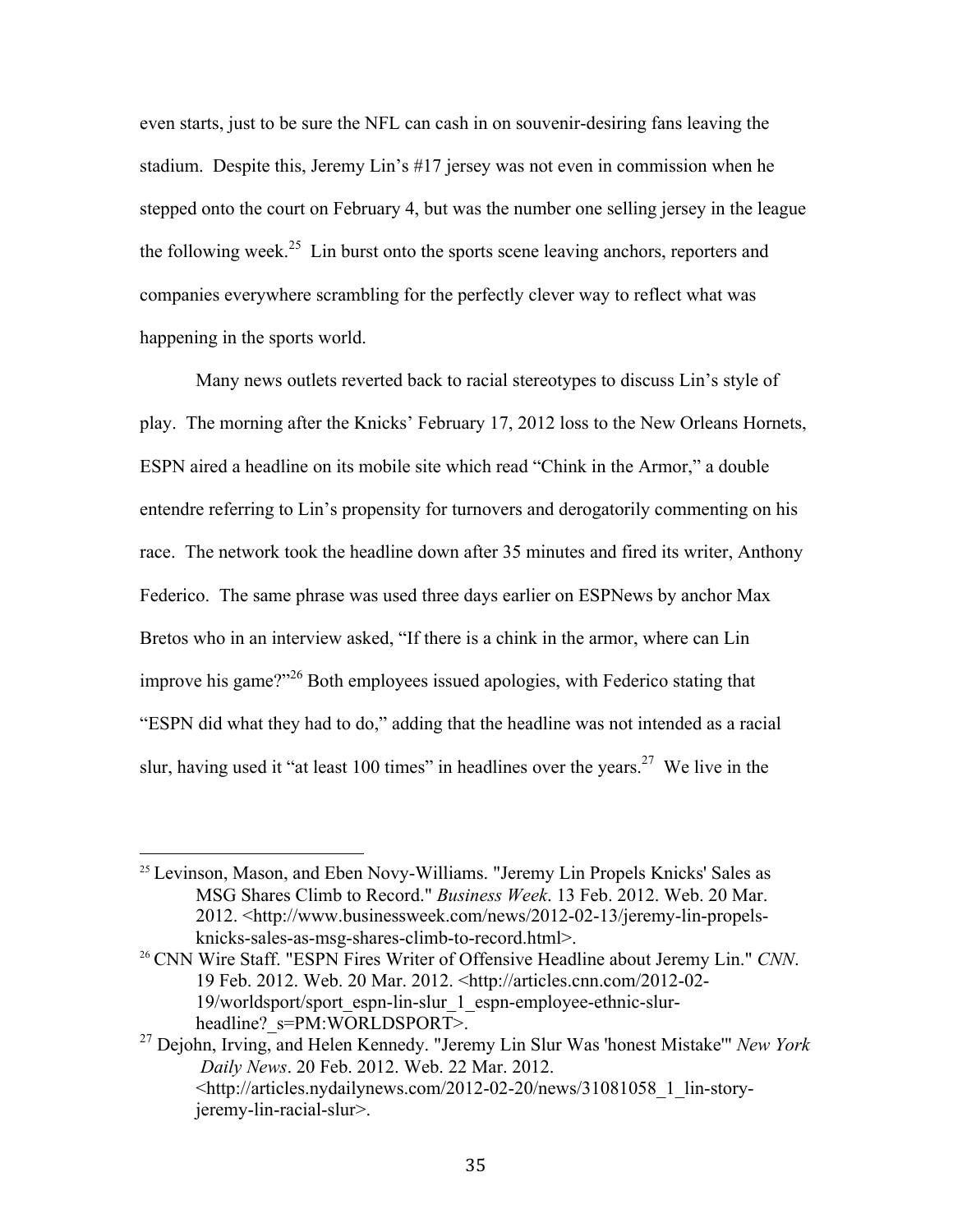even starts, just to be sure the NFL can cash in on souvenir-desiring fans leaving the stadium. Despite this, Jeremy Lin's #17 jersey was not even in commission when he stepped onto the court on February 4, but was the number one selling jersey in the league the following week.[25] Lin burst onto the sports scene leaving anchors, reporters and companies everywhere scrambling for the perfectly clever way to reflect what was happening in the sports world.

Many news outlets reverted back to racial stereotypes to discuss Lin's style of play. The morning after the Knicks' February 17, 2012 loss to the New Orleans Hornets, ESPN aired a headline on its mobile site which read "Chink in the Armor," a double entendre referring to Lin's propensity for turnovers and derogatorily commenting on his race. The network took the headline down after 35 minutes and fired its writer, Anthony Federico. The same phrase was used three days earlier on ESPNews by anchor Max Bretos who in an interview asked, "If there is a chink in the armor, where can Lin improve his game?"[26] Both employees issued apologies, with Federico stating that "ESPN did what they had to do," adding that the headline was not intended as a racial slur, having used it "at least 100 times" in headlines over the years.[27] We live in the

---

[25] Levinson, Mason, and Eben Novy-Williams. "Jeremy Lin Propels Knicks' Sales as MSG Shares Climb to Record." *Business Week*. 13 Feb. 2012. Web. 20 Mar. 2012. <http://www.businessweek.com/news/2012-02-13/jeremy-lin-propels-knicks-sales-as-msg-shares-climb-to-record.html>.

[26] CNN Wire Staff. "ESPN Fires Writer of Offensive Headline about Jeremy Lin." *CNN*. 19 Feb. 2012. Web. 20 Mar. 2012. <http://articles.cnn.com/2012-02-19/worldsport/sport_espn-lin-slur_1_espn-employee-ethnic-slur-headline?_s=PM:WORLDSPORT>.

[27] Dejohn, Irving, and Helen Kennedy. "Jeremy Lin Slur Was 'honest Mistake'" *New York Daily News*. 20 Feb. 2012. Web. 22 Mar. 2012. <http://articles.nydailynews.com/2012-02-20/news/31081058_1_lin-story-jeremy-lin-racial-slur>.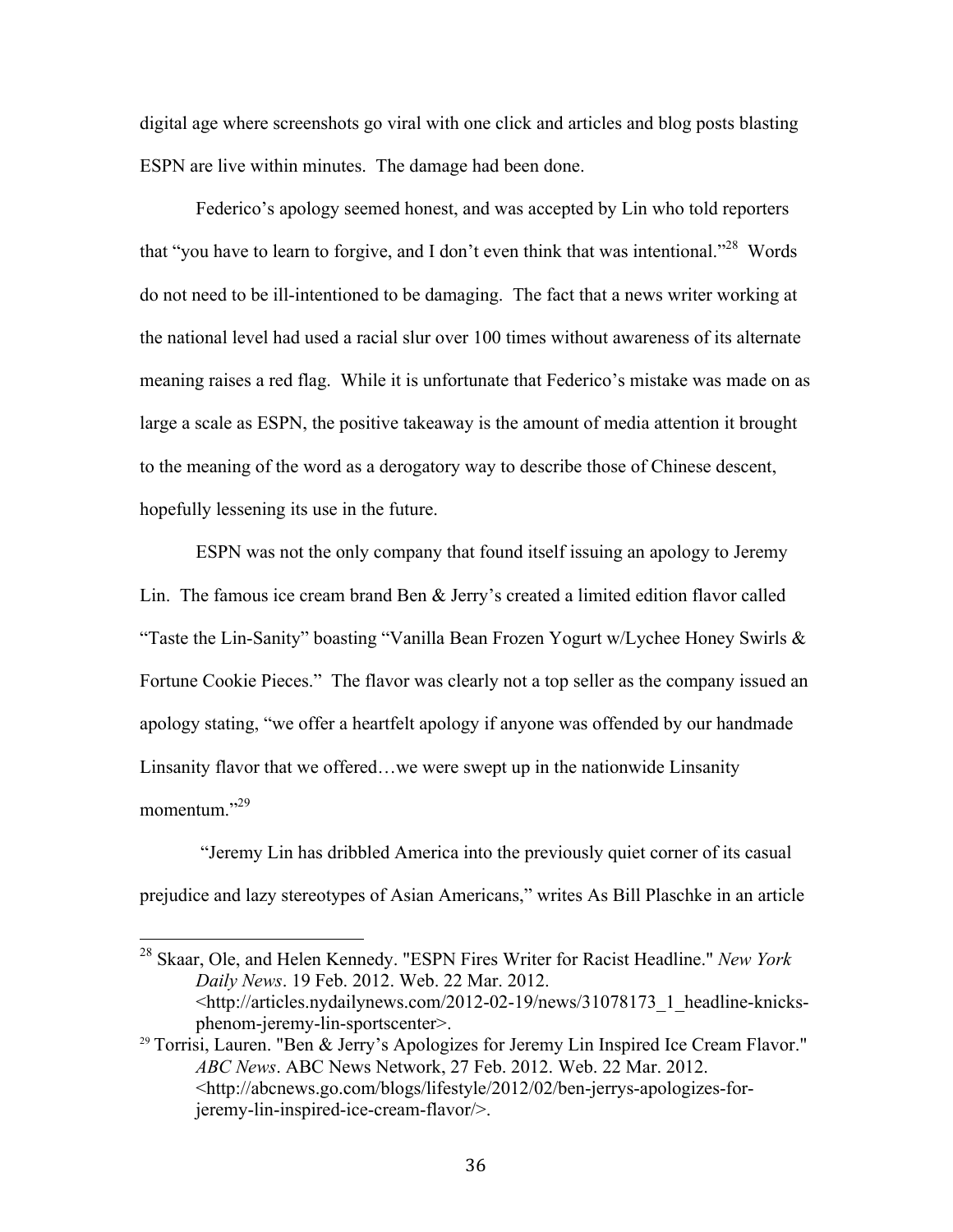digital age where screenshots go viral with one click and articles and blog posts blasting ESPN are live within minutes. The damage had been done.

Federico's apology seemed honest, and was accepted by Lin who told reporters that "you have to learn to forgive, and I don't even think that was intentional."[28] Words do not need to be ill-intentioned to be damaging. The fact that a news writer working at the national level had used a racial slur over 100 times without awareness of its alternate meaning raises a red flag. While it is unfortunate that Federico's mistake was made on as large a scale as ESPN, the positive takeaway is the amount of media attention it brought to the meaning of the word as a derogatory way to describe those of Chinese descent, hopefully lessening its use in the future.

ESPN was not the only company that found itself issuing an apology to Jeremy Lin. The famous ice cream brand Ben & Jerry's created a limited edition flavor called "Taste the Lin-Sanity" boasting "Vanilla Bean Frozen Yogurt w/Lychee Honey Swirls & Fortune Cookie Pieces." The flavor was clearly not a top seller as the company issued an apology stating, "we offer a heartfelt apology if anyone was offended by our handmade Linsanity flavor that we offered…we were swept up in the nationwide Linsanity momentum."[29]

"Jeremy Lin has dribbled America into the previously quiet corner of its casual prejudice and lazy stereotypes of Asian Americans," writes As Bill Plaschke in an article

---

[28] Skaar, Ole, and Helen Kennedy. "ESPN Fires Writer for Racist Headline." *New York Daily News*. 19 Feb. 2012. Web. 22 Mar. 2012. <http://articles.nydailynews.com/2012-02-19/news/31078173_1_headline-knicks-phenom-jeremy-lin-sportscenter>.

[29] Torrisi, Lauren. "Ben & Jerry's Apologizes for Jeremy Lin Inspired Ice Cream Flavor." *ABC News*. ABC News Network, 27 Feb. 2012. Web. 22 Mar. 2012. <http://abcnews.go.com/blogs/lifestyle/2012/02/ben-jerrys-apologizes-for-jeremy-lin-inspired-ice-cream-flavor/>.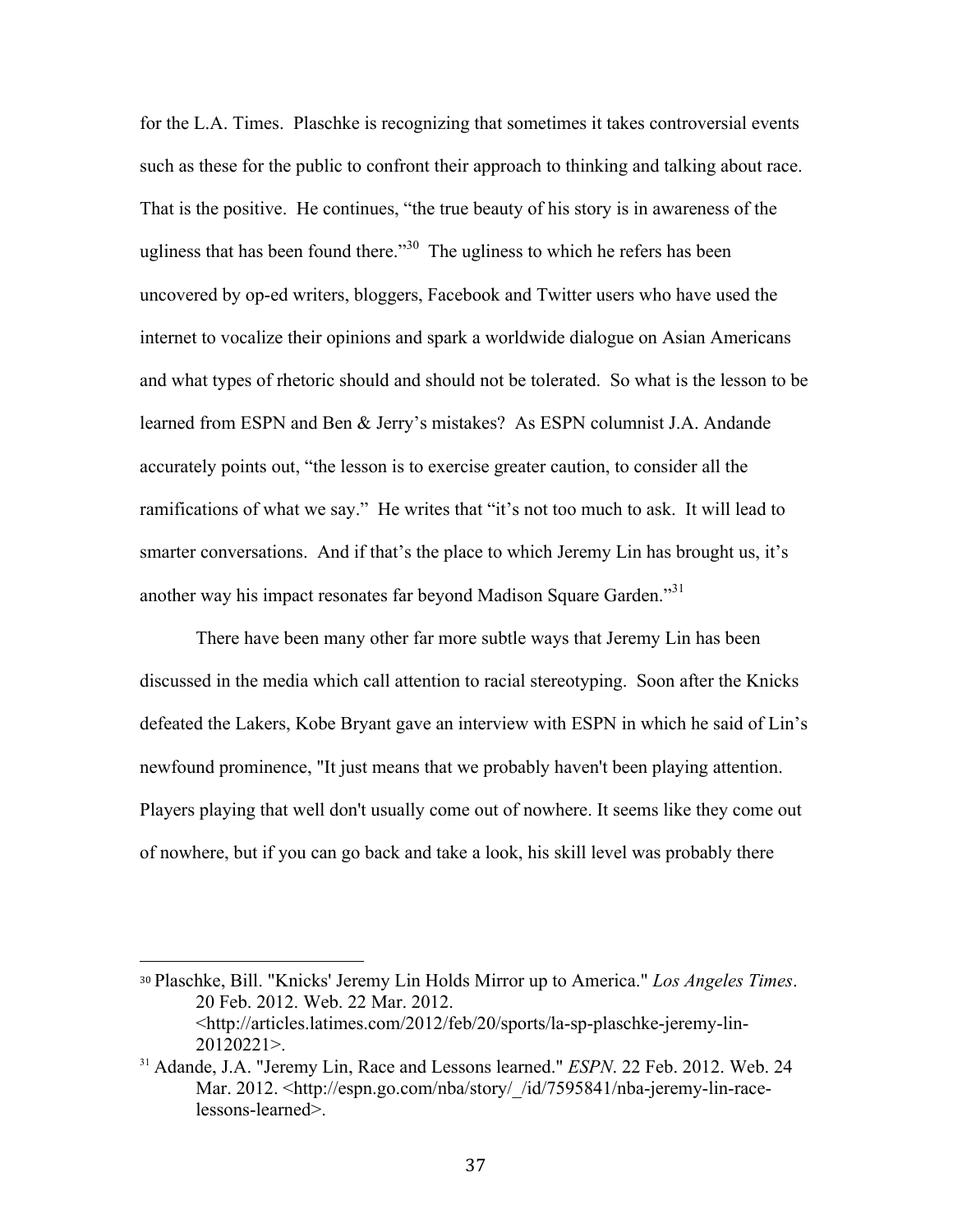for the L.A. Times. Plaschke is recognizing that sometimes it takes controversial events such as these for the public to confront their approach to thinking and talking about race. That is the positive. He continues, "the true beauty of his story is in awareness of the ugliness that has been found there."[30] The ugliness to which he refers has been uncovered by op-ed writers, bloggers, Facebook and Twitter users who have used the internet to vocalize their opinions and spark a worldwide dialogue on Asian Americans and what types of rhetoric should and should not be tolerated. So what is the lesson to be learned from ESPN and Ben & Jerry's mistakes? As ESPN columnist J.A. Andande accurately points out, "the lesson is to exercise greater caution, to consider all the ramifications of what we say." He writes that "it's not too much to ask. It will lead to smarter conversations. And if that's the place to which Jeremy Lin has brought us, it's another way his impact resonates far beyond Madison Square Garden."[31]

There have been many other far more subtle ways that Jeremy Lin has been discussed in the media which call attention to racial stereotyping. Soon after the Knicks defeated the Lakers, Kobe Bryant gave an interview with ESPN in which he said of Lin's newfound prominence, "It just means that we probably haven't been playing attention. Players playing that well don't usually come out of nowhere. It seems like they come out of nowhere, but if you can go back and take a look, his skill level was probably there

---

[30] Plaschke, Bill. "Knicks' Jeremy Lin Holds Mirror up to America." *Los Angeles Times*. 20 Feb. 2012. Web. 22 Mar. 2012. <http://articles.latimes.com/2012/feb/20/sports/la-sp-plaschke-jeremy-lin-20120221>.

[31] Adande, J.A. "Jeremy Lin, Race and Lessons learned." *ESPN*. 22 Feb. 2012. Web. 24 Mar. 2012. <http://espn.go.com/nba/story/_/id/7595841/nba-jeremy-lin-race-lessons-learned>.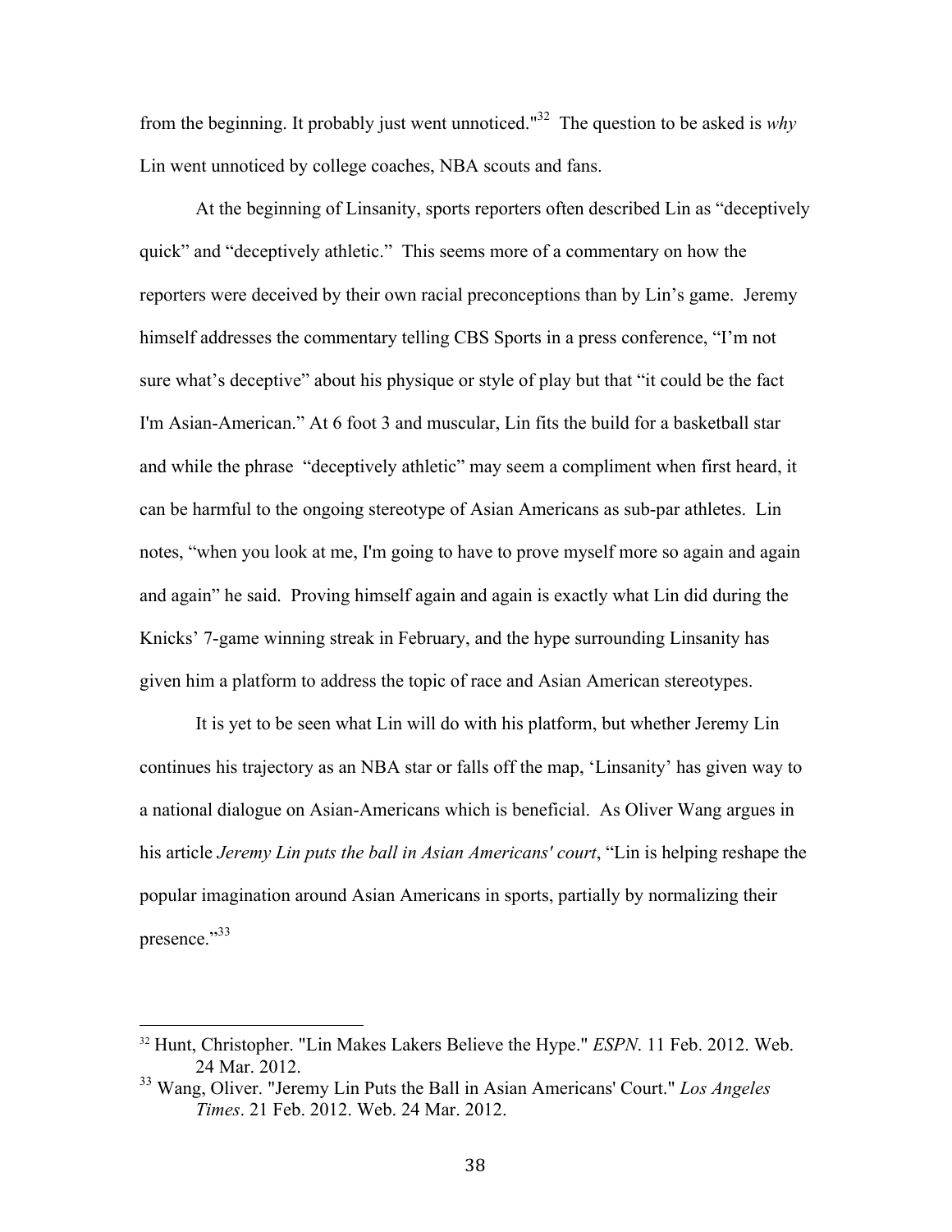from the beginning. It probably just went unnoticed."[32] The question to be asked is *why* Lin went unnoticed by college coaches, NBA scouts and fans.

At the beginning of Linsanity, sports reporters often described Lin as "deceptively quick" and "deceptively athletic." This seems more of a commentary on how the reporters were deceived by their own racial preconceptions than by Lin's game. Jeremy himself addresses the commentary telling CBS Sports in a press conference, "I'm not sure what's deceptive" about his physique or style of play but that "it could be the fact I'm Asian-American." At 6 foot 3 and muscular, Lin fits the build for a basketball star and while the phrase "deceptively athletic" may seem a compliment when first heard, it can be harmful to the ongoing stereotype of Asian Americans as sub-par athletes. Lin notes, "when you look at me, I'm going to have to prove myself more so again and again and again" he said. Proving himself again and again is exactly what Lin did during the Knicks' 7-game winning streak in February, and the hype surrounding Linsanity has given him a platform to address the topic of race and Asian American stereotypes.

It is yet to be seen what Lin will do with his platform, but whether Jeremy Lin continues his trajectory as an NBA star or falls off the map, 'Linsanity' has given way to a national dialogue on Asian-Americans which is beneficial. As Oliver Wang argues in his article *Jeremy Lin puts the ball in Asian Americans' court*, "Lin is helping reshape the popular imagination around Asian Americans in sports, partially by normalizing their presence."[33]

---

[32] Hunt, Christopher. "Lin Makes Lakers Believe the Hype." *ESPN*. 11 Feb. 2012. Web. 24 Mar. 2012.

[33] Wang, Oliver. "Jeremy Lin Puts the Ball in Asian Americans' Court." *Los Angeles Times*. 21 Feb. 2012. Web. 24 Mar. 2012.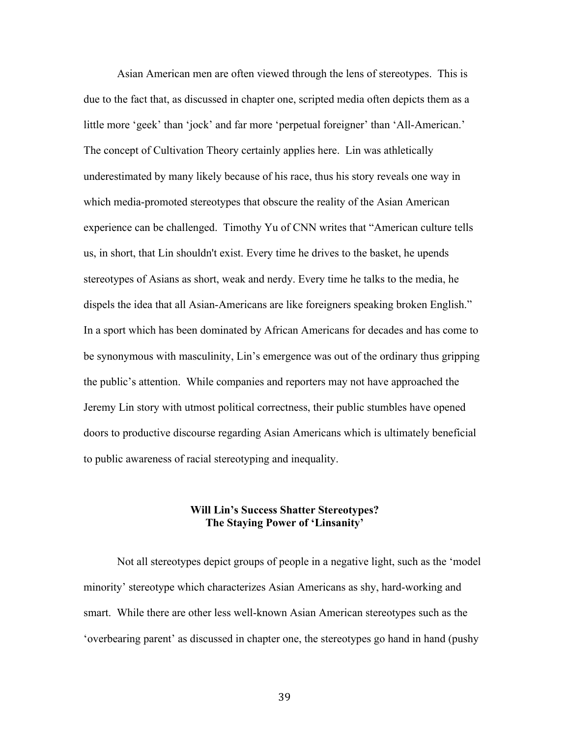Asian American men are often viewed through the lens of stereotypes. This is due to the fact that, as discussed in chapter one, scripted media often depicts them as a little more 'geek' than 'jock' and far more 'perpetual foreigner' than 'All-American.' The concept of Cultivation Theory certainly applies here. Lin was athletically underestimated by many likely because of his race, thus his story reveals one way in which media-promoted stereotypes that obscure the reality of the Asian American experience can be challenged. Timothy Yu of CNN writes that "American culture tells us, in short, that Lin shouldn't exist. Every time he drives to the basket, he upends stereotypes of Asians as short, weak and nerdy. Every time he talks to the media, he dispels the idea that all Asian-Americans are like foreigners speaking broken English." In a sport which has been dominated by African Americans for decades and has come to be synonymous with masculinity, Lin's emergence was out of the ordinary thus gripping the public's attention. While companies and reporters may not have approached the Jeremy Lin story with utmost political correctness, their public stumbles have opened doors to productive discourse regarding Asian Americans which is ultimately beneficial to public awareness of racial stereotyping and inequality.

## Will Lin's Success Shatter Stereotypes? The Staying Power of 'Linsanity'

Not all stereotypes depict groups of people in a negative light, such as the 'model minority' stereotype which characterizes Asian Americans as shy, hard-working and smart. While there are other less well-known Asian American stereotypes such as the 'overbearing parent' as discussed in chapter one, the stereotypes go hand in hand (pushy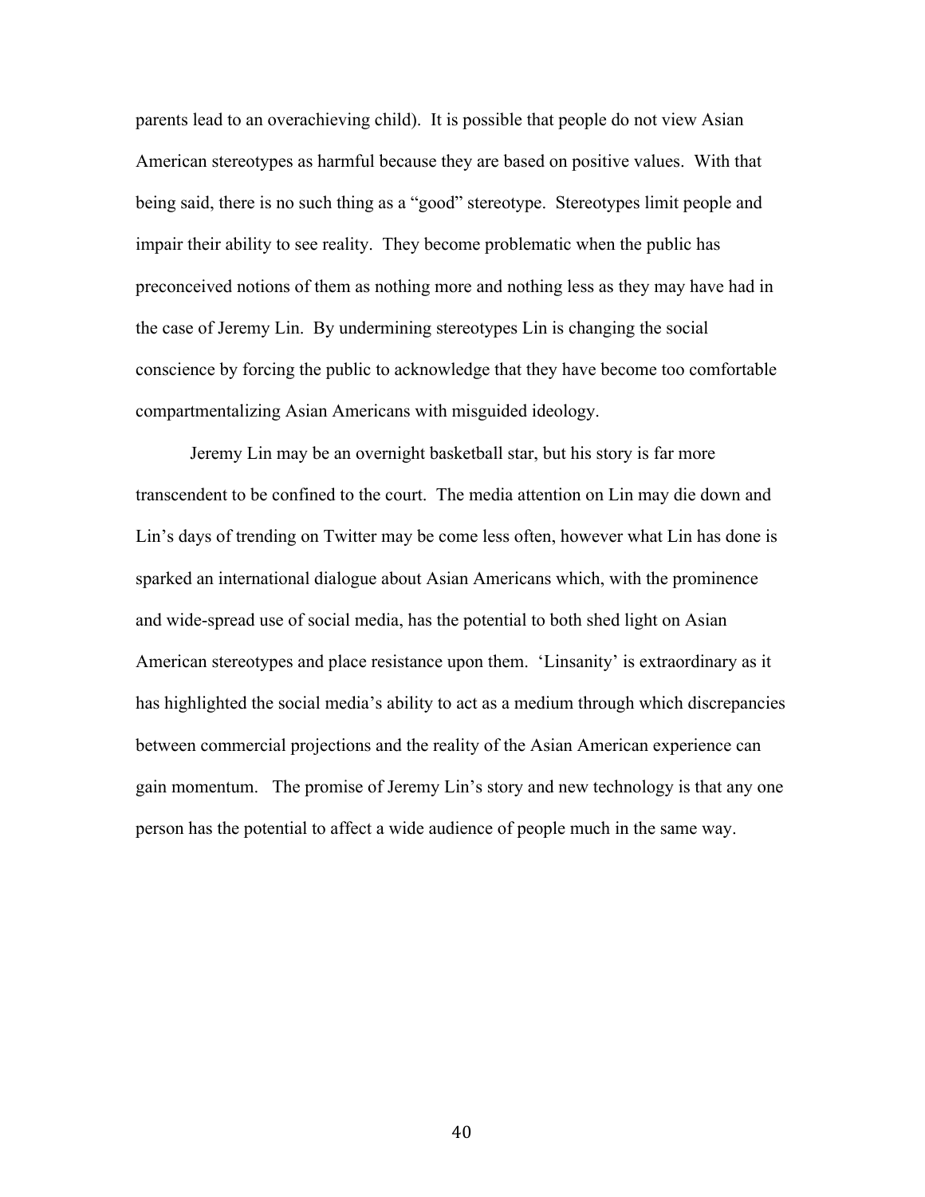parents lead to an overachieving child). It is possible that people do not view Asian American stereotypes as harmful because they are based on positive values. With that being said, there is no such thing as a "good" stereotype. Stereotypes limit people and impair their ability to see reality. They become problematic when the public has preconceived notions of them as nothing more and nothing less as they may have had in the case of Jeremy Lin. By undermining stereotypes Lin is changing the social conscience by forcing the public to acknowledge that they have become too comfortable compartmentalizing Asian Americans with misguided ideology.

Jeremy Lin may be an overnight basketball star, but his story is far more transcendent to be confined to the court. The media attention on Lin may die down and Lin's days of trending on Twitter may be come less often, however what Lin has done is sparked an international dialogue about Asian Americans which, with the prominence and wide-spread use of social media, has the potential to both shed light on Asian American stereotypes and place resistance upon them. 'Linsanity' is extraordinary as it has highlighted the social media's ability to act as a medium through which discrepancies between commercial projections and the reality of the Asian American experience can gain momentum. The promise of Jeremy Lin's story and new technology is that any one person has the potential to affect a wide audience of people much in the same way.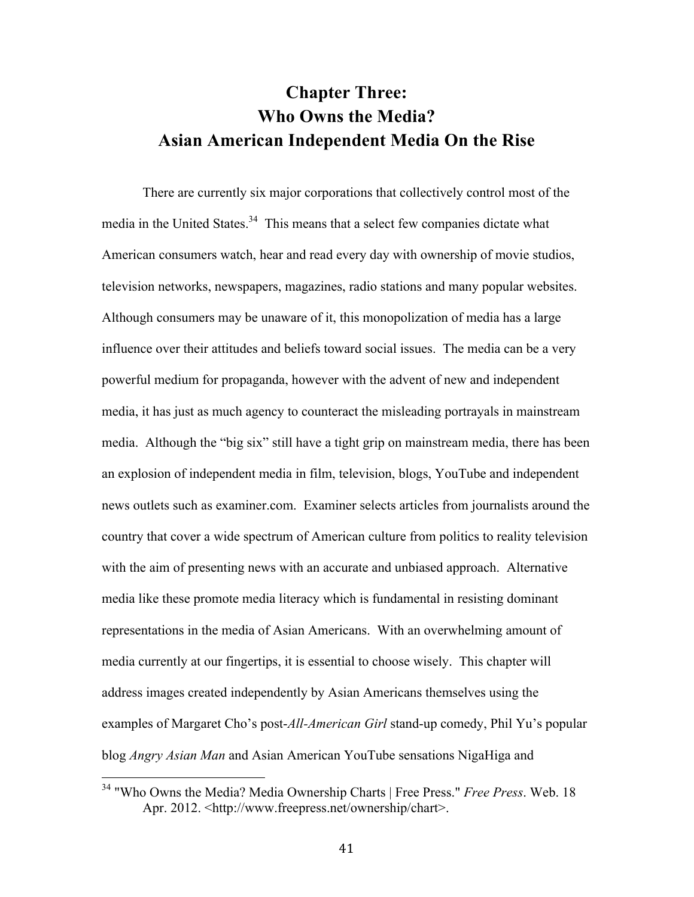# Chapter Three:
# Who Owns the Media?
# Asian American Independent Media On the Rise

There are currently six major corporations that collectively control most of the media in the United States.[34] This means that a select few companies dictate what American consumers watch, hear and read every day with ownership of movie studios, television networks, newspapers, magazines, radio stations and many popular websites. Although consumers may be unaware of it, this monopolization of media has a large influence over their attitudes and beliefs toward social issues. The media can be a very powerful medium for propaganda, however with the advent of new and independent media, it has just as much agency to counteract the misleading portrayals in mainstream media. Although the "big six" still have a tight grip on mainstream media, there has been an explosion of independent media in film, television, blogs, YouTube and independent news outlets such as examiner.com. Examiner selects articles from journalists around the country that cover a wide spectrum of American culture from politics to reality television with the aim of presenting news with an accurate and unbiased approach. Alternative media like these promote media literacy which is fundamental in resisting dominant representations in the media of Asian Americans. With an overwhelming amount of media currently at our fingertips, it is essential to choose wisely. This chapter will address images created independently by Asian Americans themselves using the examples of Margaret Cho's post-*All-American Girl* stand-up comedy, Phil Yu's popular blog *Angry Asian Man* and Asian American YouTube sensations NigaHiga and

---

[34] "Who Owns the Media? Media Ownership Charts | Free Press." *Free Press*. Web. 18 Apr. 2012. <http://www.freepress.net/ownership/chart>.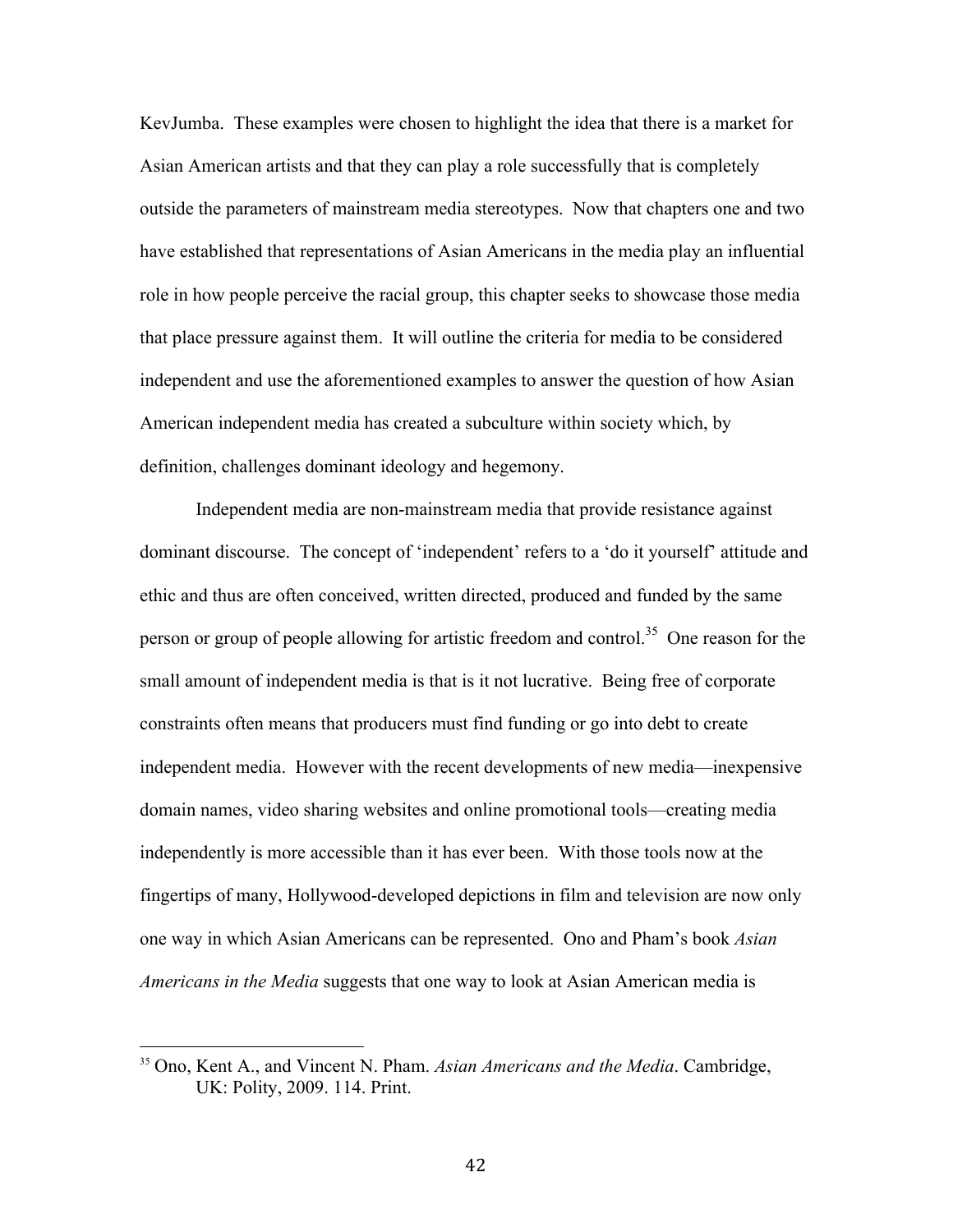KevJumba. These examples were chosen to highlight the idea that there is a market for Asian American artists and that they can play a role successfully that is completely outside the parameters of mainstream media stereotypes. Now that chapters one and two have established that representations of Asian Americans in the media play an influential role in how people perceive the racial group, this chapter seeks to showcase those media that place pressure against them. It will outline the criteria for media to be considered independent and use the aforementioned examples to answer the question of how Asian American independent media has created a subculture within society which, by definition, challenges dominant ideology and hegemony.

Independent media are non-mainstream media that provide resistance against dominant discourse. The concept of 'independent' refers to a 'do it yourself' attitude and ethic and thus are often conceived, written directed, produced and funded by the same person or group of people allowing for artistic freedom and control.[35] One reason for the small amount of independent media is that is it not lucrative. Being free of corporate constraints often means that producers must find funding or go into debt to create independent media. However with the recent developments of new media—inexpensive domain names, video sharing websites and online promotional tools—creating media independently is more accessible than it has ever been. With those tools now at the fingertips of many, Hollywood-developed depictions in film and television are now only one way in which Asian Americans can be represented. Ono and Pham's book *Asian Americans in the Media* suggests that one way to look at Asian American media is

---

[35] Ono, Kent A., and Vincent N. Pham. *Asian Americans and the Media*. Cambridge, UK: Polity, 2009. 114. Print.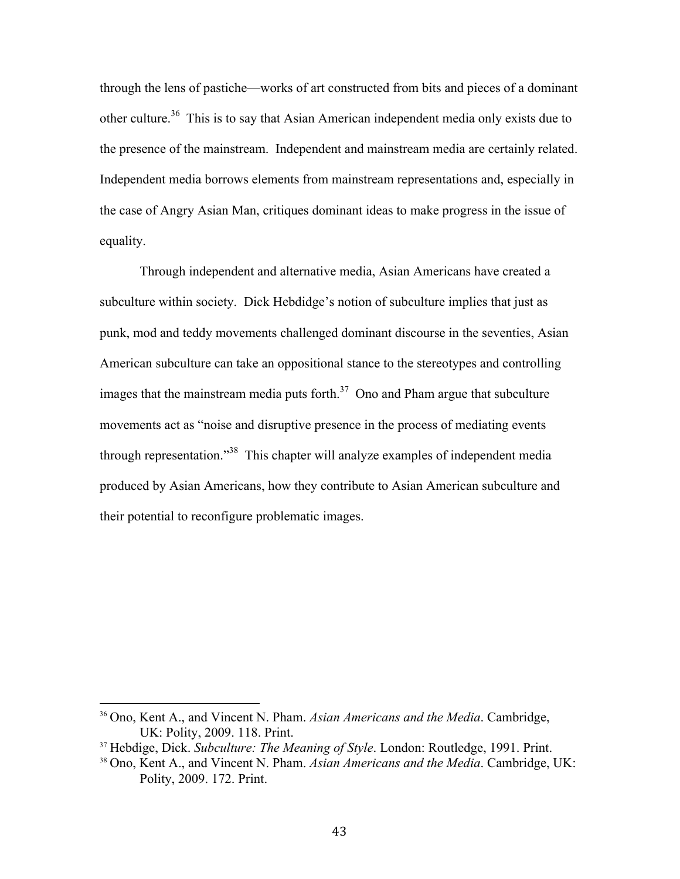through the lens of pastiche—works of art constructed from bits and pieces of a dominant other culture.[36] This is to say that Asian American independent media only exists due to the presence of the mainstream. Independent and mainstream media are certainly related. Independent media borrows elements from mainstream representations and, especially in the case of Angry Asian Man, critiques dominant ideas to make progress in the issue of equality.

Through independent and alternative media, Asian Americans have created a subculture within society. Dick Hebdidge's notion of subculture implies that just as punk, mod and teddy movements challenged dominant discourse in the seventies, Asian American subculture can take an oppositional stance to the stereotypes and controlling images that the mainstream media puts forth.[37] Ono and Pham argue that subculture movements act as "noise and disruptive presence in the process of mediating events through representation."[38] This chapter will analyze examples of independent media produced by Asian Americans, how they contribute to Asian American subculture and their potential to reconfigure problematic images.

---

[36] Ono, Kent A., and Vincent N. Pham. *Asian Americans and the Media*. Cambridge, UK: Polity, 2009. 118. Print.

[37] Hebdige, Dick. *Subculture: The Meaning of Style*. London: Routledge, 1991. Print.

[38] Ono, Kent A., and Vincent N. Pham. *Asian Americans and the Media*. Cambridge, UK: Polity, 2009. 172. Print.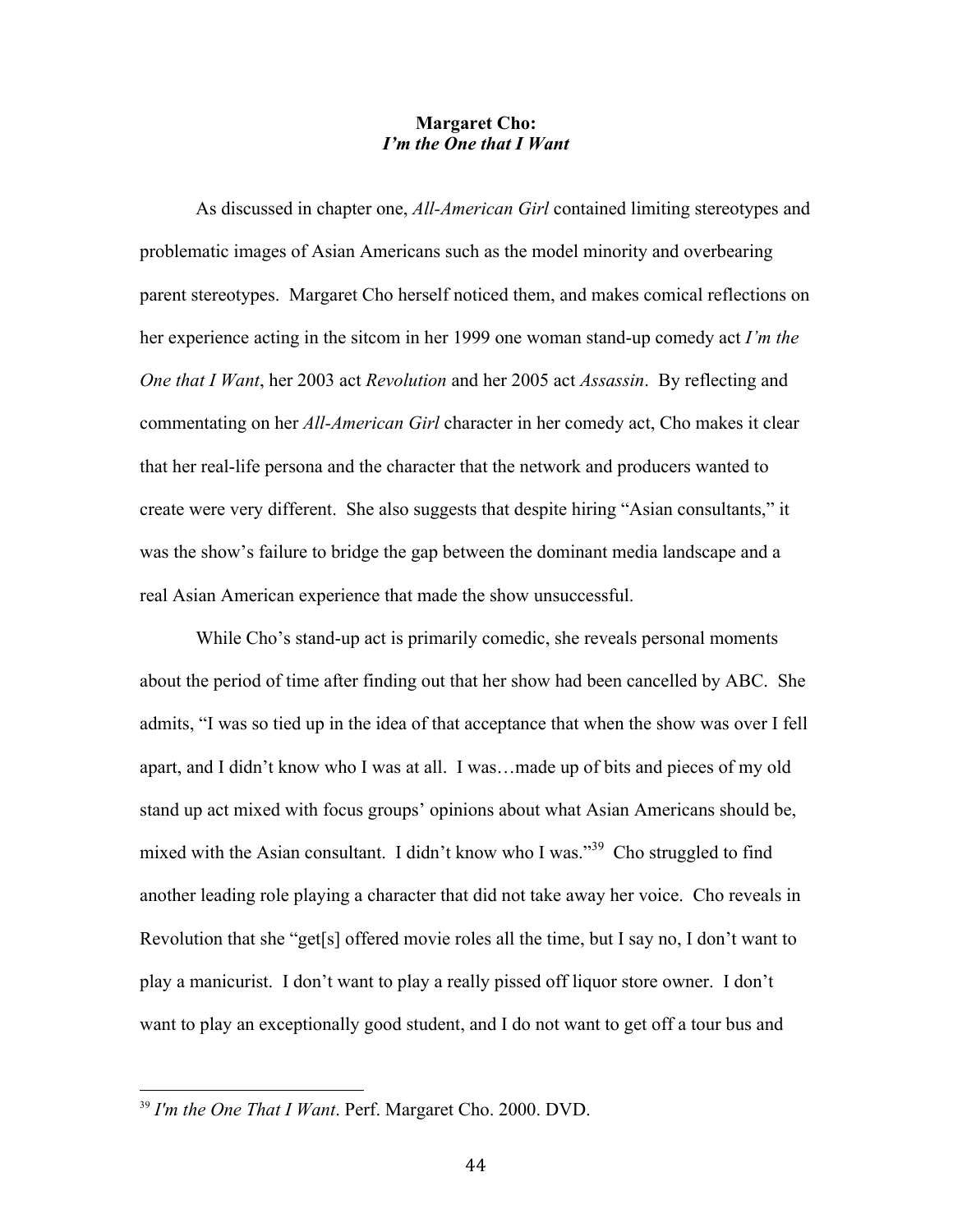**Margaret Cho:**
***I'm the One that I Want***

As discussed in chapter one, *All-American Girl* contained limiting stereotypes and problematic images of Asian Americans such as the model minority and overbearing parent stereotypes. Margaret Cho herself noticed them, and makes comical reflections on her experience acting in the sitcom in her 1999 one woman stand-up comedy act *I'm the One that I Want*, her 2003 act *Revolution* and her 2005 act *Assassin*. By reflecting and commentating on her *All-American Girl* character in her comedy act, Cho makes it clear that her real-life persona and the character that the network and producers wanted to create were very different. She also suggests that despite hiring "Asian consultants," it was the show's failure to bridge the gap between the dominant media landscape and a real Asian American experience that made the show unsuccessful.

While Cho's stand-up act is primarily comedic, she reveals personal moments about the period of time after finding out that her show had been cancelled by ABC. She admits, "I was so tied up in the idea of that acceptance that when the show was over I fell apart, and I didn't know who I was at all. I was…made up of bits and pieces of my old stand up act mixed with focus groups' opinions about what Asian Americans should be, mixed with the Asian consultant. I didn't know who I was."[39] Cho struggled to find another leading role playing a character that did not take away her voice. Cho reveals in Revolution that she "get[s] offered movie roles all the time, but I say no, I don't want to play a manicurist. I don't want to play a really pissed off liquor store owner. I don't want to play an exceptionally good student, and I do not want to get off a tour bus and

[39] *I'm the One That I Want*. Perf. Margaret Cho. 2000. DVD.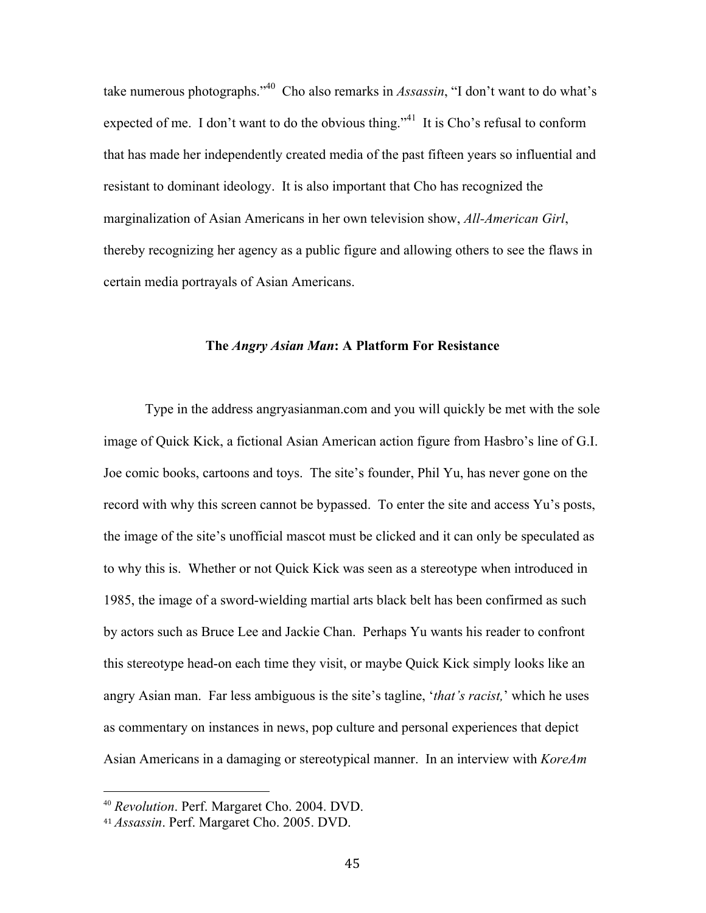take numerous photographs."[40] Cho also remarks in *Assassin*, "I don't want to do what's expected of me. I don't want to do the obvious thing."[41] It is Cho's refusal to conform that has made her independently created media of the past fifteen years so influential and resistant to dominant ideology. It is also important that Cho has recognized the marginalization of Asian Americans in her own television show, *All-American Girl*, thereby recognizing her agency as a public figure and allowing others to see the flaws in certain media portrayals of Asian Americans.

### The *Angry Asian Man*: A Platform For Resistance

Type in the address angryasianman.com and you will quickly be met with the sole image of Quick Kick, a fictional Asian American action figure from Hasbro's line of G.I. Joe comic books, cartoons and toys. The site's founder, Phil Yu, has never gone on the record with why this screen cannot be bypassed. To enter the site and access Yu's posts, the image of the site's unofficial mascot must be clicked and it can only be speculated as to why this is. Whether or not Quick Kick was seen as a stereotype when introduced in 1985, the image of a sword-wielding martial arts black belt has been confirmed as such by actors such as Bruce Lee and Jackie Chan. Perhaps Yu wants his reader to confront this stereotype head-on each time they visit, or maybe Quick Kick simply looks like an angry Asian man. Far less ambiguous is the site's tagline, '*that's racist,*' which he uses as commentary on instances in news, pop culture and personal experiences that depict Asian Americans in a damaging or stereotypical manner. In an interview with *KoreAm*

---

[40] *Revolution*. Perf. Margaret Cho. 2004. DVD.

[41] *Assassin*. Perf. Margaret Cho. 2005. DVD.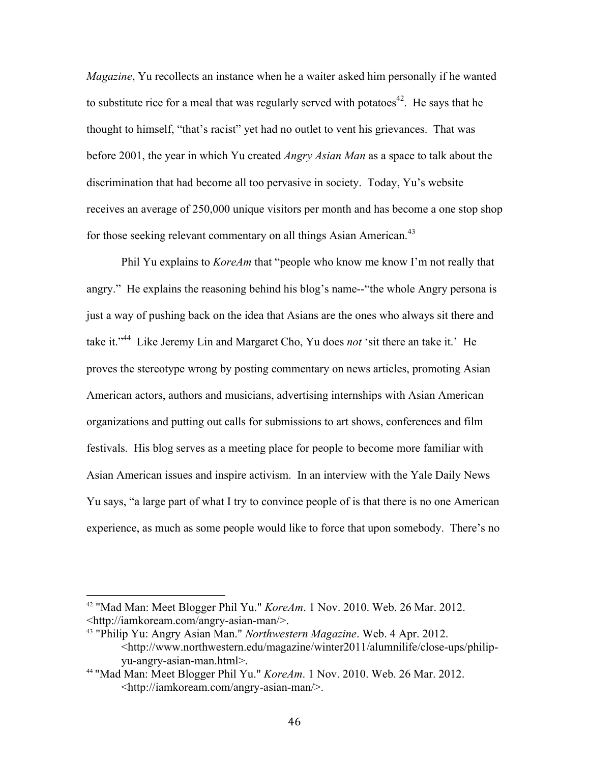*Magazine*, Yu recollects an instance when he a waiter asked him personally if he wanted to substitute rice for a meal that was regularly served with potatoes[42]. He says that he thought to himself, "that's racist" yet had no outlet to vent his grievances. That was before 2001, the year in which Yu created *Angry Asian Man* as a space to talk about the discrimination that had become all too pervasive in society. Today, Yu's website receives an average of 250,000 unique visitors per month and has become a one stop shop for those seeking relevant commentary on all things Asian American.[43]

Phil Yu explains to *KoreAm* that "people who know me know I'm not really that angry." He explains the reasoning behind his blog's name--"the whole Angry persona is just a way of pushing back on the idea that Asians are the ones who always sit there and take it."[44] Like Jeremy Lin and Margaret Cho, Yu does *not* 'sit there an take it.' He proves the stereotype wrong by posting commentary on news articles, promoting Asian American actors, authors and musicians, advertising internships with Asian American organizations and putting out calls for submissions to art shows, conferences and film festivals. His blog serves as a meeting place for people to become more familiar with Asian American issues and inspire activism. In an interview with the Yale Daily News Yu says, "a large part of what I try to convince people of is that there is no one American experience, as much as some people would like to force that upon somebody. There's no

---

[42] "Mad Man: Meet Blogger Phil Yu." *KoreAm*. 1 Nov. 2010. Web. 26 Mar. 2012. <http://iamkoream.com/angry-asian-man/>.

[43] "Philip Yu: Angry Asian Man." *Northwestern Magazine*. Web. 4 Apr. 2012. <http://www.northwestern.edu/magazine/winter2011/alumnilife/close-ups/philip-yu-angry-asian-man.html>.

[44] "Mad Man: Meet Blogger Phil Yu." *KoreAm*. 1 Nov. 2010. Web. 26 Mar. 2012. <http://iamkoream.com/angry-asian-man/>.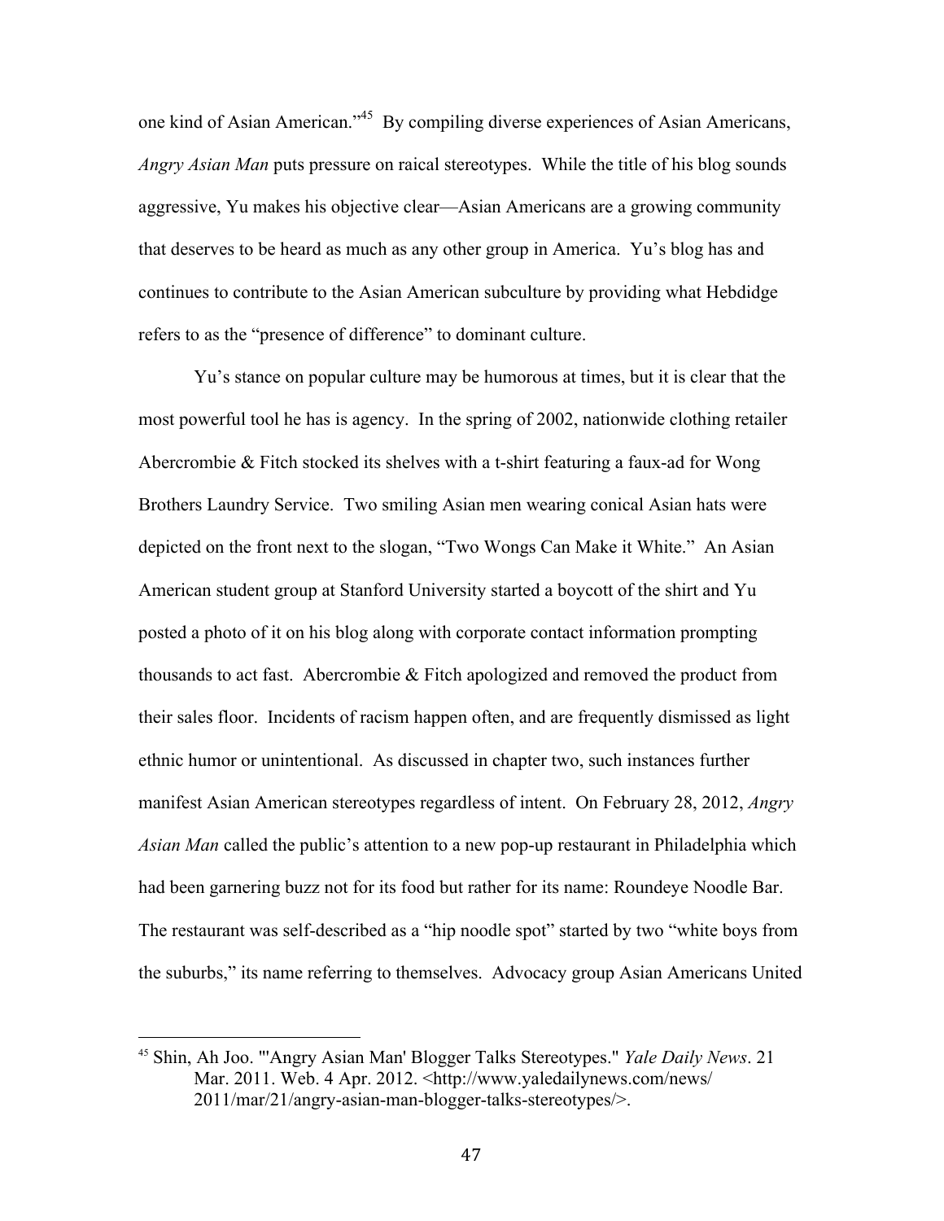one kind of Asian American."[45] By compiling diverse experiences of Asian Americans, *Angry Asian Man* puts pressure on raical stereotypes. While the title of his blog sounds aggressive, Yu makes his objective clear—Asian Americans are a growing community that deserves to be heard as much as any other group in America. Yu's blog has and continues to contribute to the Asian American subculture by providing what Hebdidge refers to as the "presence of difference" to dominant culture.

Yu's stance on popular culture may be humorous at times, but it is clear that the most powerful tool he has is agency. In the spring of 2002, nationwide clothing retailer Abercrombie & Fitch stocked its shelves with a t-shirt featuring a faux-ad for Wong Brothers Laundry Service. Two smiling Asian men wearing conical Asian hats were depicted on the front next to the slogan, "Two Wongs Can Make it White." An Asian American student group at Stanford University started a boycott of the shirt and Yu posted a photo of it on his blog along with corporate contact information prompting thousands to act fast. Abercrombie & Fitch apologized and removed the product from their sales floor. Incidents of racism happen often, and are frequently dismissed as light ethnic humor or unintentional. As discussed in chapter two, such instances further manifest Asian American stereotypes regardless of intent. On February 28, 2012, *Angry Asian Man* called the public's attention to a new pop-up restaurant in Philadelphia which had been garnering buzz not for its food but rather for its name: Roundeye Noodle Bar. The restaurant was self-described as a "hip noodle spot" started by two "white boys from the suburbs," its name referring to themselves. Advocacy group Asian Americans United

---

[45] Shin, Ah Joo. "'Angry Asian Man' Blogger Talks Stereotypes." *Yale Daily News*. 21 Mar. 2011. Web. 4 Apr. 2012. <http://www.yaledailynews.com/news/2011/mar/21/angry-asian-man-blogger-talks-stereotypes/>.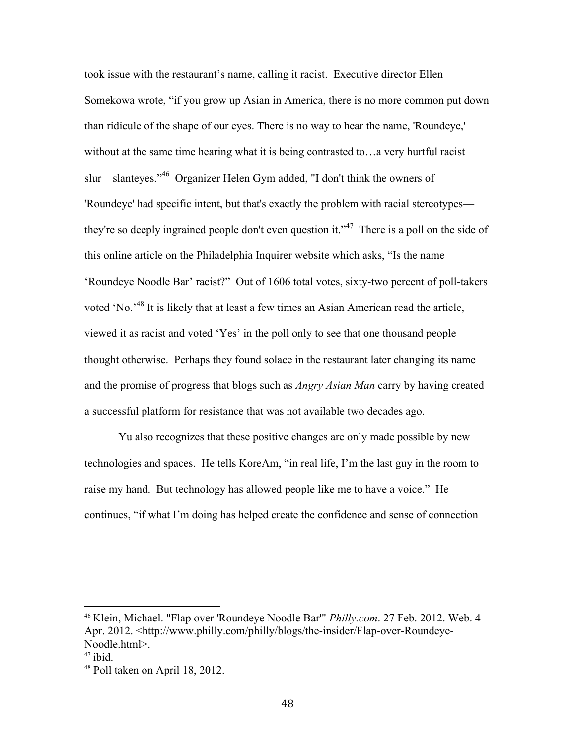took issue with the restaurant's name, calling it racist. Executive director Ellen Somekowa wrote, "if you grow up Asian in America, there is no more common put down than ridicule of the shape of our eyes. There is no way to hear the name, 'Roundeye,' without at the same time hearing what it is being contrasted to…a very hurtful racist slur—slanteyes."[46] Organizer Helen Gym added, "I don't think the owners of 'Roundeye' had specific intent, but that's exactly the problem with racial stereotypes—they're so deeply ingrained people don't even question it."[47] There is a poll on the side of this online article on the Philadelphia Inquirer website which asks, "Is the name 'Roundeye Noodle Bar' racist?" Out of 1606 total votes, sixty-two percent of poll-takers voted 'No.'[48] It is likely that at least a few times an Asian American read the article, viewed it as racist and voted 'Yes' in the poll only to see that one thousand people thought otherwise. Perhaps they found solace in the restaurant later changing its name and the promise of progress that blogs such as *Angry Asian Man* carry by having created a successful platform for resistance that was not available two decades ago.

Yu also recognizes that these positive changes are only made possible by new technologies and spaces. He tells KoreAm, "in real life, I'm the last guy in the room to raise my hand. But technology has allowed people like me to have a voice." He continues, "if what I'm doing has helped create the confidence and sense of connection

---

[46] Klein, Michael. "Flap over 'Roundeye Noodle Bar'" *Philly.com*. 27 Feb. 2012. Web. 4 Apr. 2012. <http://www.philly.com/philly/blogs/the-insider/Flap-over-Roundeye-Noodle.html>.

[47] ibid.

[48] Poll taken on April 18, 2012.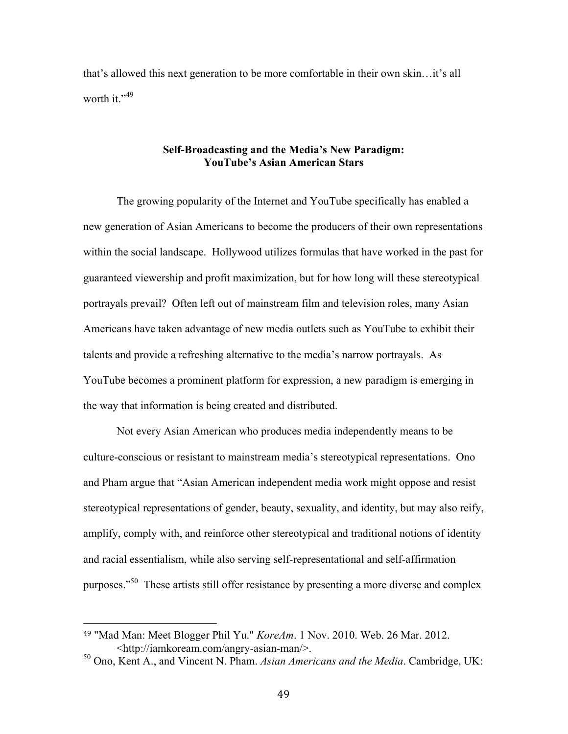that's allowed this next generation to be more comfortable in their own skin…it's all worth it."[49]

## Self-Broadcasting and the Media's New Paradigm: YouTube's Asian American Stars

The growing popularity of the Internet and YouTube specifically has enabled a new generation of Asian Americans to become the producers of their own representations within the social landscape. Hollywood utilizes formulas that have worked in the past for guaranteed viewership and profit maximization, but for how long will these stereotypical portrayals prevail? Often left out of mainstream film and television roles, many Asian Americans have taken advantage of new media outlets such as YouTube to exhibit their talents and provide a refreshing alternative to the media's narrow portrayals. As YouTube becomes a prominent platform for expression, a new paradigm is emerging in the way that information is being created and distributed.

Not every Asian American who produces media independently means to be culture-conscious or resistant to mainstream media's stereotypical representations. Ono and Pham argue that "Asian American independent media work might oppose and resist stereotypical representations of gender, beauty, sexuality, and identity, but may also reify, amplify, comply with, and reinforce other stereotypical and traditional notions of identity and racial essentialism, while also serving self-representational and self-affirmation purposes."[50] These artists still offer resistance by presenting a more diverse and complex

---

[49] "Mad Man: Meet Blogger Phil Yu." *KoreAm*. 1 Nov. 2010. Web. 26 Mar. 2012. <http://iamkoream.com/angry-asian-man/>.

[50] Ono, Kent A., and Vincent N. Pham. *Asian Americans and the Media*. Cambridge, UK: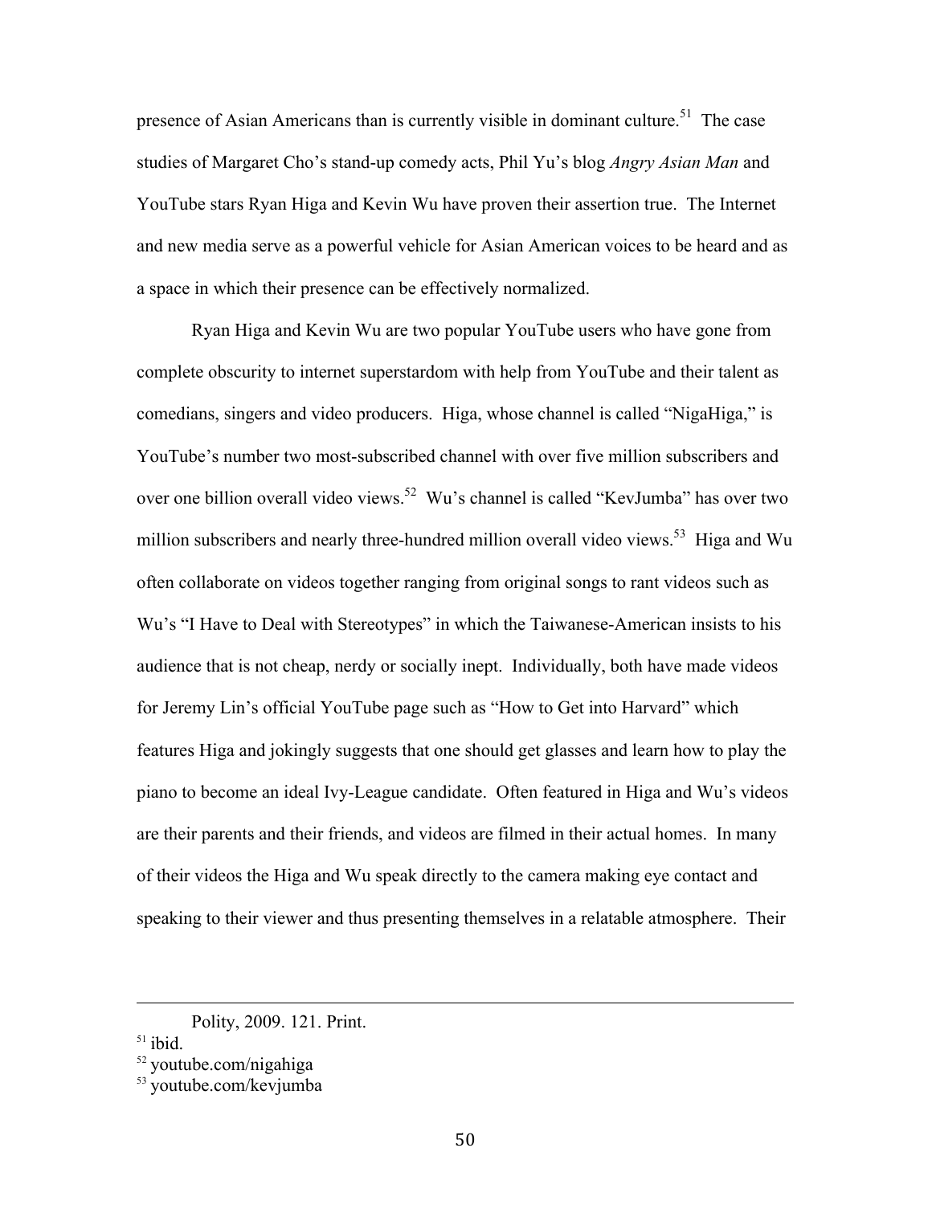presence of Asian Americans than is currently visible in dominant culture.[51] The case studies of Margaret Cho's stand-up comedy acts, Phil Yu's blog *Angry Asian Man* and YouTube stars Ryan Higa and Kevin Wu have proven their assertion true. The Internet and new media serve as a powerful vehicle for Asian American voices to be heard and as a space in which their presence can be effectively normalized.

Ryan Higa and Kevin Wu are two popular YouTube users who have gone from complete obscurity to internet superstardom with help from YouTube and their talent as comedians, singers and video producers. Higa, whose channel is called "NigaHiga," is YouTube's number two most-subscribed channel with over five million subscribers and over one billion overall video views.[52] Wu's channel is called "KevJumba" has over two million subscribers and nearly three-hundred million overall video views.[53] Higa and Wu often collaborate on videos together ranging from original songs to rant videos such as Wu's "I Have to Deal with Stereotypes" in which the Taiwanese-American insists to his audience that is not cheap, nerdy or socially inept. Individually, both have made videos for Jeremy Lin's official YouTube page such as "How to Get into Harvard" which features Higa and jokingly suggests that one should get glasses and learn how to play the piano to become an ideal Ivy-League candidate. Often featured in Higa and Wu's videos are their parents and their friends, and videos are filmed in their actual homes. In many of their videos the Higa and Wu speak directly to the camera making eye contact and speaking to their viewer and thus presenting themselves in a relatable atmosphere. Their

---

Polity, 2009. 121. Print.

[51] ibid.

[52] youtube.com/nigahiga

[53] youtube.com/kevjumba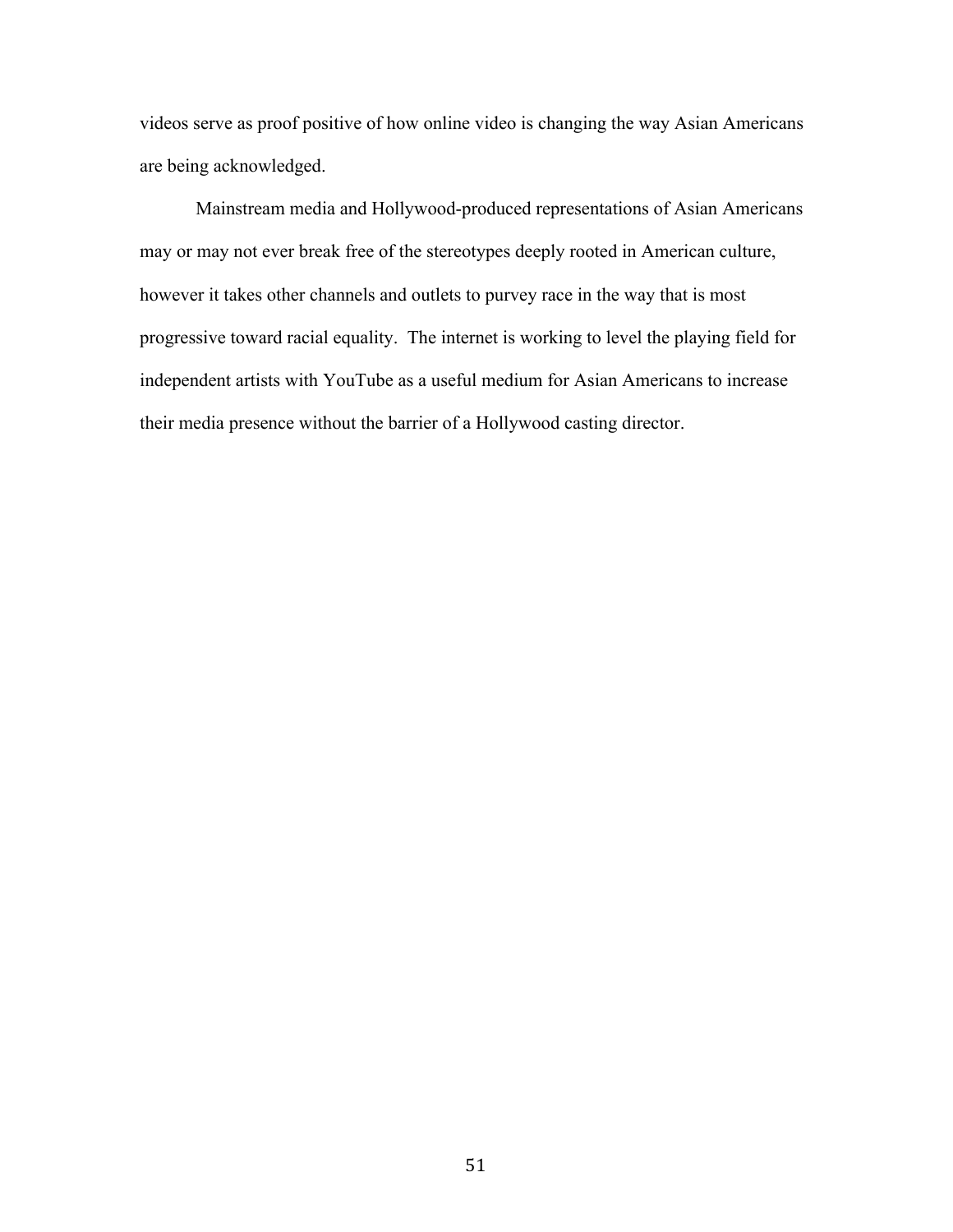videos serve as proof positive of how online video is changing the way Asian Americans are being acknowledged.

Mainstream media and Hollywood-produced representations of Asian Americans may or may not ever break free of the stereotypes deeply rooted in American culture, however it takes other channels and outlets to purvey race in the way that is most progressive toward racial equality. The internet is working to level the playing field for independent artists with YouTube as a useful medium for Asian Americans to increase their media presence without the barrier of a Hollywood casting director.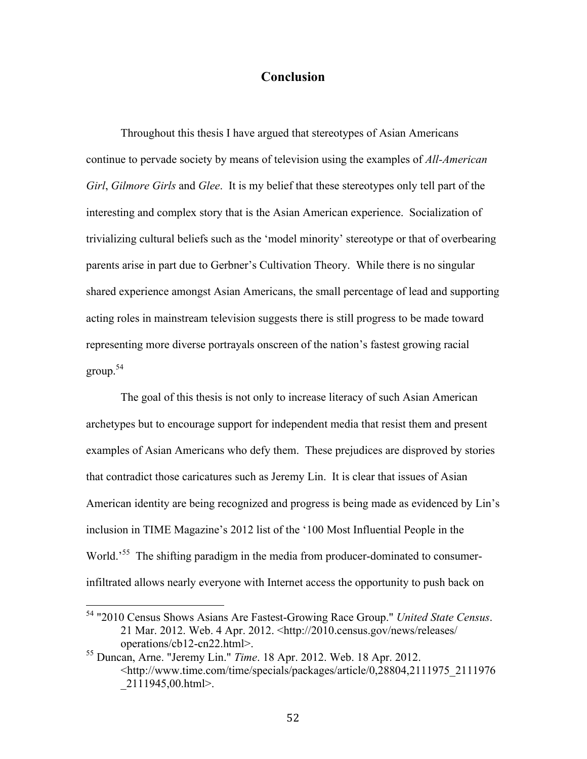# Conclusion

Throughout this thesis I have argued that stereotypes of Asian Americans continue to pervade society by means of television using the examples of *All-American Girl*, *Gilmore Girls* and *Glee*. It is my belief that these stereotypes only tell part of the interesting and complex story that is the Asian American experience. Socialization of trivializing cultural beliefs such as the 'model minority' stereotype or that of overbearing parents arise in part due to Gerbner's Cultivation Theory. While there is no singular shared experience amongst Asian Americans, the small percentage of lead and supporting acting roles in mainstream television suggests there is still progress to be made toward representing more diverse portrayals onscreen of the nation's fastest growing racial group.[54]

The goal of this thesis is not only to increase literacy of such Asian American archetypes but to encourage support for independent media that resist them and present examples of Asian Americans who defy them. These prejudices are disproved by stories that contradict those caricatures such as Jeremy Lin. It is clear that issues of Asian American identity are being recognized and progress is being made as evidenced by Lin's inclusion in TIME Magazine's 2012 list of the '100 Most Influential People in the World.'[55] The shifting paradigm in the media from producer-dominated to consumer-infiltrated allows nearly everyone with Internet access the opportunity to push back on

---

[54] "2010 Census Shows Asians Are Fastest-Growing Race Group." *United State Census*. 21 Mar. 2012. Web. 4 Apr. 2012. <http://2010.census.gov/news/releases/operations/cb12-cn22.html>.

[55] Duncan, Arne. "Jeremy Lin." *Time*. 18 Apr. 2012. Web. 18 Apr. 2012. <http://www.time.com/time/specials/packages/article/0,28804,2111975_2111976_2111945,00.html>.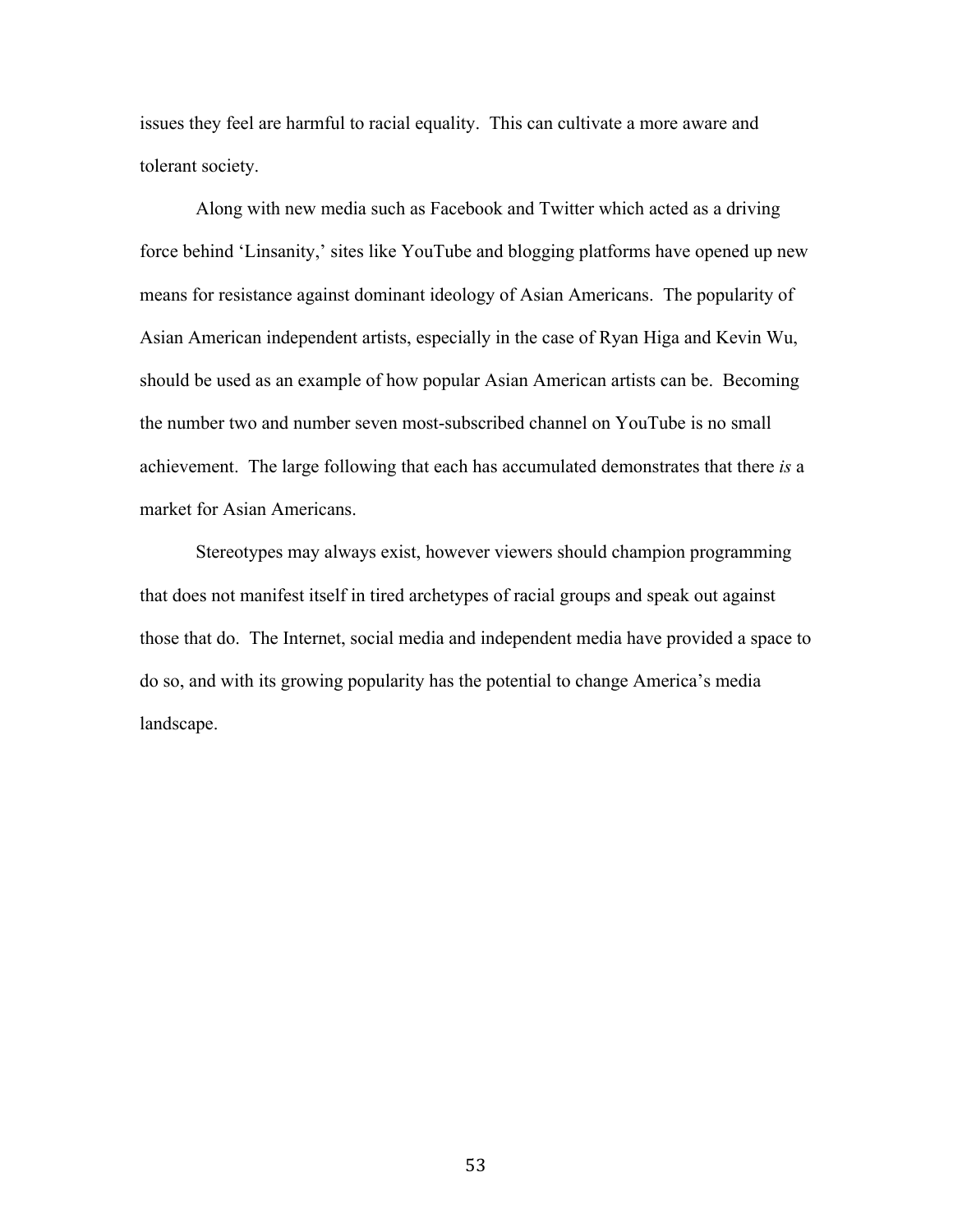issues they feel are harmful to racial equality. This can cultivate a more aware and tolerant society.

Along with new media such as Facebook and Twitter which acted as a driving force behind 'Linsanity,' sites like YouTube and blogging platforms have opened up new means for resistance against dominant ideology of Asian Americans. The popularity of Asian American independent artists, especially in the case of Ryan Higa and Kevin Wu, should be used as an example of how popular Asian American artists can be. Becoming the number two and number seven most-subscribed channel on YouTube is no small achievement. The large following that each has accumulated demonstrates that there *is* a market for Asian Americans.

Stereotypes may always exist, however viewers should champion programming that does not manifest itself in tired archetypes of racial groups and speak out against those that do. The Internet, social media and independent media have provided a space to do so, and with its growing popularity has the potential to change America's media landscape.